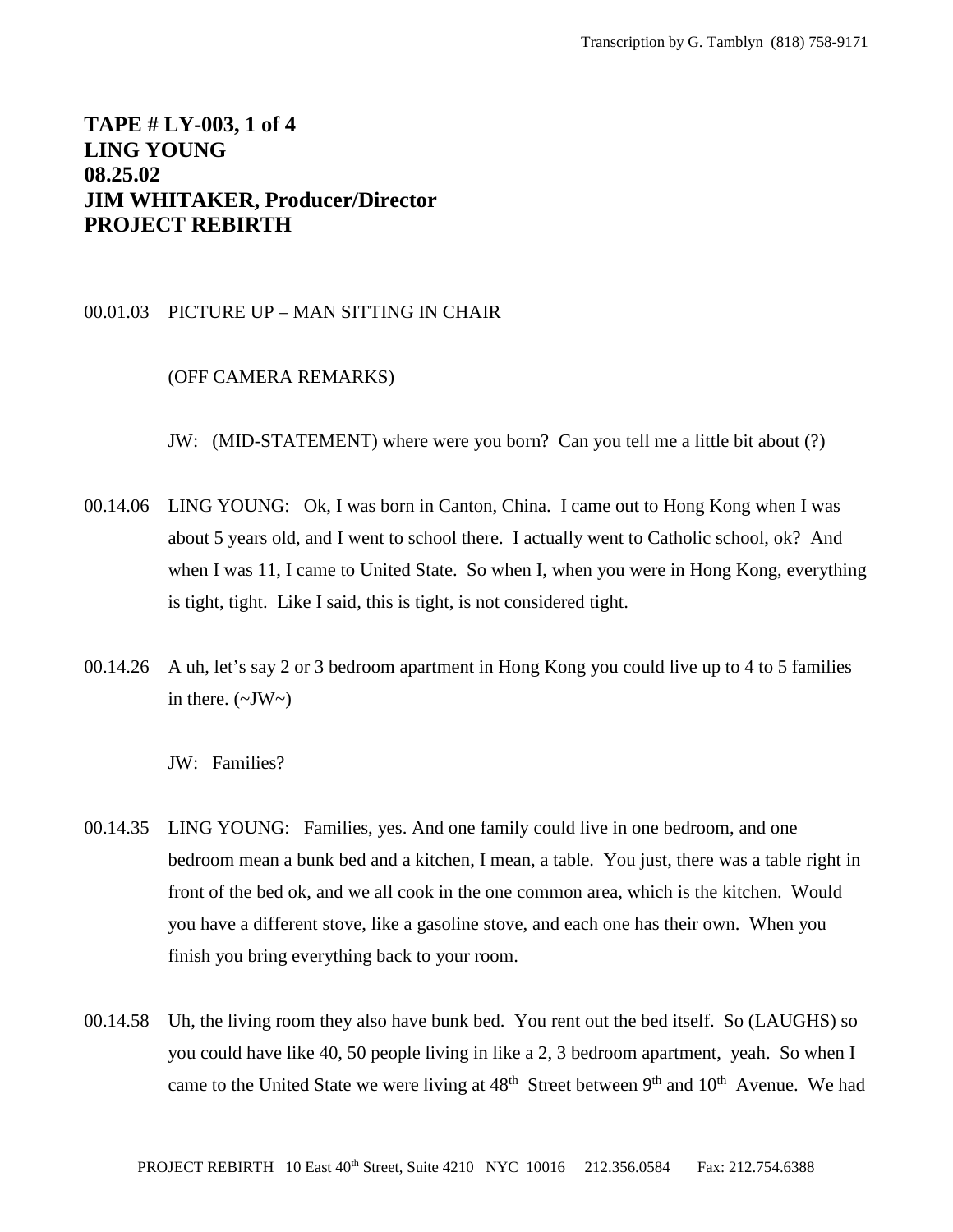**TAPE # LY-003, 1 of 4**
**LING YOUNG**
**08.25.02**
**JIM WHITAKER, Producer/Director**
**PROJECT REBIRTH**

00.01.03 PICTURE UP – MAN SITTING IN CHAIR

(OFF CAMERA REMARKS)

JW: (MID-STATEMENT) where were you born? Can you tell me a little bit about (?)

00.14.06 LING YOUNG: Ok, I was born in Canton, China. I came out to Hong Kong when I was about 5 years old, and I went to school there. I actually went to Catholic school, ok? And when I was 11, I came to United State. So when I, when you were in Hong Kong, everything is tight, tight. Like I said, this is tight, is not considered tight.

00.14.26 A uh, let's say 2 or 3 bedroom apartment in Hong Kong you could live up to 4 to 5 families in there. (~JW~)

JW: Families?

00.14.35 LING YOUNG: Families, yes. And one family could live in one bedroom, and one bedroom mean a bunk bed and a kitchen, I mean, a table. You just, there was a table right in front of the bed ok, and we all cook in the one common area, which is the kitchen. Would you have a different stove, like a gasoline stove, and each one has their own. When you finish you bring everything back to your room.

00.14.58 Uh, the living room they also have bunk bed. You rent out the bed itself. So (LAUGHS) so you could have like 40, 50 people living in like a 2, 3 bedroom apartment, yeah. So when I came to the United State we were living at 48th Street between 9th and 10th Avenue. We had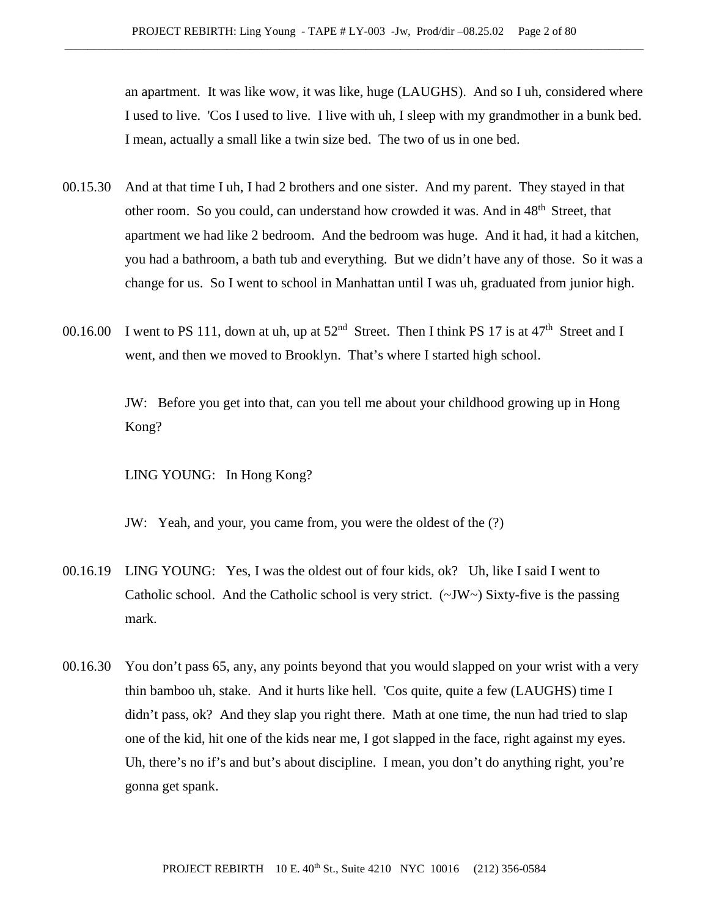an apartment. It was like wow, it was like, huge (LAUGHS). And so I uh, considered where I used to live. 'Cos I used to live. I live with uh, I sleep with my grandmother in a bunk bed. I mean, actually a small like a twin size bed. The two of us in one bed.

00.15.30 And at that time I uh, I had 2 brothers and one sister. And my parent. They stayed in that other room. So you could, can understand how crowded it was. And in 48th Street, that apartment we had like 2 bedroom. And the bedroom was huge. And it had, it had a kitchen, you had a bathroom, a bath tub and everything. But we didn't have any of those. So it was a change for us. So I went to school in Manhattan until I was uh, graduated from junior high.

00.16.00 I went to PS 111, down at uh, up at 52nd Street. Then I think PS 17 is at 47th Street and I went, and then we moved to Brooklyn. That's where I started high school.

JW: Before you get into that, can you tell me about your childhood growing up in Hong Kong?

LING YOUNG: In Hong Kong?

JW: Yeah, and your, you came from, you were the oldest of the (?)

00.16.19 LING YOUNG: Yes, I was the oldest out of four kids, ok? Uh, like I said I went to Catholic school. And the Catholic school is very strict. (~JW~) Sixty-five is the passing mark.

00.16.30 You don't pass 65, any, any points beyond that you would slapped on your wrist with a very thin bamboo uh, stake. And it hurts like hell. 'Cos quite, quite a few (LAUGHS) time I didn't pass, ok? And they slap you right there. Math at one time, the nun had tried to slap one of the kid, hit one of the kids near me, I got slapped in the face, right against my eyes. Uh, there's no if's and but's about discipline. I mean, you don't do anything right, you're gonna get spank.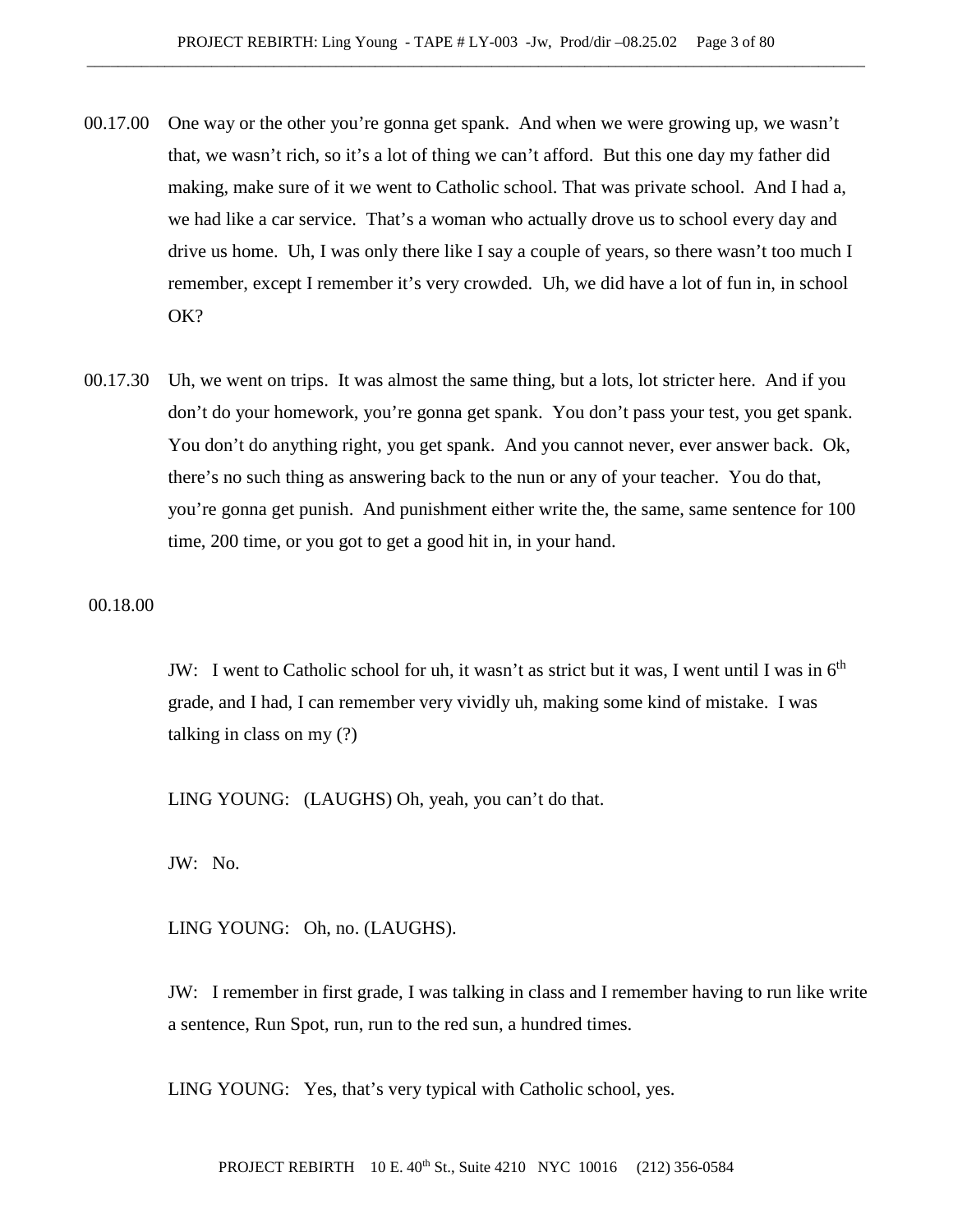00.17.00 One way or the other you're gonna get spank. And when we were growing up, we wasn't that, we wasn't rich, so it's a lot of thing we can't afford. But this one day my father did making, make sure of it we went to Catholic school. That was private school. And I had a, we had like a car service. That's a woman who actually drove us to school every day and drive us home. Uh, I was only there like I say a couple of years, so there wasn't too much I remember, except I remember it's very crowded. Uh, we did have a lot of fun in, in school OK?

00.17.30 Uh, we went on trips. It was almost the same thing, but a lots, lot stricter here. And if you don't do your homework, you're gonna get spank. You don't pass your test, you get spank. You don't do anything right, you get spank. And you cannot never, ever answer back. Ok, there's no such thing as answering back to the nun or any of your teacher. You do that, you're gonna get punish. And punishment either write the, the same, same sentence for 100 time, 200 time, or you got to get a good hit in, in your hand.

00.18.00

JW: I went to Catholic school for uh, it wasn't as strict but it was, I went until I was in 6th grade, and I had, I can remember very vividly uh, making some kind of mistake. I was talking in class on my (?)

LING YOUNG: (LAUGHS) Oh, yeah, you can't do that.

JW: No.

LING YOUNG: Oh, no. (LAUGHS).

JW: I remember in first grade, I was talking in class and I remember having to run like write a sentence, Run Spot, run, run to the red sun, a hundred times.

LING YOUNG: Yes, that's very typical with Catholic school, yes.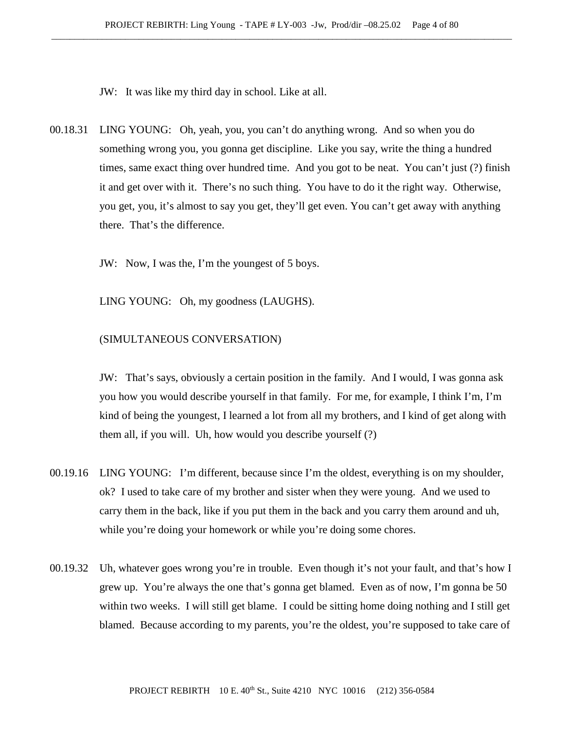JW: It was like my third day in school. Like at all.

00.18.31 LING YOUNG: Oh, yeah, you, you can't do anything wrong. And so when you do something wrong you, you gonna get discipline. Like you say, write the thing a hundred times, same exact thing over hundred time. And you got to be neat. You can't just (?) finish it and get over with it. There's no such thing. You have to do it the right way. Otherwise, you get, you, it's almost to say you get, they'll get even. You can't get away with anything there. That's the difference.

JW: Now, I was the, I'm the youngest of 5 boys.

LING YOUNG: Oh, my goodness (LAUGHS).

(SIMULTANEOUS CONVERSATION)

JW: That's says, obviously a certain position in the family. And I would, I was gonna ask you how you would describe yourself in that family. For me, for example, I think I'm, I'm kind of being the youngest, I learned a lot from all my brothers, and I kind of get along with them all, if you will. Uh, how would you describe yourself (?)

00.19.16 LING YOUNG: I'm different, because since I'm the oldest, everything is on my shoulder, ok? I used to take care of my brother and sister when they were young. And we used to carry them in the back, like if you put them in the back and you carry them around and uh, while you're doing your homework or while you're doing some chores.

00.19.32 Uh, whatever goes wrong you're in trouble. Even though it's not your fault, and that's how I grew up. You're always the one that's gonna get blamed. Even as of now, I'm gonna be 50 within two weeks. I will still get blame. I could be sitting home doing nothing and I still get blamed. Because according to my parents, you're the oldest, you're supposed to take care of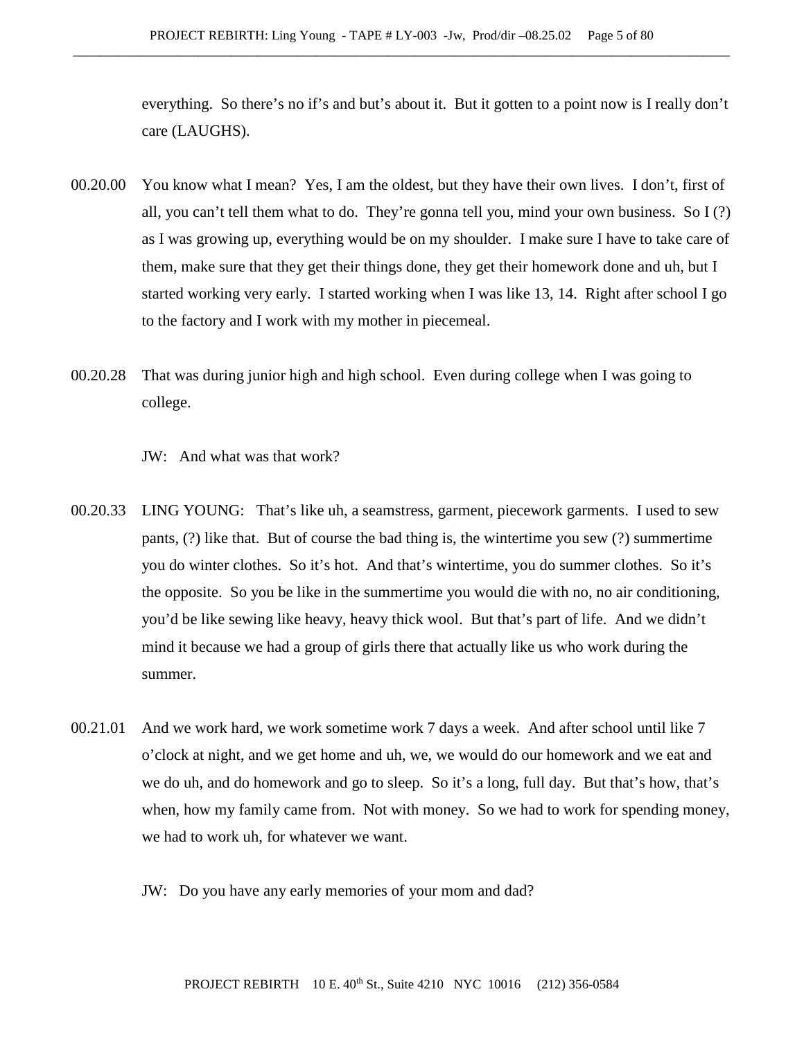everything. So there's no if's and but's about it. But it gotten to a point now is I really don't care (LAUGHS).

00.20.00 You know what I mean? Yes, I am the oldest, but they have their own lives. I don't, first of all, you can't tell them what to do. They're gonna tell you, mind your own business. So I (?) as I was growing up, everything would be on my shoulder. I make sure I have to take care of them, make sure that they get their things done, they get their homework done and uh, but I started working very early. I started working when I was like 13, 14. Right after school I go to the factory and I work with my mother in piecemeal.

00.20.28 That was during junior high and high school. Even during college when I was going to college.

JW: And what was that work?

00.20.33 LING YOUNG: That's like uh, a seamstress, garment, piecework garments. I used to sew pants, (?) like that. But of course the bad thing is, the wintertime you sew (?) summertime you do winter clothes. So it's hot. And that's wintertime, you do summer clothes. So it's the opposite. So you be like in the summertime you would die with no, no air conditioning, you'd be like sewing like heavy, heavy thick wool. But that's part of life. And we didn't mind it because we had a group of girls there that actually like us who work during the summer.

00.21.01 And we work hard, we work sometime work 7 days a week. And after school until like 7 o'clock at night, and we get home and uh, we, we would do our homework and we eat and we do uh, and do homework and go to sleep. So it's a long, full day. But that's how, that's when, how my family came from. Not with money. So we had to work for spending money, we had to work uh, for whatever we want.

JW: Do you have any early memories of your mom and dad?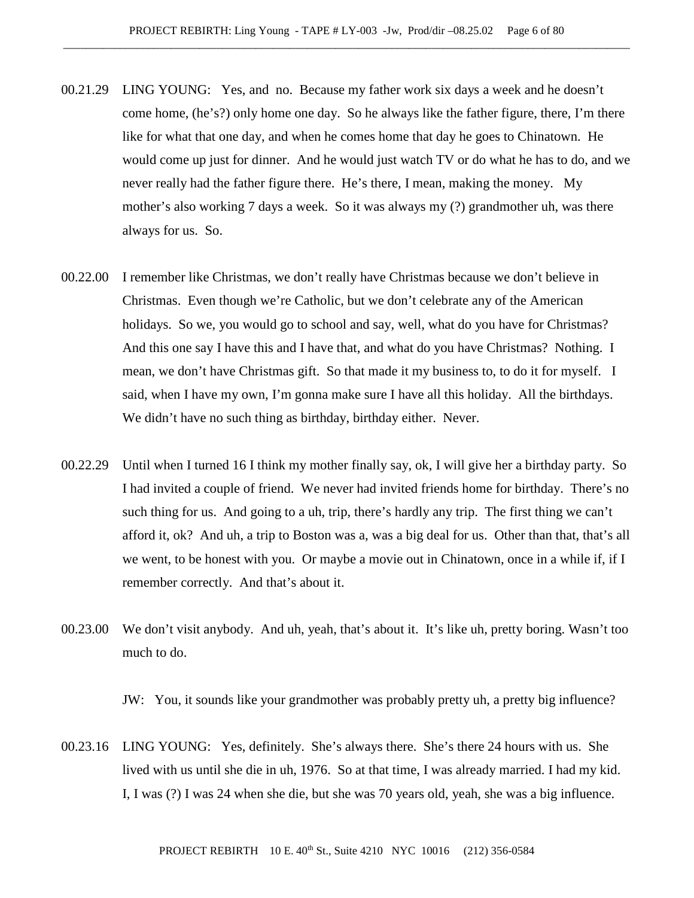00.21.29 LING YOUNG: Yes, and no. Because my father work six days a week and he doesn't come home, (he's?) only home one day. So he always like the father figure, there, I'm there like for what that one day, and when he comes home that day he goes to Chinatown. He would come up just for dinner. And he would just watch TV or do what he has to do, and we never really had the father figure there. He's there, I mean, making the money. My mother's also working 7 days a week. So it was always my (?) grandmother uh, was there always for us. So.

00.22.00 I remember like Christmas, we don't really have Christmas because we don't believe in Christmas. Even though we're Catholic, but we don't celebrate any of the American holidays. So we, you would go to school and say, well, what do you have for Christmas? And this one say I have this and I have that, and what do you have Christmas? Nothing. I mean, we don't have Christmas gift. So that made it my business to, to do it for myself. I said, when I have my own, I'm gonna make sure I have all this holiday. All the birthdays. We didn't have no such thing as birthday, birthday either. Never.

00.22.29 Until when I turned 16 I think my mother finally say, ok, I will give her a birthday party. So I had invited a couple of friend. We never had invited friends home for birthday. There's no such thing for us. And going to a uh, trip, there's hardly any trip. The first thing we can't afford it, ok? And uh, a trip to Boston was a, was a big deal for us. Other than that, that's all we went, to be honest with you. Or maybe a movie out in Chinatown, once in a while if, if I remember correctly. And that's about it.

00.23.00 We don't visit anybody. And uh, yeah, that's about it. It's like uh, pretty boring. Wasn't too much to do.

JW: You, it sounds like your grandmother was probably pretty uh, a pretty big influence?

00.23.16 LING YOUNG: Yes, definitely. She's always there. She's there 24 hours with us. She lived with us until she die in uh, 1976. So at that time, I was already married. I had my kid. I, I was (?) I was 24 when she die, but she was 70 years old, yeah, she was a big influence.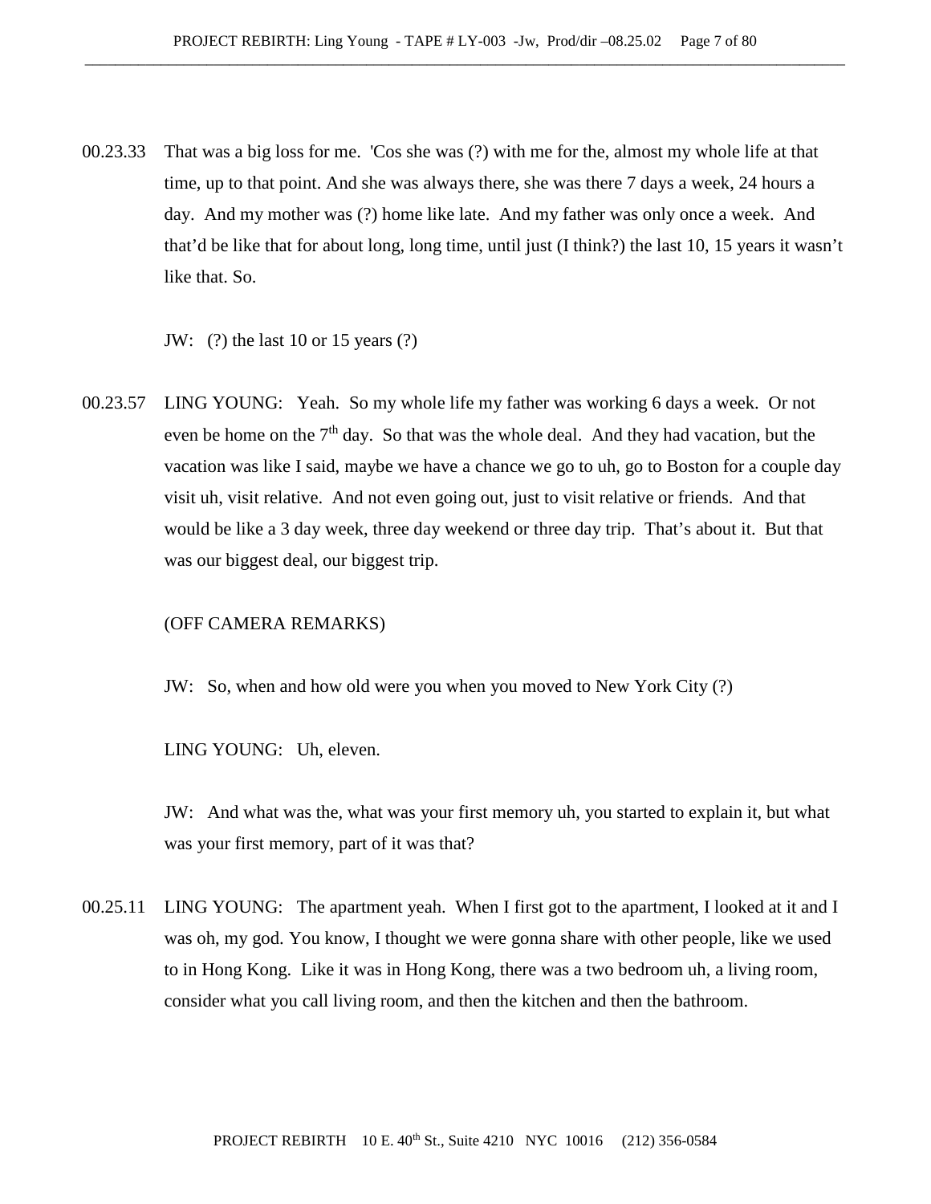00.23.33 That was a big loss for me. 'Cos she was (?) with me for the, almost my whole life at that time, up to that point. And she was always there, she was there 7 days a week, 24 hours a day. And my mother was (?) home like late. And my father was only once a week. And that'd be like that for about long, long time, until just (I think?) the last 10, 15 years it wasn't like that. So.

JW: (?) the last 10 or 15 years (?)

00.23.57 LING YOUNG: Yeah. So my whole life my father was working 6 days a week. Or not even be home on the 7th day. So that was the whole deal. And they had vacation, but the vacation was like I said, maybe we have a chance we go to uh, go to Boston for a couple day visit uh, visit relative. And not even going out, just to visit relative or friends. And that would be like a 3 day week, three day weekend or three day trip. That's about it. But that was our biggest deal, our biggest trip.

(OFF CAMERA REMARKS)

JW: So, when and how old were you when you moved to New York City (?)

LING YOUNG: Uh, eleven.

JW: And what was the, what was your first memory uh, you started to explain it, but what was your first memory, part of it was that?

00.25.11 LING YOUNG: The apartment yeah. When I first got to the apartment, I looked at it and I was oh, my god. You know, I thought we were gonna share with other people, like we used to in Hong Kong. Like it was in Hong Kong, there was a two bedroom uh, a living room, consider what you call living room, and then the kitchen and then the bathroom.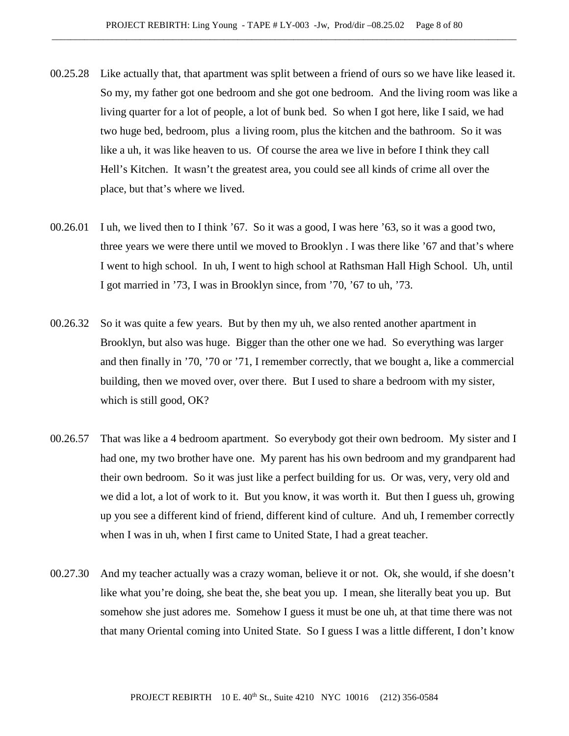00.25.28 Like actually that, that apartment was split between a friend of ours so we have like leased it. So my, my father got one bedroom and she got one bedroom. And the living room was like a living quarter for a lot of people, a lot of bunk bed. So when I got here, like I said, we had two huge bed, bedroom, plus a living room, plus the kitchen and the bathroom. So it was like a uh, it was like heaven to us. Of course the area we live in before I think they call Hell's Kitchen. It wasn't the greatest area, you could see all kinds of crime all over the place, but that's where we lived.

00.26.01 I uh, we lived then to I think '67. So it was a good, I was here '63, so it was a good two, three years we were there until we moved to Brooklyn . I was there like '67 and that's where I went to high school. In uh, I went to high school at Rathsman Hall High School. Uh, until I got married in '73, I was in Brooklyn since, from '70, '67 to uh, '73.

00.26.32 So it was quite a few years. But by then my uh, we also rented another apartment in Brooklyn, but also was huge. Bigger than the other one we had. So everything was larger and then finally in '70, '70 or '71, I remember correctly, that we bought a, like a commercial building, then we moved over, over there. But I used to share a bedroom with my sister, which is still good, OK?

00.26.57 That was like a 4 bedroom apartment. So everybody got their own bedroom. My sister and I had one, my two brother have one. My parent has his own bedroom and my grandparent had their own bedroom. So it was just like a perfect building for us. Or was, very, very old and we did a lot, a lot of work to it. But you know, it was worth it. But then I guess uh, growing up you see a different kind of friend, different kind of culture. And uh, I remember correctly when I was in uh, when I first came to United State, I had a great teacher.

00.27.30 And my teacher actually was a crazy woman, believe it or not. Ok, she would, if she doesn't like what you're doing, she beat the, she beat you up. I mean, she literally beat you up. But somehow she just adores me. Somehow I guess it must be one uh, at that time there was not that many Oriental coming into United State. So I guess I was a little different, I don't know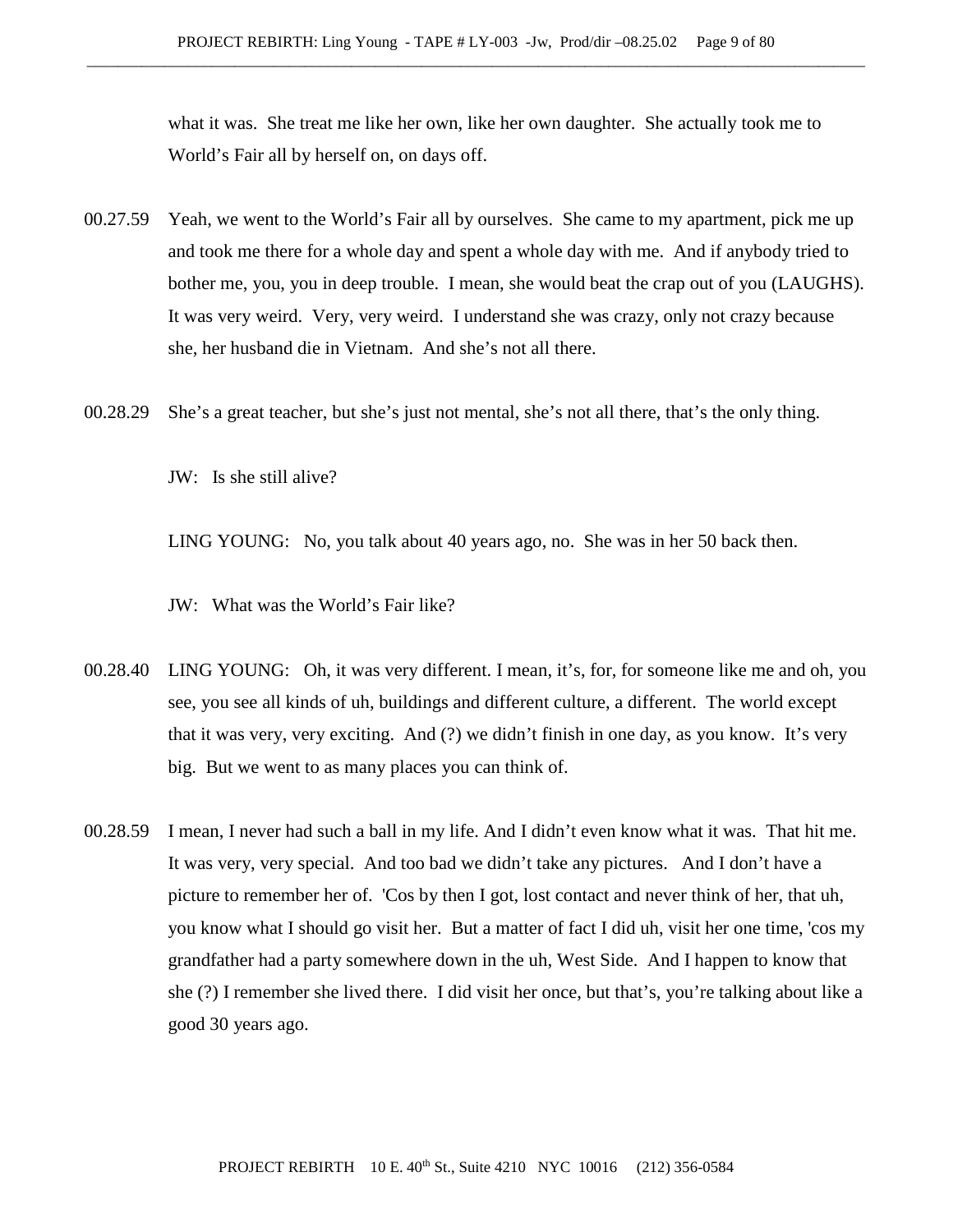what it was. She treat me like her own, like her own daughter. She actually took me to World's Fair all by herself on, on days off.

00.27.59 Yeah, we went to the World's Fair all by ourselves. She came to my apartment, pick me up and took me there for a whole day and spent a whole day with me. And if anybody tried to bother me, you, you in deep trouble. I mean, she would beat the crap out of you (LAUGHS). It was very weird. Very, very weird. I understand she was crazy, only not crazy because she, her husband die in Vietnam. And she's not all there.

00.28.29 She's a great teacher, but she's just not mental, she's not all there, that's the only thing.

JW: Is she still alive?

LING YOUNG: No, you talk about 40 years ago, no. She was in her 50 back then.

JW: What was the World's Fair like?

00.28.40 LING YOUNG: Oh, it was very different. I mean, it's, for, for someone like me and oh, you see, you see all kinds of uh, buildings and different culture, a different. The world except that it was very, very exciting. And (?) we didn't finish in one day, as you know. It's very big. But we went to as many places you can think of.

00.28.59 I mean, I never had such a ball in my life. And I didn't even know what it was. That hit me. It was very, very special. And too bad we didn't take any pictures. And I don't have a picture to remember her of. 'Cos by then I got, lost contact and never think of her, that uh, you know what I should go visit her. But a matter of fact I did uh, visit her one time, 'cos my grandfather had a party somewhere down in the uh, West Side. And I happen to know that she (?) I remember she lived there. I did visit her once, but that's, you're talking about like a good 30 years ago.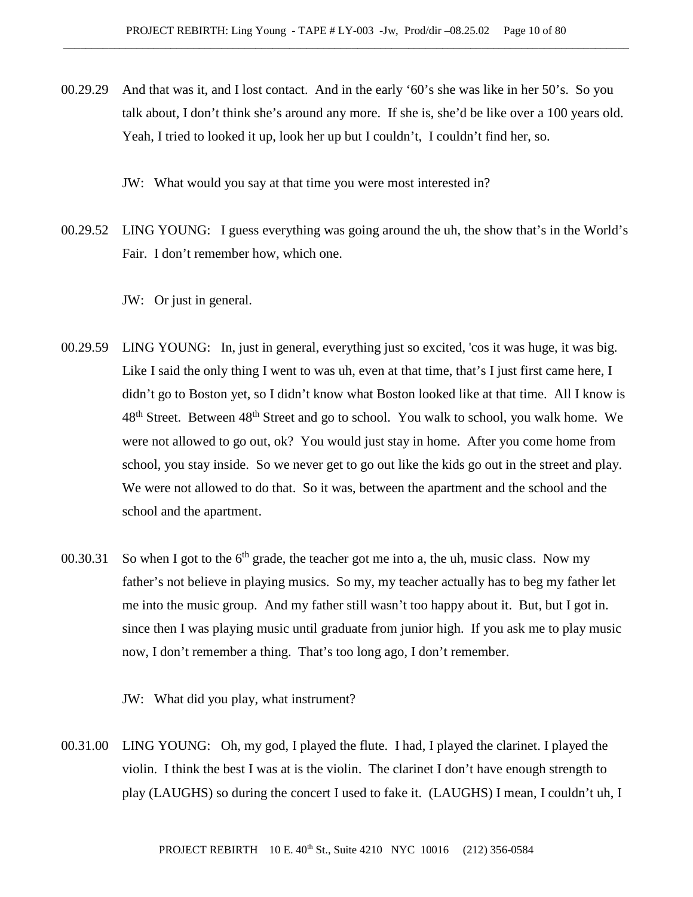00.29.29 And that was it, and I lost contact. And in the early '60's she was like in her 50's. So you talk about, I don't think she's around any more. If she is, she'd be like over a 100 years old. Yeah, I tried to looked it up, look her up but I couldn't, I couldn't find her, so.

JW: What would you say at that time you were most interested in?

00.29.52 LING YOUNG: I guess everything was going around the uh, the show that's in the World's Fair. I don't remember how, which one.

JW: Or just in general.

00.29.59 LING YOUNG: In, just in general, everything just so excited, 'cos it was huge, it was big. Like I said the only thing I went to was uh, even at that time, that's I just first came here, I didn't go to Boston yet, so I didn't know what Boston looked like at that time. All I know is 48th Street. Between 48th Street and go to school. You walk to school, you walk home. We were not allowed to go out, ok? You would just stay in home. After you come home from school, you stay inside. So we never get to go out like the kids go out in the street and play. We were not allowed to do that. So it was, between the apartment and the school and the school and the apartment.

00.30.31 So when I got to the 6th grade, the teacher got me into a, the uh, music class. Now my father's not believe in playing musics. So my, my teacher actually has to beg my father let me into the music group. And my father still wasn't too happy about it. But, but I got in. since then I was playing music until graduate from junior high. If you ask me to play music now, I don't remember a thing. That's too long ago, I don't remember.

JW: What did you play, what instrument?

00.31.00 LING YOUNG: Oh, my god, I played the flute. I had, I played the clarinet. I played the violin. I think the best I was at is the violin. The clarinet I don't have enough strength to play (LAUGHS) so during the concert I used to fake it. (LAUGHS) I mean, I couldn't uh, I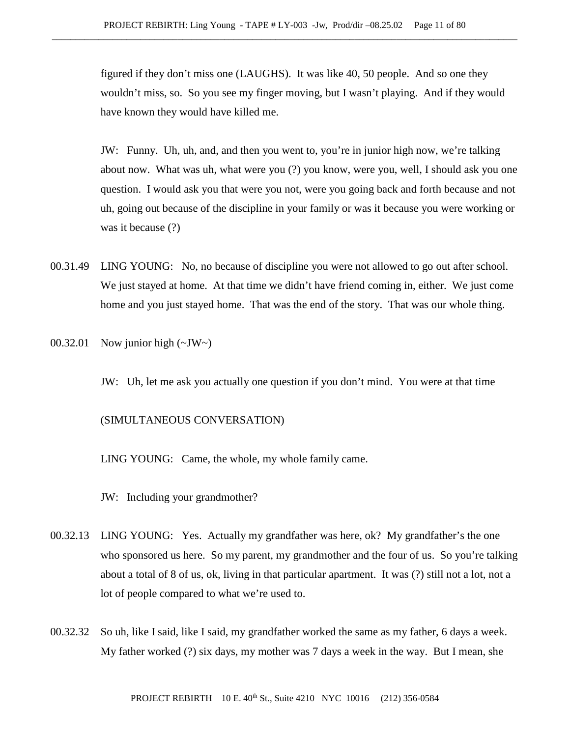figured if they don't miss one (LAUGHS). It was like 40, 50 people. And so one they wouldn't miss, so. So you see my finger moving, but I wasn't playing. And if they would have known they would have killed me.

JW: Funny. Uh, uh, and, and then you went to, you're in junior high now, we're talking about now. What was uh, what were you (?) you know, were you, well, I should ask you one question. I would ask you that were you not, were you going back and forth because and not uh, going out because of the discipline in your family or was it because you were working or was it because (?)

00.31.49 LING YOUNG: No, no because of discipline you were not allowed to go out after school. We just stayed at home. At that time we didn't have friend coming in, either. We just come home and you just stayed home. That was the end of the story. That was our whole thing.

00.32.01 Now junior high (~JW~)

JW: Uh, let me ask you actually one question if you don't mind. You were at that time

(SIMULTANEOUS CONVERSATION)

LING YOUNG: Came, the whole, my whole family came.

JW: Including your grandmother?

00.32.13 LING YOUNG: Yes. Actually my grandfather was here, ok? My grandfather's the one who sponsored us here. So my parent, my grandmother and the four of us. So you're talking about a total of 8 of us, ok, living in that particular apartment. It was (?) still not a lot, not a lot of people compared to what we're used to.

00.32.32 So uh, like I said, like I said, my grandfather worked the same as my father, 6 days a week. My father worked (?) six days, my mother was 7 days a week in the way. But I mean, she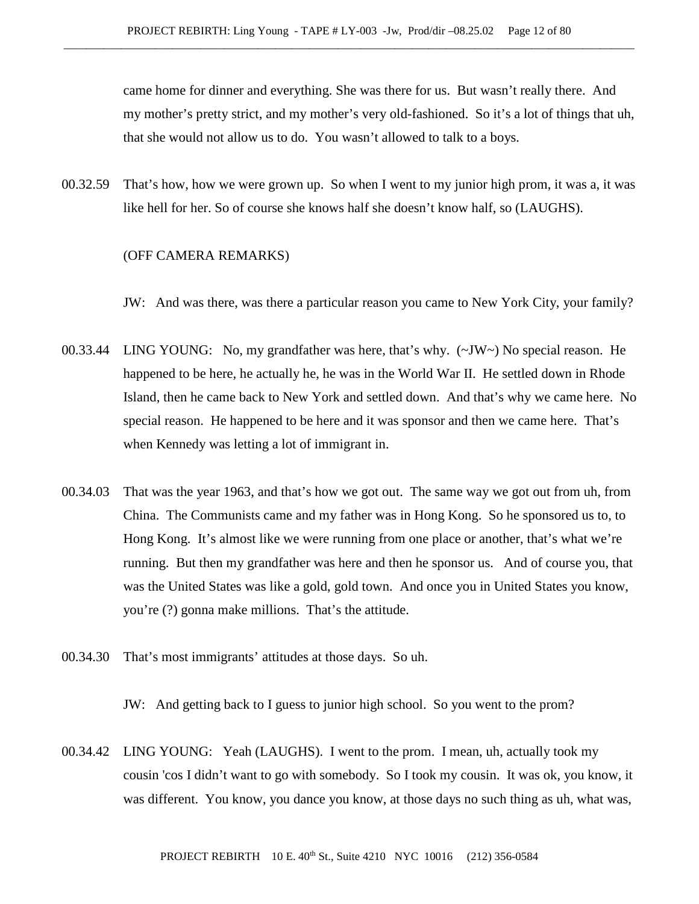came home for dinner and everything. She was there for us. But wasn't really there. And my mother's pretty strict, and my mother's very old-fashioned. So it's a lot of things that uh, that she would not allow us to do. You wasn't allowed to talk to a boys.

00.32.59 That's how, how we were grown up. So when I went to my junior high prom, it was a, it was like hell for her. So of course she knows half she doesn't know half, so (LAUGHS).

(OFF CAMERA REMARKS)

JW: And was there, was there a particular reason you came to New York City, your family?

00.33.44 LING YOUNG: No, my grandfather was here, that's why. (~JW~) No special reason. He happened to be here, he actually he, he was in the World War II. He settled down in Rhode Island, then he came back to New York and settled down. And that's why we came here. No special reason. He happened to be here and it was sponsor and then we came here. That's when Kennedy was letting a lot of immigrant in.

00.34.03 That was the year 1963, and that's how we got out. The same way we got out from uh, from China. The Communists came and my father was in Hong Kong. So he sponsored us to, to Hong Kong. It's almost like we were running from one place or another, that's what we're running. But then my grandfather was here and then he sponsor us. And of course you, that was the United States was like a gold, gold town. And once you in United States you know, you're (?) gonna make millions. That's the attitude.

00.34.30 That's most immigrants' attitudes at those days. So uh.

JW: And getting back to I guess to junior high school. So you went to the prom?

00.34.42 LING YOUNG: Yeah (LAUGHS). I went to the prom. I mean, uh, actually took my cousin 'cos I didn't want to go with somebody. So I took my cousin. It was ok, you know, it was different. You know, you dance you know, at those days no such thing as uh, what was,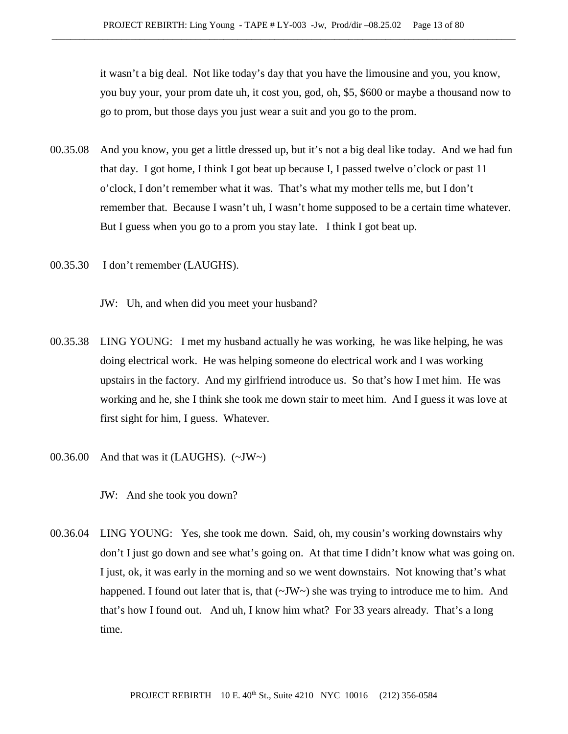it wasn't a big deal. Not like today's day that you have the limousine and you, you know, you buy your, your prom date uh, it cost you, god, oh, $5, $600 or maybe a thousand now to go to prom, but those days you just wear a suit and you go to the prom.

00.35.08 And you know, you get a little dressed up, but it's not a big deal like today. And we had fun that day. I got home, I think I got beat up because I, I passed twelve o'clock or past 11 o'clock, I don't remember what it was. That's what my mother tells me, but I don't remember that. Because I wasn't uh, I wasn't home supposed to be a certain time whatever. But I guess when you go to a prom you stay late. I think I got beat up.

00.35.30 I don't remember (LAUGHS).

JW: Uh, and when did you meet your husband?

00.35.38 LING YOUNG: I met my husband actually he was working, he was like helping, he was doing electrical work. He was helping someone do electrical work and I was working upstairs in the factory. And my girlfriend introduce us. So that's how I met him. He was working and he, she I think she took me down stair to meet him. And I guess it was love at first sight for him, I guess. Whatever.

00.36.00 And that was it (LAUGHS). (~JW~)

JW: And she took you down?

00.36.04 LING YOUNG: Yes, she took me down. Said, oh, my cousin's working downstairs why don't I just go down and see what's going on. At that time I didn't know what was going on. I just, ok, it was early in the morning and so we went downstairs. Not knowing that's what happened. I found out later that is, that (~JW~) she was trying to introduce me to him. And that's how I found out. And uh, I know him what? For 33 years already. That's a long time.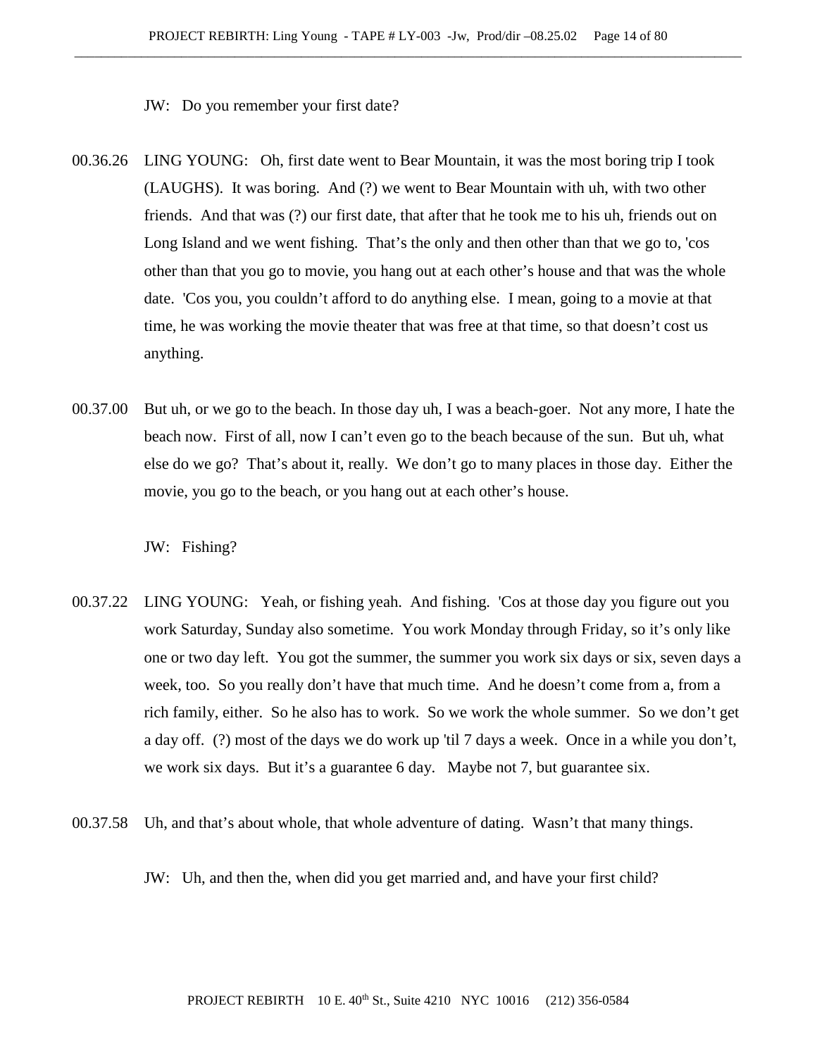JW: Do you remember your first date?

00.36.26 LING YOUNG: Oh, first date went to Bear Mountain, it was the most boring trip I took (LAUGHS). It was boring. And (?) we went to Bear Mountain with uh, with two other friends. And that was (?) our first date, that after that he took me to his uh, friends out on Long Island and we went fishing. That's the only and then other than that we go to, 'cos other than that you go to movie, you hang out at each other's house and that was the whole date. 'Cos you, you couldn't afford to do anything else. I mean, going to a movie at that time, he was working the movie theater that was free at that time, so that doesn't cost us anything.

00.37.00 But uh, or we go to the beach. In those day uh, I was a beach-goer. Not any more, I hate the beach now. First of all, now I can't even go to the beach because of the sun. But uh, what else do we go? That's about it, really. We don't go to many places in those day. Either the movie, you go to the beach, or you hang out at each other's house.

JW: Fishing?

00.37.22 LING YOUNG: Yeah, or fishing yeah. And fishing. 'Cos at those day you figure out you work Saturday, Sunday also sometime. You work Monday through Friday, so it's only like one or two day left. You got the summer, the summer you work six days or six, seven days a week, too. So you really don't have that much time. And he doesn't come from a, from a rich family, either. So he also has to work. So we work the whole summer. So we don't get a day off. (?) most of the days we do work up 'til 7 days a week. Once in a while you don't, we work six days. But it's a guarantee 6 day. Maybe not 7, but guarantee six.

00.37.58 Uh, and that's about whole, that whole adventure of dating. Wasn't that many things.

JW: Uh, and then the, when did you get married and, and have your first child?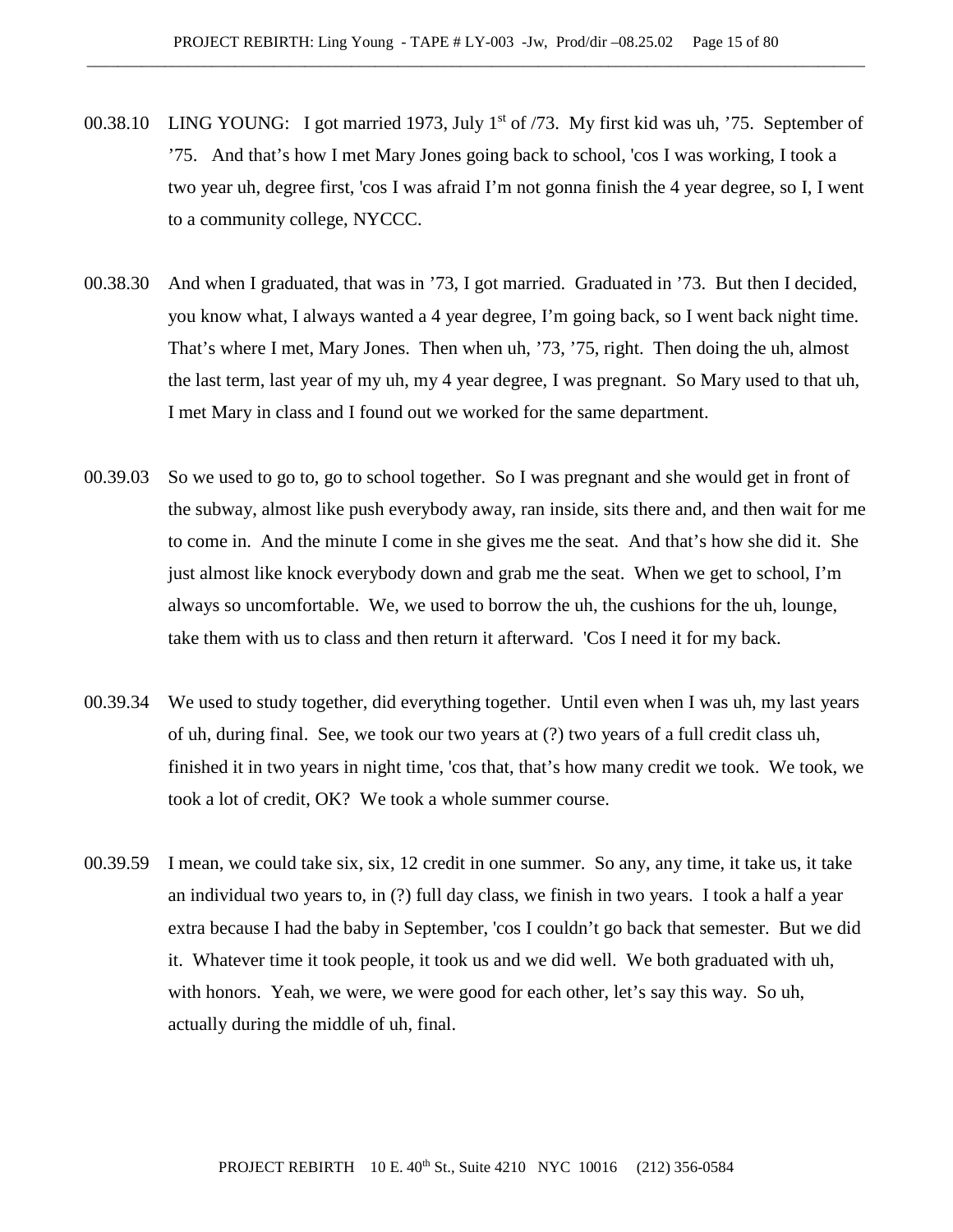00.38.10 LING YOUNG: I got married 1973, July 1st of /73. My first kid was uh, ’75. September of ’75. And that’s how I met Mary Jones going back to school, 'cos I was working, I took a two year uh, degree first, 'cos I was afraid I’m not gonna finish the 4 year degree, so I, I went to a community college, NYCCC.

00.38.30 And when I graduated, that was in ’73, I got married. Graduated in ’73. But then I decided, you know what, I always wanted a 4 year degree, I’m going back, so I went back night time. That’s where I met, Mary Jones. Then when uh, ’73, ’75, right. Then doing the uh, almost the last term, last year of my uh, my 4 year degree, I was pregnant. So Mary used to that uh, I met Mary in class and I found out we worked for the same department.

00.39.03 So we used to go to, go to school together. So I was pregnant and she would get in front of the subway, almost like push everybody away, ran inside, sits there and, and then wait for me to come in. And the minute I come in she gives me the seat. And that’s how she did it. She just almost like knock everybody down and grab me the seat. When we get to school, I’m always so uncomfortable. We, we used to borrow the uh, the cushions for the uh, lounge, take them with us to class and then return it afterward. 'Cos I need it for my back.

00.39.34 We used to study together, did everything together. Until even when I was uh, my last years of uh, during final. See, we took our two years at (?) two years of a full credit class uh, finished it in two years in night time, 'cos that, that’s how many credit we took. We took, we took a lot of credit, OK? We took a whole summer course.

00.39.59 I mean, we could take six, six, 12 credit in one summer. So any, any time, it take us, it take an individual two years to, in (?) full day class, we finish in two years. I took a half a year extra because I had the baby in September, 'cos I couldn’t go back that semester. But we did it. Whatever time it took people, it took us and we did well. We both graduated with uh, with honors. Yeah, we were, we were good for each other, let’s say this way. So uh, actually during the middle of uh, final.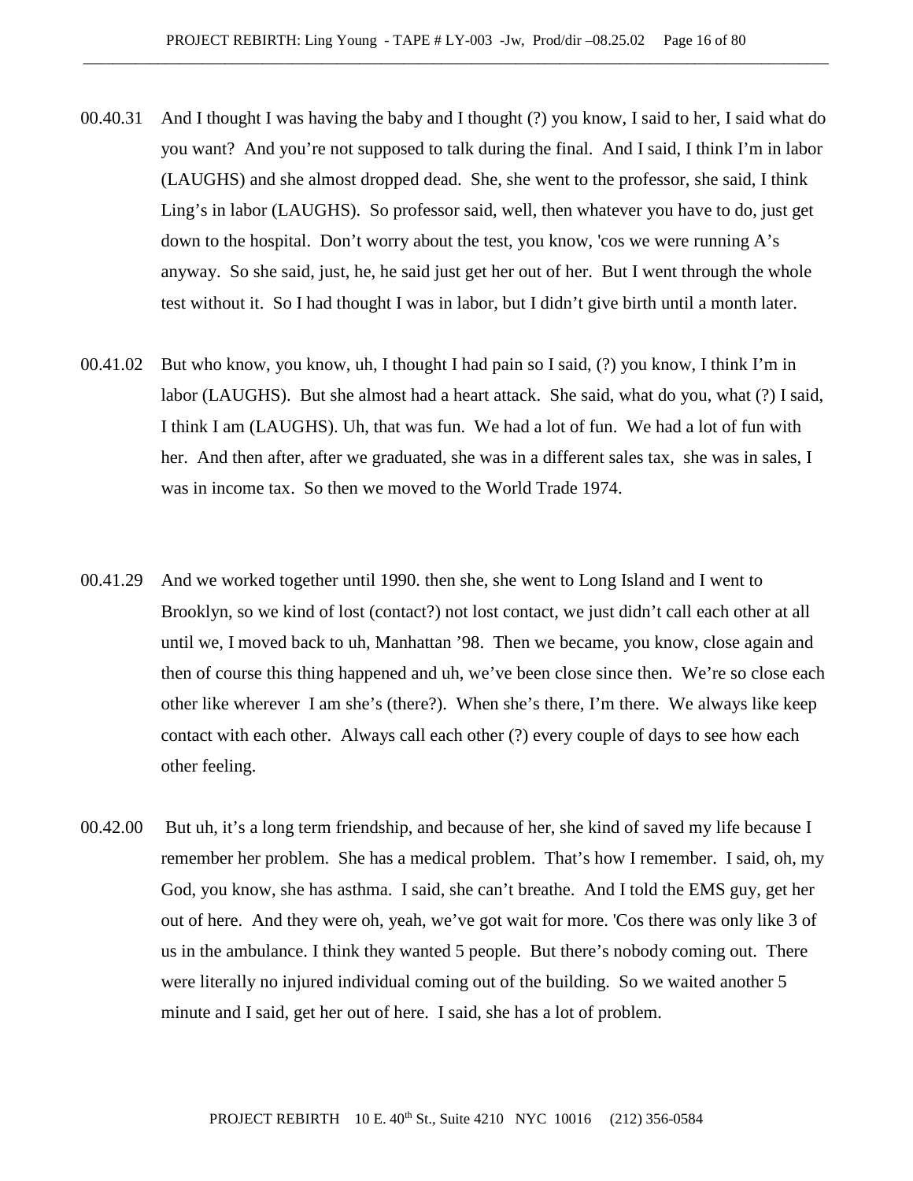00.40.31 And I thought I was having the baby and I thought (?) you know, I said to her, I said what do you want? And you're not supposed to talk during the final. And I said, I think I'm in labor (LAUGHS) and she almost dropped dead. She, she went to the professor, she said, I think Ling's in labor (LAUGHS). So professor said, well, then whatever you have to do, just get down to the hospital. Don't worry about the test, you know, 'cos we were running A's anyway. So she said, just, he, he said just get her out of her. But I went through the whole test without it. So I had thought I was in labor, but I didn't give birth until a month later.

00.41.02 But who know, you know, uh, I thought I had pain so I said, (?) you know, I think I'm in labor (LAUGHS). But she almost had a heart attack. She said, what do you, what (?) I said, I think I am (LAUGHS). Uh, that was fun. We had a lot of fun. We had a lot of fun with her. And then after, after we graduated, she was in a different sales tax, she was in sales, I was in income tax. So then we moved to the World Trade 1974.

00.41.29 And we worked together until 1990. then she, she went to Long Island and I went to Brooklyn, so we kind of lost (contact?) not lost contact, we just didn't call each other at all until we, I moved back to uh, Manhattan '98. Then we became, you know, close again and then of course this thing happened and uh, we've been close since then. We're so close each other like wherever I am she's (there?). When she's there, I'm there. We always like keep contact with each other. Always call each other (?) every couple of days to see how each other feeling.

00.42.00 But uh, it's a long term friendship, and because of her, she kind of saved my life because I remember her problem. She has a medical problem. That's how I remember. I said, oh, my God, you know, she has asthma. I said, she can't breathe. And I told the EMS guy, get her out of here. And they were oh, yeah, we've got wait for more. 'Cos there was only like 3 of us in the ambulance. I think they wanted 5 people. But there's nobody coming out. There were literally no injured individual coming out of the building. So we waited another 5 minute and I said, get her out of here. I said, she has a lot of problem.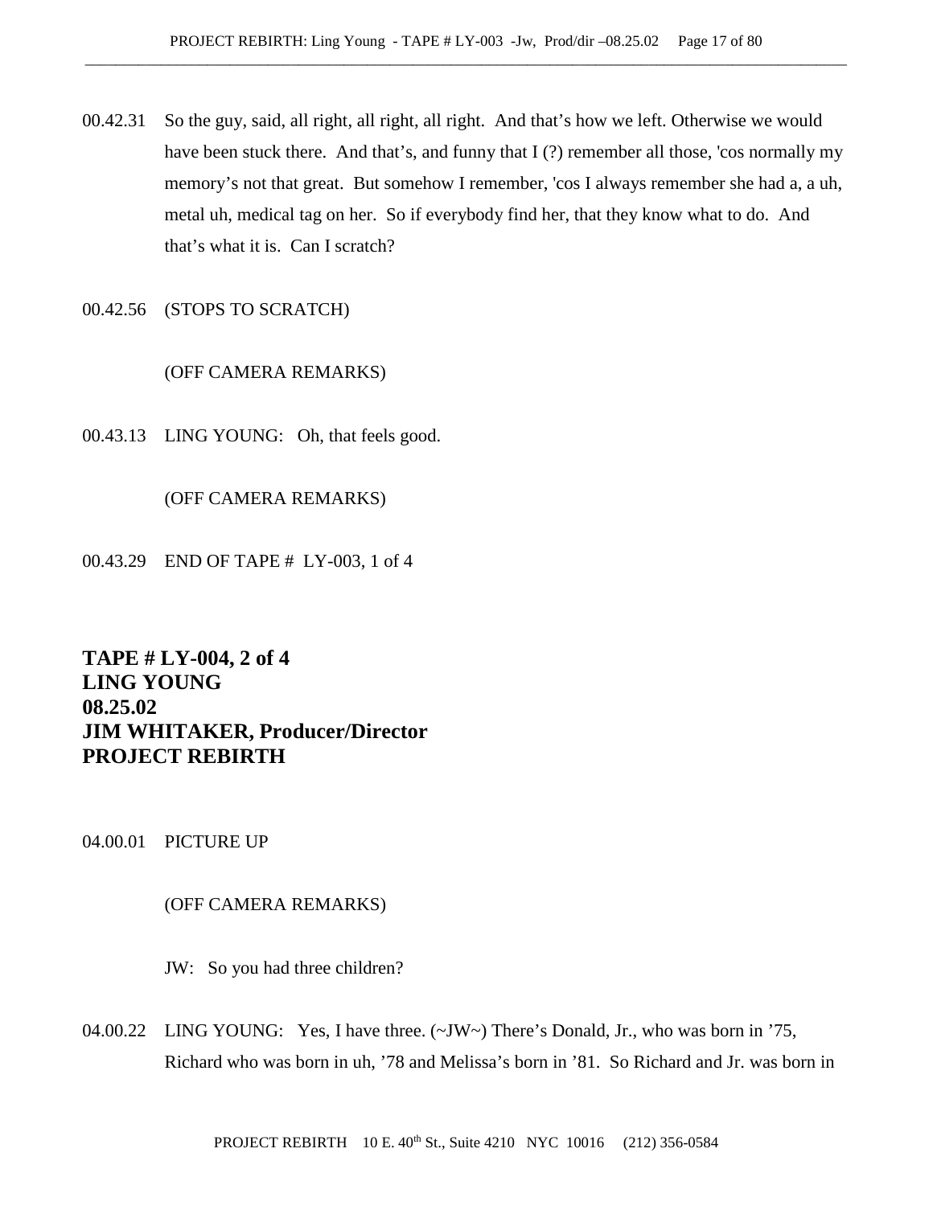00.42.31 So the guy, said, all right, all right, all right. And that's how we left. Otherwise we would have been stuck there. And that's, and funny that I (?) remember all those, 'cos normally my memory's not that great. But somehow I remember, 'cos I always remember she had a, a uh, metal uh, medical tag on her. So if everybody find her, that they know what to do. And that's what it is. Can I scratch?

00.42.56 (STOPS TO SCRATCH)

(OFF CAMERA REMARKS)

00.43.13 LING YOUNG: Oh, that feels good.

(OFF CAMERA REMARKS)

00.43.29 END OF TAPE # LY-003, 1 of 4

**TAPE # LY-004, 2 of 4**
**LING YOUNG**
**08.25.02**
**JIM WHITAKER, Producer/Director**
**PROJECT REBIRTH**

04.00.01 PICTURE UP

(OFF CAMERA REMARKS)

JW: So you had three children?

04.00.22 LING YOUNG: Yes, I have three. (~JW~) There's Donald, Jr., who was born in '75, Richard who was born in uh, '78 and Melissa's born in '81. So Richard and Jr. was born in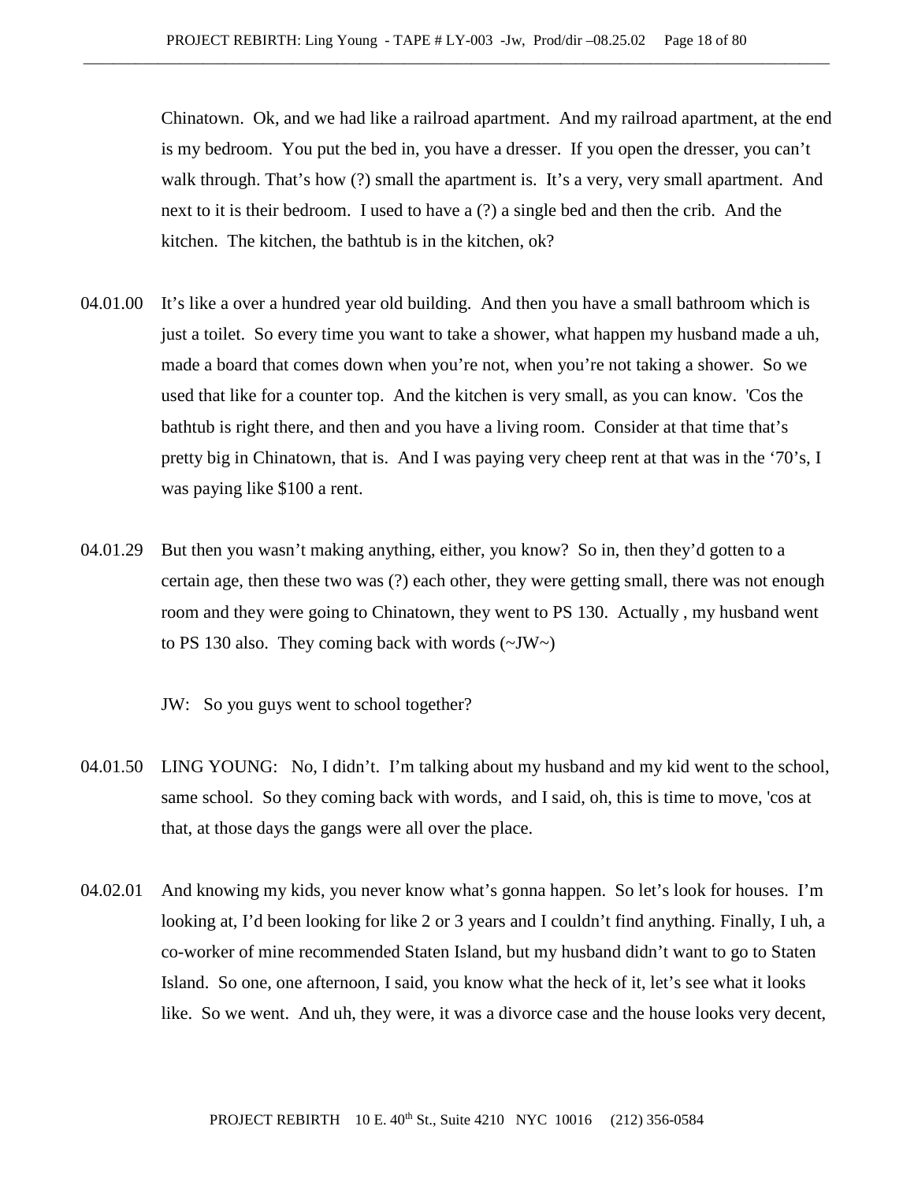Chinatown. Ok, and we had like a railroad apartment. And my railroad apartment, at the end is my bedroom. You put the bed in, you have a dresser. If you open the dresser, you can't walk through. That's how (?) small the apartment is. It's a very, very small apartment. And next to it is their bedroom. I used to have a (?) a single bed and then the crib. And the kitchen. The kitchen, the bathtub is in the kitchen, ok?

04.01.00 It's like a over a hundred year old building. And then you have a small bathroom which is just a toilet. So every time you want to take a shower, what happen my husband made a uh, made a board that comes down when you're not, when you're not taking a shower. So we used that like for a counter top. And the kitchen is very small, as you can know. 'Cos the bathtub is right there, and then and you have a living room. Consider at that time that's pretty big in Chinatown, that is. And I was paying very cheep rent at that was in the '70's, I was paying like $100 a rent.

04.01.29 But then you wasn't making anything, either, you know? So in, then they'd gotten to a certain age, then these two was (?) each other, they were getting small, there was not enough room and they were going to Chinatown, they went to PS 130. Actually , my husband went to PS 130 also. They coming back with words (~JW~)

JW: So you guys went to school together?

04.01.50 LING YOUNG: No, I didn't. I'm talking about my husband and my kid went to the school, same school. So they coming back with words, and I said, oh, this is time to move, 'cos at that, at those days the gangs were all over the place.

04.02.01 And knowing my kids, you never know what's gonna happen. So let's look for houses. I'm looking at, I'd been looking for like 2 or 3 years and I couldn't find anything. Finally, I uh, a co-worker of mine recommended Staten Island, but my husband didn't want to go to Staten Island. So one, one afternoon, I said, you know what the heck of it, let's see what it looks like. So we went. And uh, they were, it was a divorce case and the house looks very decent,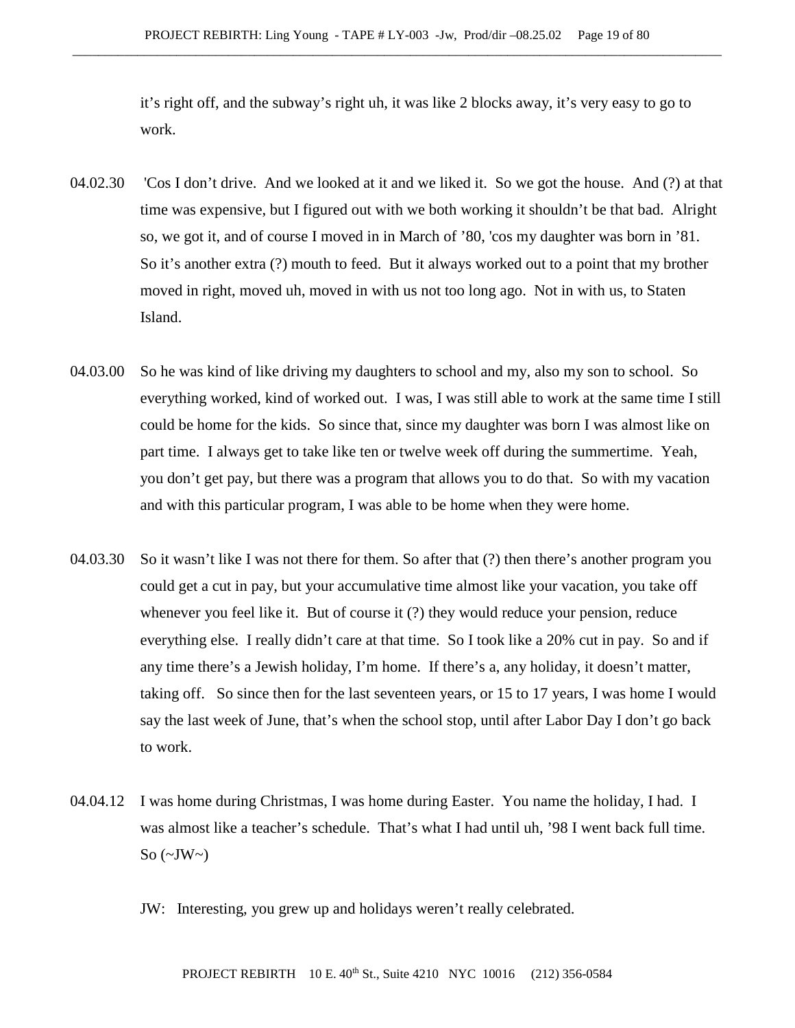it's right off, and the subway's right uh, it was like 2 blocks away, it's very easy to go to work.

04.02.30 'Cos I don't drive. And we looked at it and we liked it. So we got the house. And (?) at that time was expensive, but I figured out with we both working it shouldn't be that bad. Alright so, we got it, and of course I moved in in March of '80, 'cos my daughter was born in '81. So it's another extra (?) mouth to feed. But it always worked out to a point that my brother moved in right, moved uh, moved in with us not too long ago. Not in with us, to Staten Island.

04.03.00 So he was kind of like driving my daughters to school and my, also my son to school. So everything worked, kind of worked out. I was, I was still able to work at the same time I still could be home for the kids. So since that, since my daughter was born I was almost like on part time. I always get to take like ten or twelve week off during the summertime. Yeah, you don't get pay, but there was a program that allows you to do that. So with my vacation and with this particular program, I was able to be home when they were home.

04.03.30 So it wasn't like I was not there for them. So after that (?) then there's another program you could get a cut in pay, but your accumulative time almost like your vacation, you take off whenever you feel like it. But of course it (?) they would reduce your pension, reduce everything else. I really didn't care at that time. So I took like a 20% cut in pay. So and if any time there's a Jewish holiday, I'm home. If there's a, any holiday, it doesn't matter, taking off. So since then for the last seventeen years, or 15 to 17 years, I was home I would say the last week of June, that's when the school stop, until after Labor Day I don't go back to work.

04.04.12 I was home during Christmas, I was home during Easter. You name the holiday, I had. I was almost like a teacher's schedule. That's what I had until uh, '98 I went back full time. So (~JW~)

JW: Interesting, you grew up and holidays weren't really celebrated.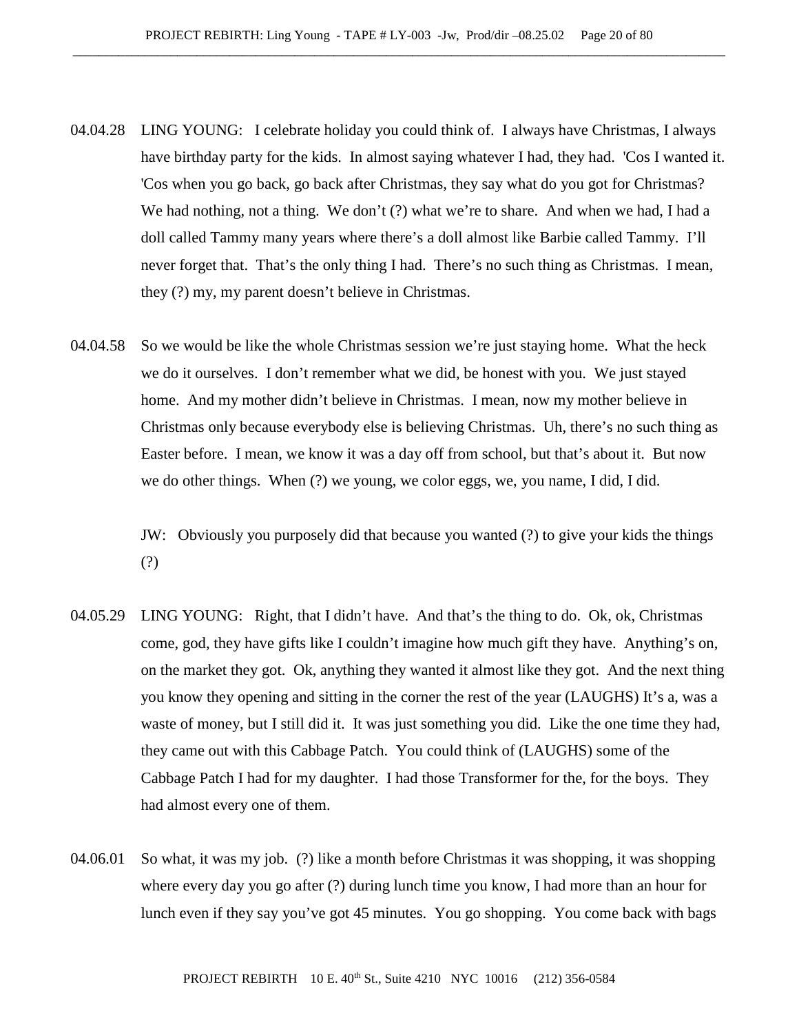04.04.28 LING YOUNG: I celebrate holiday you could think of. I always have Christmas, I always have birthday party for the kids. In almost saying whatever I had, they had. 'Cos I wanted it. 'Cos when you go back, go back after Christmas, they say what do you got for Christmas? We had nothing, not a thing. We don't (?) what we're to share. And when we had, I had a doll called Tammy many years where there's a doll almost like Barbie called Tammy. I'll never forget that. That's the only thing I had. There's no such thing as Christmas. I mean, they (?) my, my parent doesn't believe in Christmas.

04.04.58 So we would be like the whole Christmas session we're just staying home. What the heck we do it ourselves. I don't remember what we did, be honest with you. We just stayed home. And my mother didn't believe in Christmas. I mean, now my mother believe in Christmas only because everybody else is believing Christmas. Uh, there's no such thing as Easter before. I mean, we know it was a day off from school, but that's about it. But now we do other things. When (?) we young, we color eggs, we, you name, I did, I did.

JW: Obviously you purposely did that because you wanted (?) to give your kids the things (?)

04.05.29 LING YOUNG: Right, that I didn't have. And that's the thing to do. Ok, ok, Christmas come, god, they have gifts like I couldn't imagine how much gift they have. Anything's on, on the market they got. Ok, anything they wanted it almost like they got. And the next thing you know they opening and sitting in the corner the rest of the year (LAUGHS) It's a, was a waste of money, but I still did it. It was just something you did. Like the one time they had, they came out with this Cabbage Patch. You could think of (LAUGHS) some of the Cabbage Patch I had for my daughter. I had those Transformer for the, for the boys. They had almost every one of them.

04.06.01 So what, it was my job. (?) like a month before Christmas it was shopping, it was shopping where every day you go after (?) during lunch time you know, I had more than an hour for lunch even if they say you've got 45 minutes. You go shopping. You come back with bags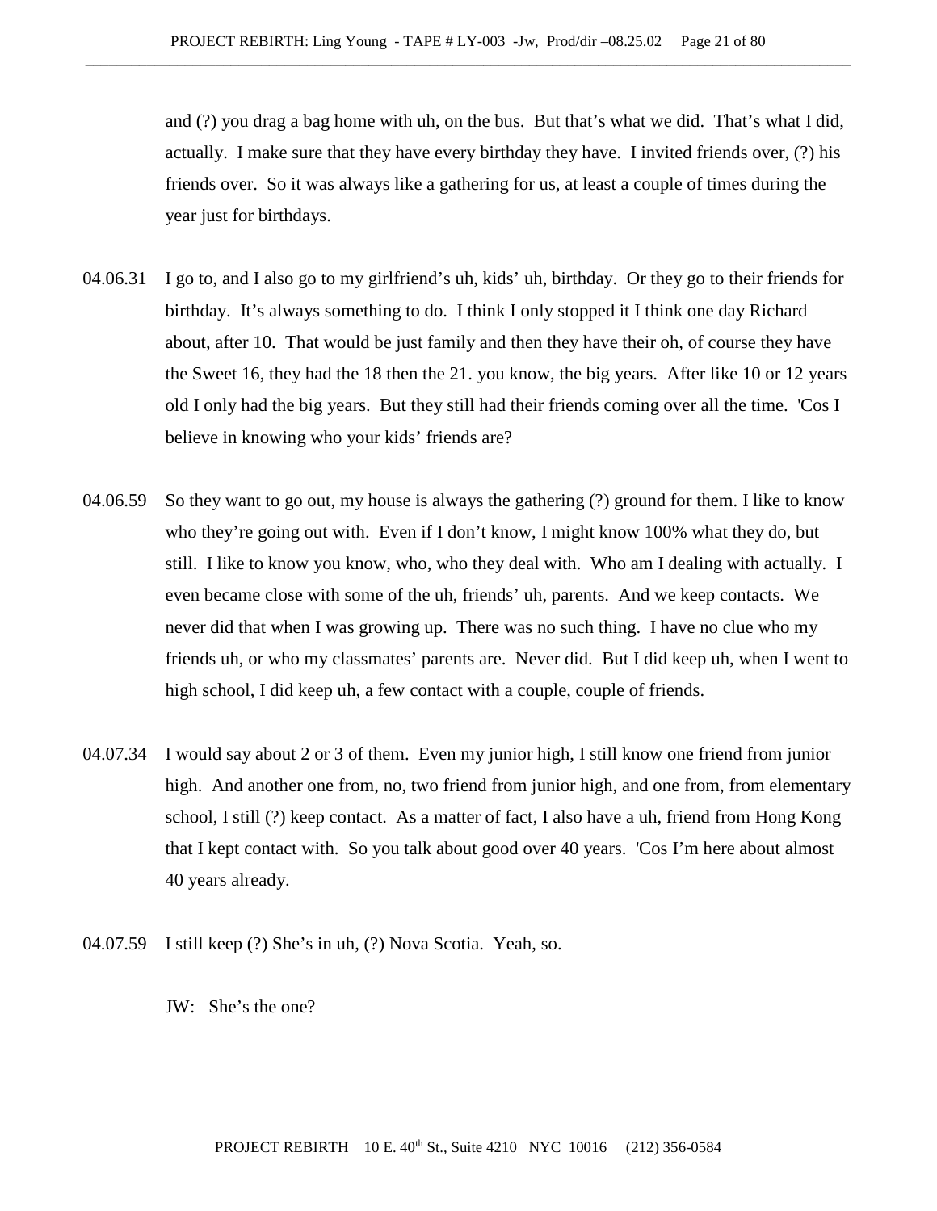and (?) you drag a bag home with uh, on the bus. But that's what we did. That's what I did, actually. I make sure that they have every birthday they have. I invited friends over, (?) his friends over. So it was always like a gathering for us, at least a couple of times during the year just for birthdays.

04.06.31 I go to, and I also go to my girlfriend's uh, kids' uh, birthday. Or they go to their friends for birthday. It's always something to do. I think I only stopped it I think one day Richard about, after 10. That would be just family and then they have their oh, of course they have the Sweet 16, they had the 18 then the 21. you know, the big years. After like 10 or 12 years old I only had the big years. But they still had their friends coming over all the time. 'Cos I believe in knowing who your kids' friends are?

04.06.59 So they want to go out, my house is always the gathering (?) ground for them. I like to know who they're going out with. Even if I don't know, I might know 100% what they do, but still. I like to know you know, who, who they deal with. Who am I dealing with actually. I even became close with some of the uh, friends' uh, parents. And we keep contacts. We never did that when I was growing up. There was no such thing. I have no clue who my friends uh, or who my classmates' parents are. Never did. But I did keep uh, when I went to high school, I did keep uh, a few contact with a couple, couple of friends.

04.07.34 I would say about 2 or 3 of them. Even my junior high, I still know one friend from junior high. And another one from, no, two friend from junior high, and one from, from elementary school, I still (?) keep contact. As a matter of fact, I also have a uh, friend from Hong Kong that I kept contact with. So you talk about good over 40 years. 'Cos I'm here about almost 40 years already.

04.07.59 I still keep (?) She's in uh, (?) Nova Scotia. Yeah, so.

JW: She's the one?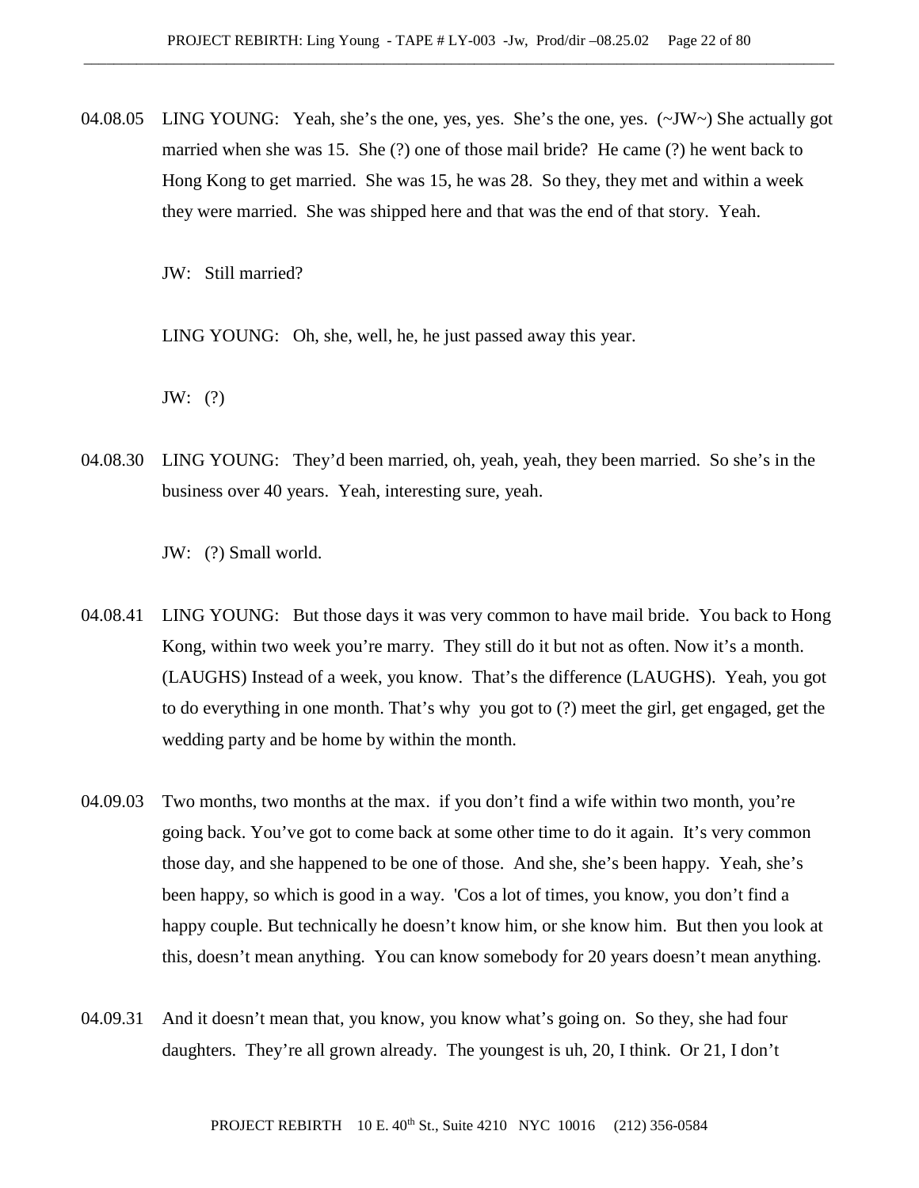04.08.05 LING YOUNG: Yeah, she's the one, yes, yes. She's the one, yes. (~JW~) She actually got married when she was 15. She (?) one of those mail bride? He came (?) he went back to Hong Kong to get married. She was 15, he was 28. So they, they met and within a week they were married. She was shipped here and that was the end of that story. Yeah.

JW: Still married?

LING YOUNG: Oh, she, well, he, he just passed away this year.

JW: (?)

04.08.30 LING YOUNG: They'd been married, oh, yeah, yeah, they been married. So she's in the business over 40 years. Yeah, interesting sure, yeah.

JW: (?) Small world.

04.08.41 LING YOUNG: But those days it was very common to have mail bride. You back to Hong Kong, within two week you're marry. They still do it but not as often. Now it's a month. (LAUGHS) Instead of a week, you know. That's the difference (LAUGHS). Yeah, you got to do everything in one month. That's why you got to (?) meet the girl, get engaged, get the wedding party and be home by within the month.

04.09.03 Two months, two months at the max. if you don't find a wife within two month, you're going back. You've got to come back at some other time to do it again. It's very common those day, and she happened to be one of those. And she, she's been happy. Yeah, she's been happy, so which is good in a way. 'Cos a lot of times, you know, you don't find a happy couple. But technically he doesn't know him, or she know him. But then you look at this, doesn't mean anything. You can know somebody for 20 years doesn't mean anything.

04.09.31 And it doesn't mean that, you know, you know what's going on. So they, she had four daughters. They're all grown already. The youngest is uh, 20, I think. Or 21, I don't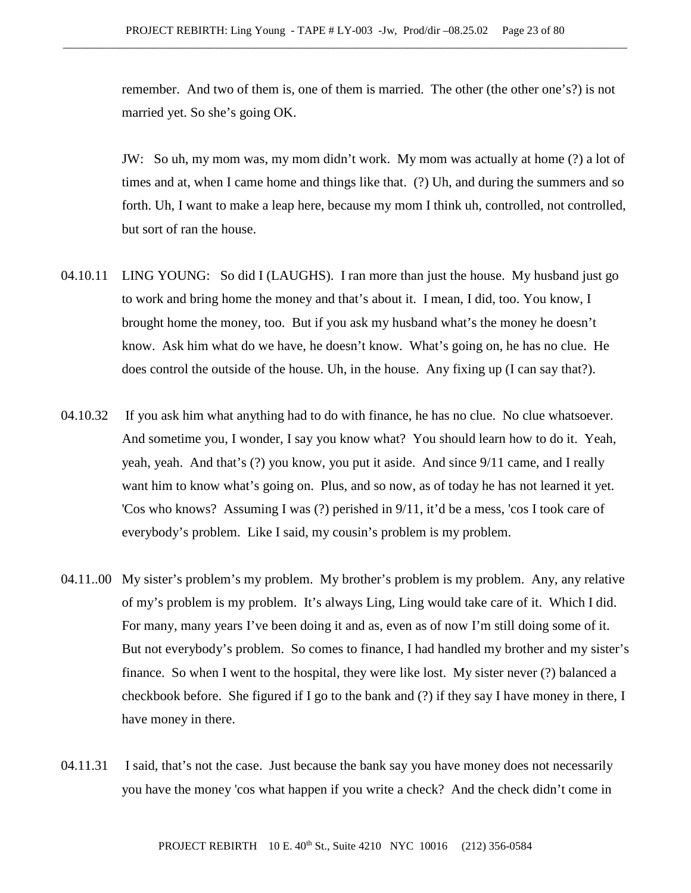remember. And two of them is, one of them is married. The other (the other one's?) is not married yet. So she's going OK.

JW: So uh, my mom was, my mom didn't work. My mom was actually at home (?) a lot of times and at, when I came home and things like that. (?) Uh, and during the summers and so forth. Uh, I want to make a leap here, because my mom I think uh, controlled, not controlled, but sort of ran the house.

04.10.11 LING YOUNG: So did I (LAUGHS). I ran more than just the house. My husband just go to work and bring home the money and that's about it. I mean, I did, too. You know, I brought home the money, too. But if you ask my husband what's the money he doesn't know. Ask him what do we have, he doesn't know. What's going on, he has no clue. He does control the outside of the house. Uh, in the house. Any fixing up (I can say that?).

04.10.32 If you ask him what anything had to do with finance, he has no clue. No clue whatsoever. And sometime you, I wonder, I say you know what? You should learn how to do it. Yeah, yeah, yeah. And that's (?) you know, you put it aside. And since 9/11 came, and I really want him to know what's going on. Plus, and so now, as of today he has not learned it yet. 'Cos who knows? Assuming I was (?) perished in 9/11, it'd be a mess, 'cos I took care of everybody's problem. Like I said, my cousin's problem is my problem.

04.11..00 My sister's problem's my problem. My brother's problem is my problem. Any, any relative of my's problem is my problem. It's always Ling, Ling would take care of it. Which I did. For many, many years I've been doing it and as, even as of now I'm still doing some of it. But not everybody's problem. So comes to finance, I had handled my brother and my sister's finance. So when I went to the hospital, they were like lost. My sister never (?) balanced a checkbook before. She figured if I go to the bank and (?) if they say I have money in there, I have money in there.

04.11.31 I said, that's not the case. Just because the bank say you have money does not necessarily you have the money 'cos what happen if you write a check? And the check didn't come in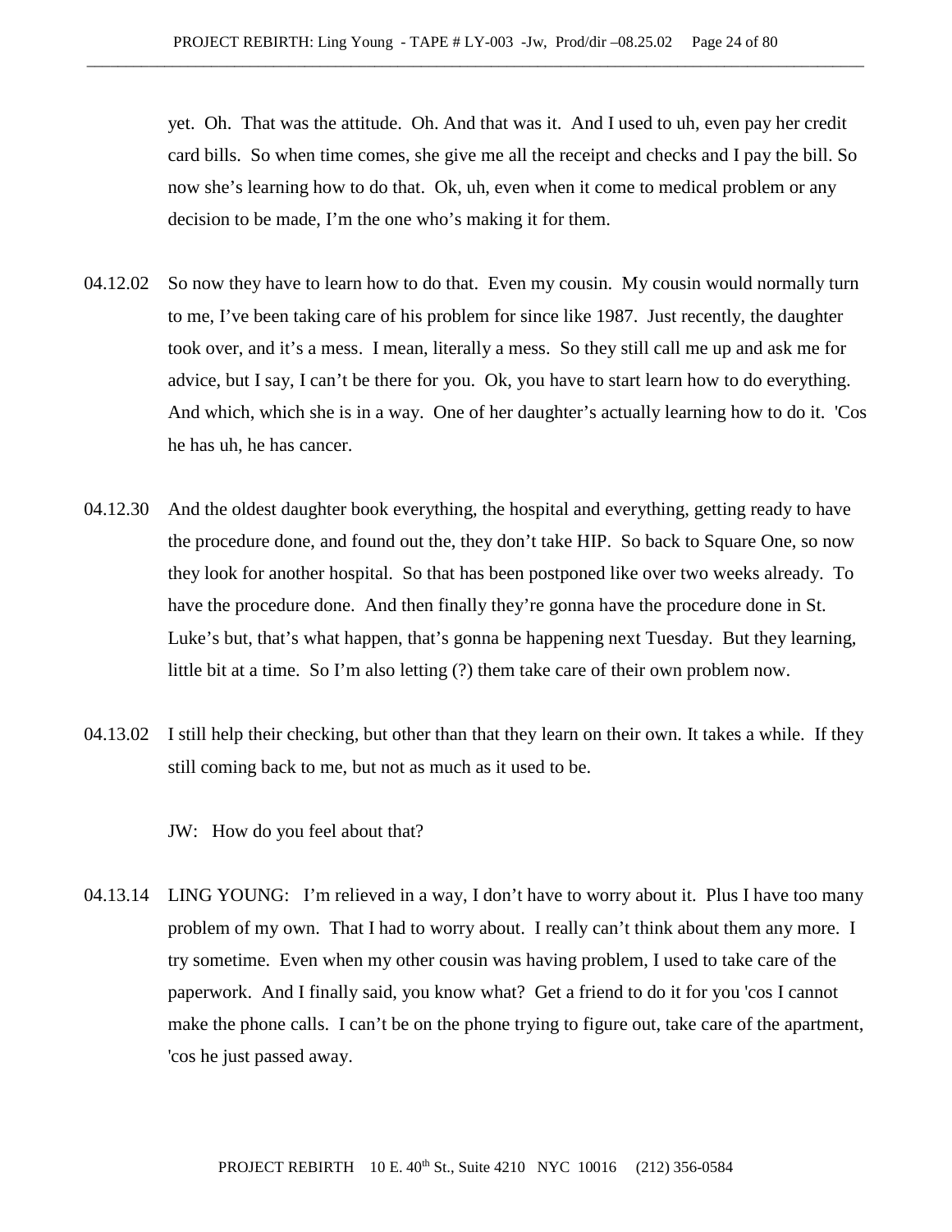yet. Oh. That was the attitude. Oh. And that was it. And I used to uh, even pay her credit card bills. So when time comes, she give me all the receipt and checks and I pay the bill. So now she's learning how to do that. Ok, uh, even when it come to medical problem or any decision to be made, I'm the one who's making it for them.

04.12.02 So now they have to learn how to do that. Even my cousin. My cousin would normally turn to me, I've been taking care of his problem for since like 1987. Just recently, the daughter took over, and it's a mess. I mean, literally a mess. So they still call me up and ask me for advice, but I say, I can't be there for you. Ok, you have to start learn how to do everything. And which, which she is in a way. One of her daughter's actually learning how to do it. 'Cos he has uh, he has cancer.

04.12.30 And the oldest daughter book everything, the hospital and everything, getting ready to have the procedure done, and found out the, they don't take HIP. So back to Square One, so now they look for another hospital. So that has been postponed like over two weeks already. To have the procedure done. And then finally they're gonna have the procedure done in St. Luke's but, that's what happen, that's gonna be happening next Tuesday. But they learning, little bit at a time. So I'm also letting (?) them take care of their own problem now.

04.13.02 I still help their checking, but other than that they learn on their own. It takes a while. If they still coming back to me, but not as much as it used to be.

JW: How do you feel about that?

04.13.14 LING YOUNG: I'm relieved in a way, I don't have to worry about it. Plus I have too many problem of my own. That I had to worry about. I really can't think about them any more. I try sometime. Even when my other cousin was having problem, I used to take care of the paperwork. And I finally said, you know what? Get a friend to do it for you 'cos I cannot make the phone calls. I can't be on the phone trying to figure out, take care of the apartment, 'cos he just passed away.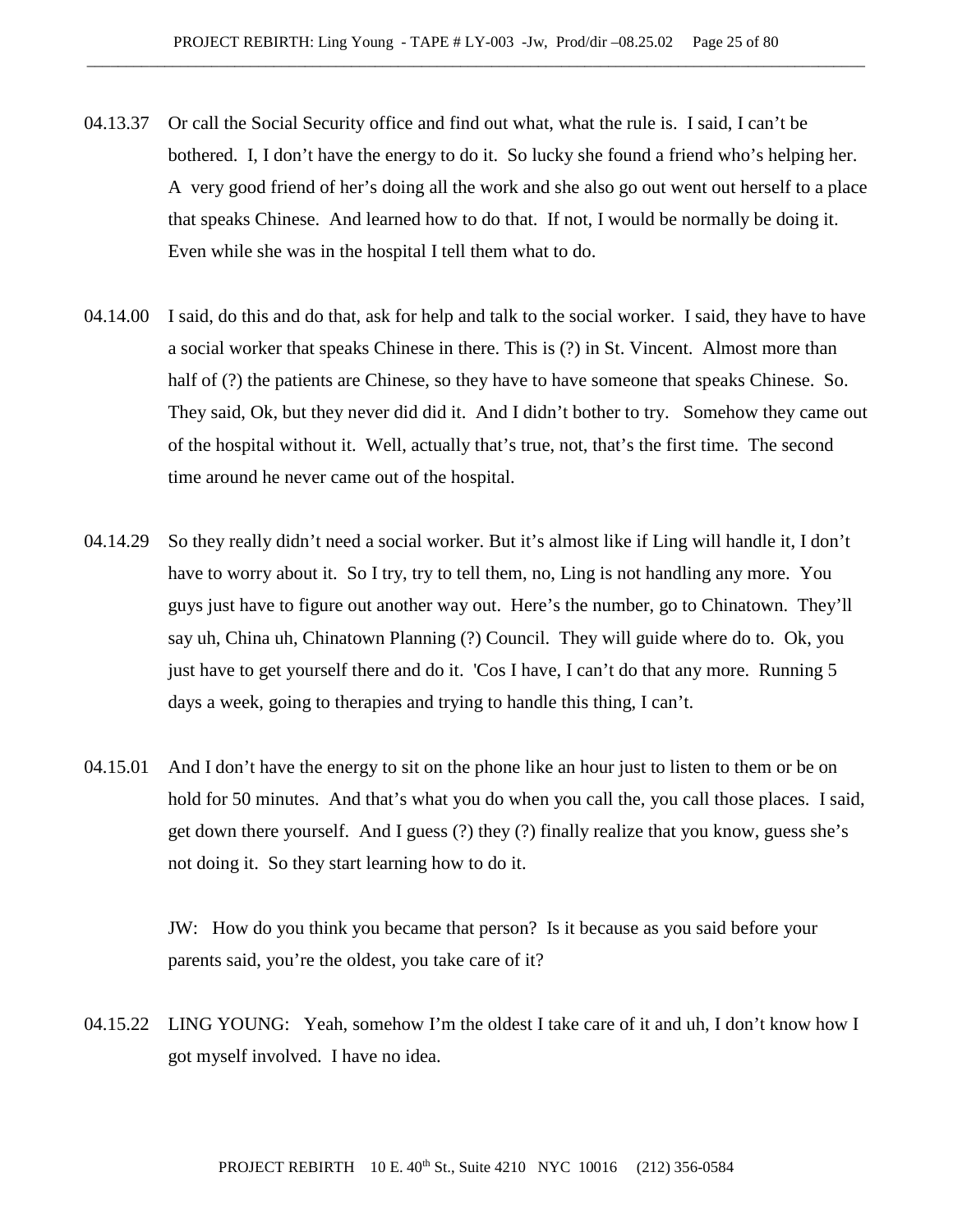04.13.37 Or call the Social Security office and find out what, what the rule is. I said, I can't be bothered. I, I don't have the energy to do it. So lucky she found a friend who's helping her. A very good friend of her's doing all the work and she also go out went out herself to a place that speaks Chinese. And learned how to do that. If not, I would be normally be doing it. Even while she was in the hospital I tell them what to do.

04.14.00 I said, do this and do that, ask for help and talk to the social worker. I said, they have to have a social worker that speaks Chinese in there. This is (?) in St. Vincent. Almost more than half of (?) the patients are Chinese, so they have to have someone that speaks Chinese. So. They said, Ok, but they never did did it. And I didn't bother to try. Somehow they came out of the hospital without it. Well, actually that's true, not, that's the first time. The second time around he never came out of the hospital.

04.14.29 So they really didn't need a social worker. But it's almost like if Ling will handle it, I don't have to worry about it. So I try, try to tell them, no, Ling is not handling any more. You guys just have to figure out another way out. Here's the number, go to Chinatown. They'll say uh, China uh, Chinatown Planning (?) Council. They will guide where do to. Ok, you just have to get yourself there and do it. 'Cos I have, I can't do that any more. Running 5 days a week, going to therapies and trying to handle this thing, I can't.

04.15.01 And I don't have the energy to sit on the phone like an hour just to listen to them or be on hold for 50 minutes. And that's what you do when you call the, you call those places. I said, get down there yourself. And I guess (?) they (?) finally realize that you know, guess she's not doing it. So they start learning how to do it.

JW: How do you think you became that person? Is it because as you said before your parents said, you're the oldest, you take care of it?

04.15.22 LING YOUNG: Yeah, somehow I'm the oldest I take care of it and uh, I don't know how I got myself involved. I have no idea.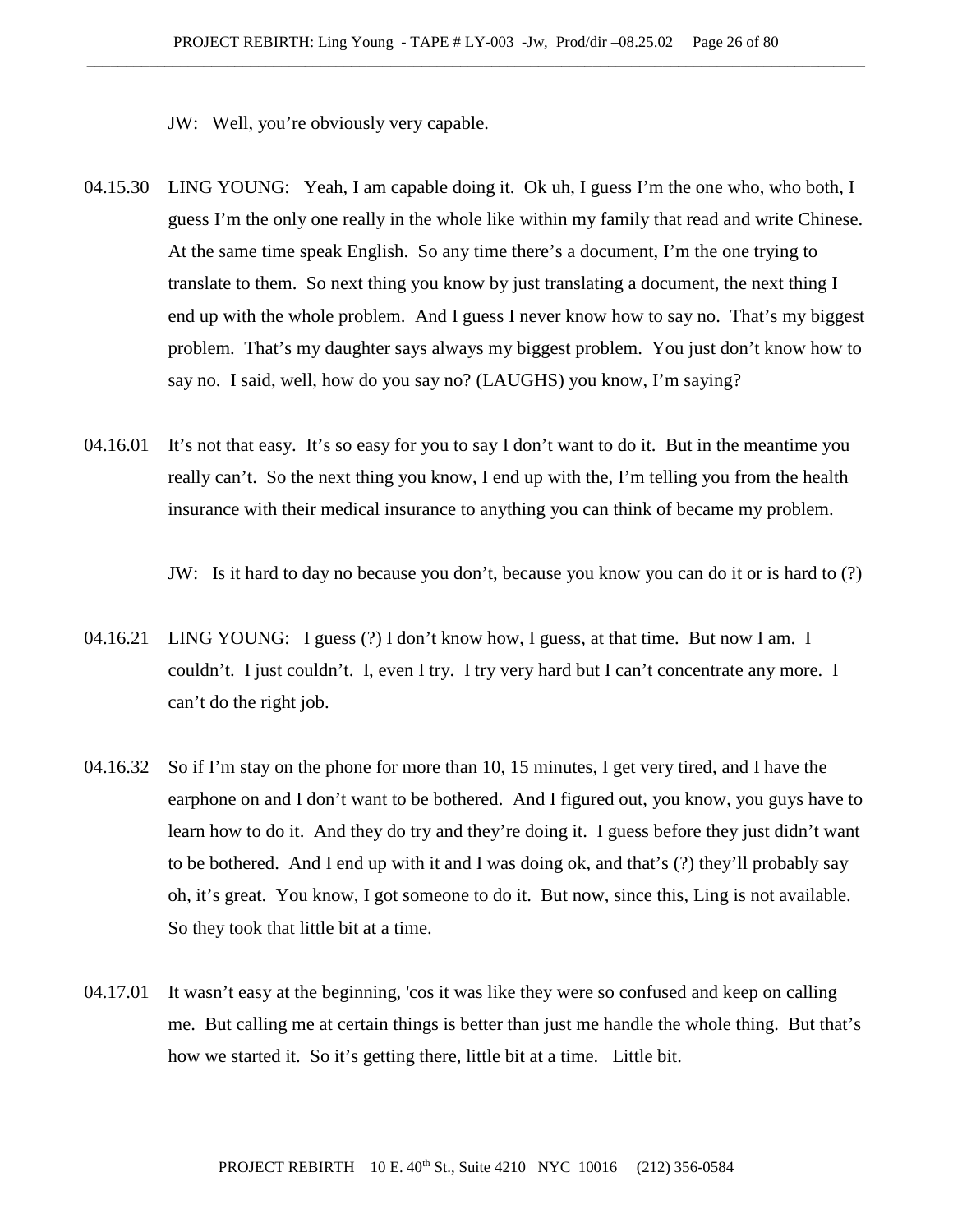JW: Well, you're obviously very capable.

04.15.30 LING YOUNG: Yeah, I am capable doing it. Ok uh, I guess I'm the one who, who both, I guess I'm the only one really in the whole like within my family that read and write Chinese. At the same time speak English. So any time there's a document, I'm the one trying to translate to them. So next thing you know by just translating a document, the next thing I end up with the whole problem. And I guess I never know how to say no. That's my biggest problem. That's my daughter says always my biggest problem. You just don't know how to say no. I said, well, how do you say no? (LAUGHS) you know, I'm saying?

04.16.01 It's not that easy. It's so easy for you to say I don't want to do it. But in the meantime you really can't. So the next thing you know, I end up with the, I'm telling you from the health insurance with their medical insurance to anything you can think of became my problem.

JW: Is it hard to day no because you don't, because you know you can do it or is hard to (?)

04.16.21 LING YOUNG: I guess (?) I don't know how, I guess, at that time. But now I am. I couldn't. I just couldn't. I, even I try. I try very hard but I can't concentrate any more. I can't do the right job.

04.16.32 So if I'm stay on the phone for more than 10, 15 minutes, I get very tired, and I have the earphone on and I don't want to be bothered. And I figured out, you know, you guys have to learn how to do it. And they do try and they're doing it. I guess before they just didn't want to be bothered. And I end up with it and I was doing ok, and that's (?) they'll probably say oh, it's great. You know, I got someone to do it. But now, since this, Ling is not available. So they took that little bit at a time.

04.17.01 It wasn't easy at the beginning, 'cos it was like they were so confused and keep on calling me. But calling me at certain things is better than just me handle the whole thing. But that's how we started it. So it's getting there, little bit at a time. Little bit.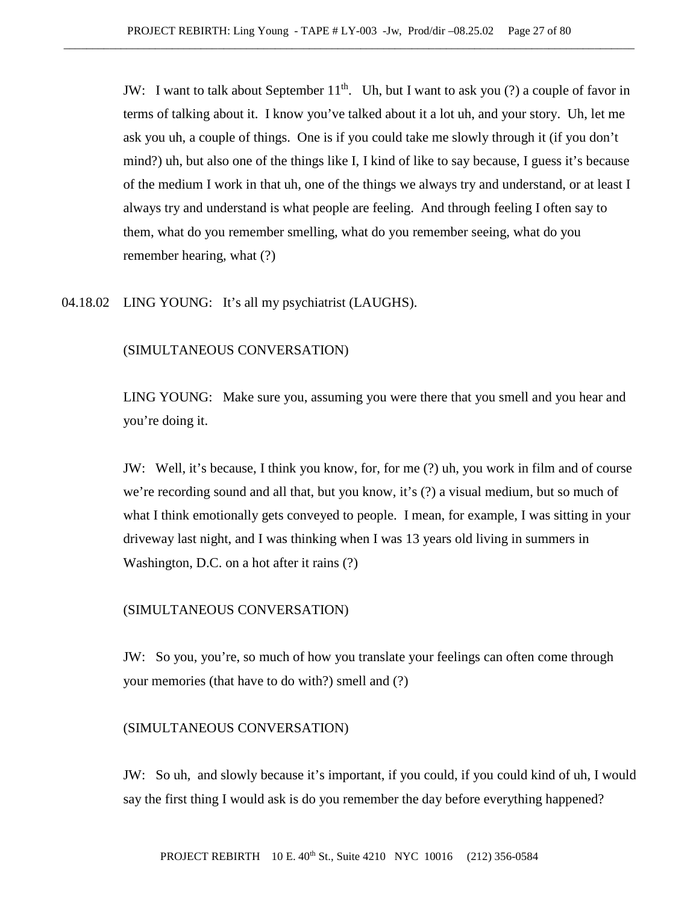JW: I want to talk about September 11th. Uh, but I want to ask you (?) a couple of favor in terms of talking about it. I know you've talked about it a lot uh, and your story. Uh, let me ask you uh, a couple of things. One is if you could take me slowly through it (if you don't mind?) uh, but also one of the things like I, I kind of like to say because, I guess it's because of the medium I work in that uh, one of the things we always try and understand, or at least I always try and understand is what people are feeling. And through feeling I often say to them, what do you remember smelling, what do you remember seeing, what do you remember hearing, what (?)

04.18.02 LING YOUNG: It's all my psychiatrist (LAUGHS).

(SIMULTANEOUS CONVERSATION)

LING YOUNG: Make sure you, assuming you were there that you smell and you hear and you're doing it.

JW: Well, it's because, I think you know, for, for me (?) uh, you work in film and of course we're recording sound and all that, but you know, it's (?) a visual medium, but so much of what I think emotionally gets conveyed to people. I mean, for example, I was sitting in your driveway last night, and I was thinking when I was 13 years old living in summers in Washington, D.C. on a hot after it rains (?)

(SIMULTANEOUS CONVERSATION)

JW: So you, you're, so much of how you translate your feelings can often come through your memories (that have to do with?) smell and (?)

(SIMULTANEOUS CONVERSATION)

JW: So uh, and slowly because it's important, if you could, if you could kind of uh, I would say the first thing I would ask is do you remember the day before everything happened?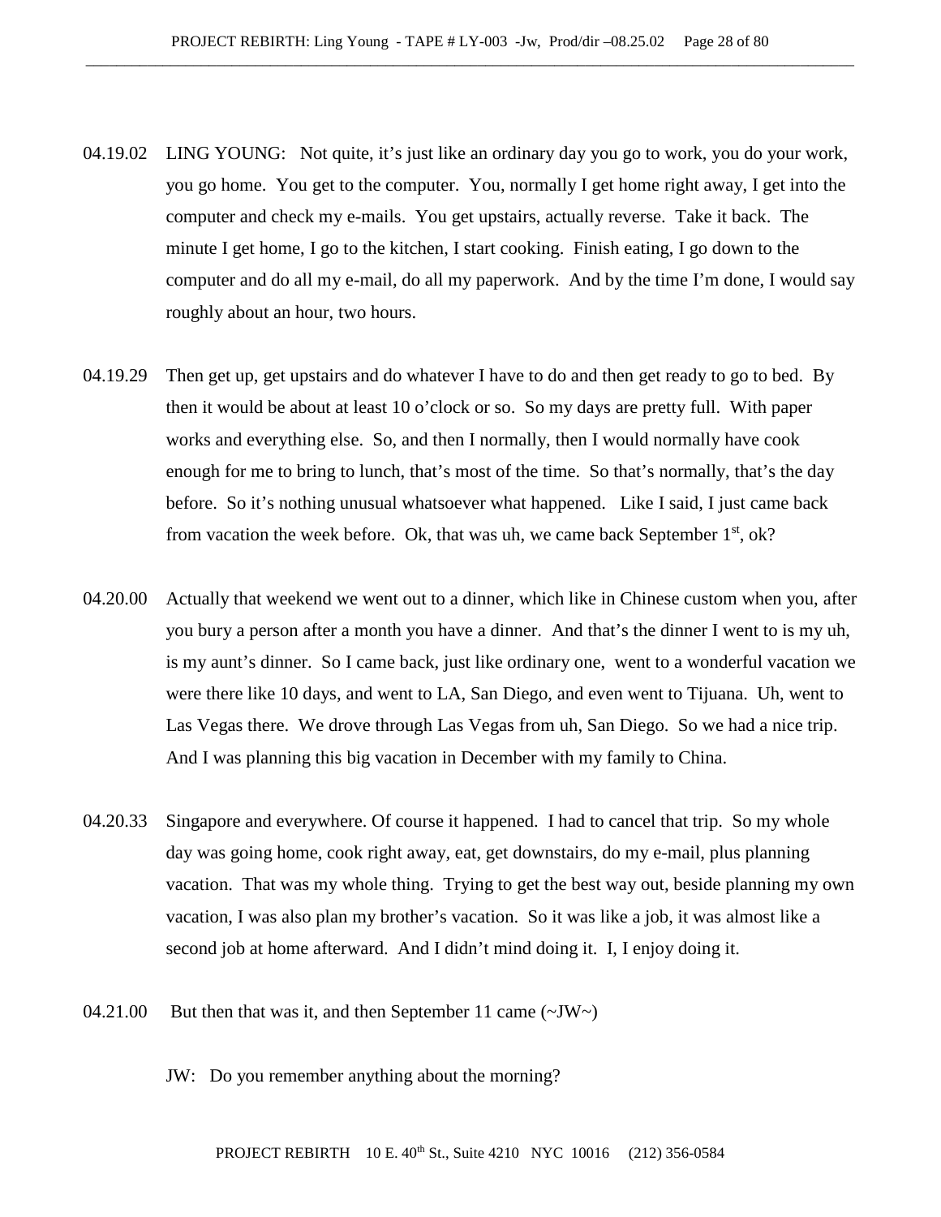04.19.02 LING YOUNG: Not quite, it's just like an ordinary day you go to work, you do your work, you go home. You get to the computer. You, normally I get home right away, I get into the computer and check my e-mails. You get upstairs, actually reverse. Take it back. The minute I get home, I go to the kitchen, I start cooking. Finish eating, I go down to the computer and do all my e-mail, do all my paperwork. And by the time I'm done, I would say roughly about an hour, two hours.

04.19.29 Then get up, get upstairs and do whatever I have to do and then get ready to go to bed. By then it would be about at least 10 o'clock or so. So my days are pretty full. With paper works and everything else. So, and then I normally, then I would normally have cook enough for me to bring to lunch, that's most of the time. So that's normally, that's the day before. So it's nothing unusual whatsoever what happened. Like I said, I just came back from vacation the week before. Ok, that was uh, we came back September 1st, ok?

04.20.00 Actually that weekend we went out to a dinner, which like in Chinese custom when you, after you bury a person after a month you have a dinner. And that's the dinner I went to is my uh, is my aunt's dinner. So I came back, just like ordinary one, went to a wonderful vacation we were there like 10 days, and went to LA, San Diego, and even went to Tijuana. Uh, went to Las Vegas there. We drove through Las Vegas from uh, San Diego. So we had a nice trip. And I was planning this big vacation in December with my family to China.

04.20.33 Singapore and everywhere. Of course it happened. I had to cancel that trip. So my whole day was going home, cook right away, eat, get downstairs, do my e-mail, plus planning vacation. That was my whole thing. Trying to get the best way out, beside planning my own vacation, I was also plan my brother's vacation. So it was like a job, it was almost like a second job at home afterward. And I didn't mind doing it. I, I enjoy doing it.

04.21.00 But then that was it, and then September 11 came (~JW~)

JW: Do you remember anything about the morning?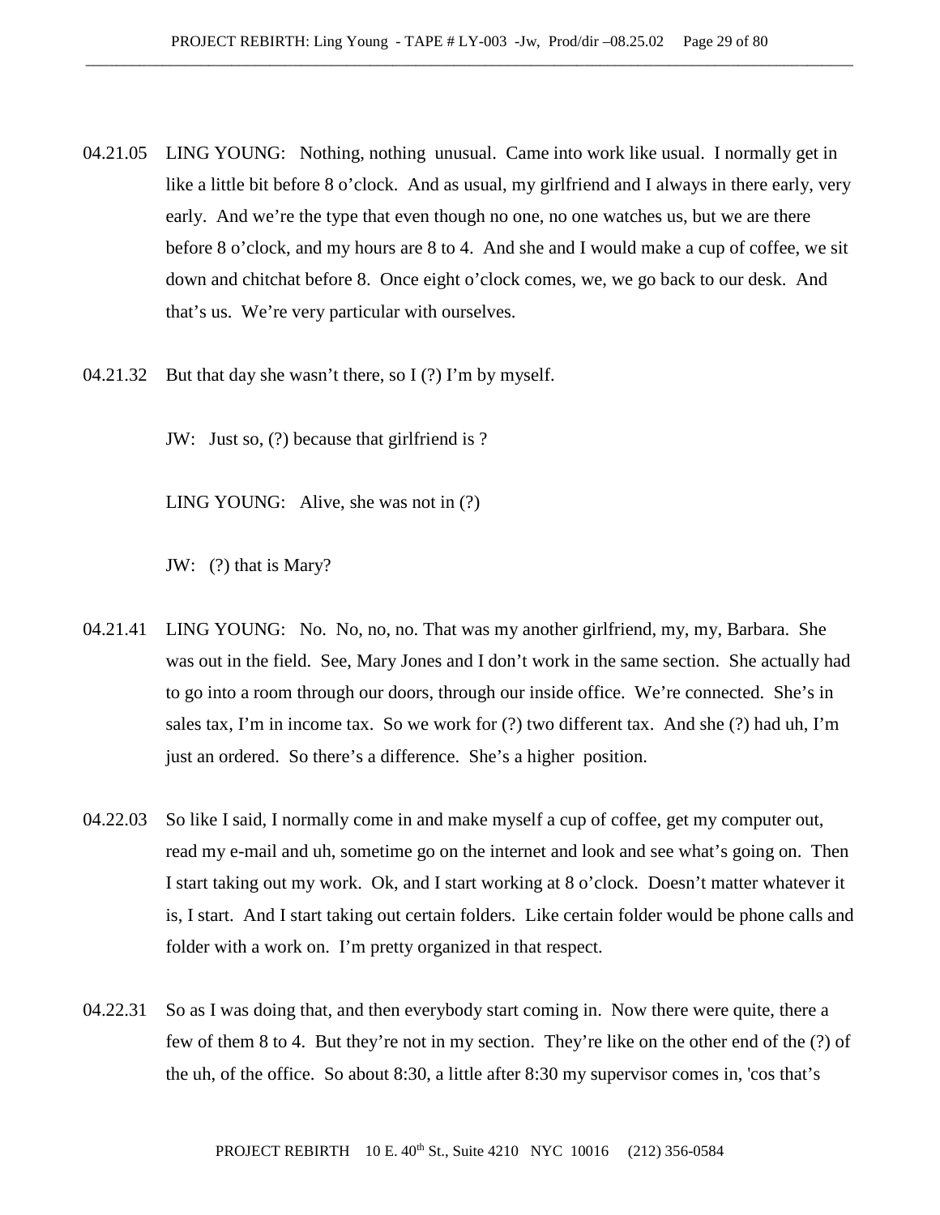04.21.05 LING YOUNG: Nothing, nothing unusual. Came into work like usual. I normally get in like a little bit before 8 o'clock. And as usual, my girlfriend and I always in there early, very early. And we're the type that even though no one, no one watches us, but we are there before 8 o'clock, and my hours are 8 to 4. And she and I would make a cup of coffee, we sit down and chitchat before 8. Once eight o'clock comes, we, we go back to our desk. And that's us. We're very particular with ourselves.

04.21.32 But that day she wasn't there, so I (?) I'm by myself.

JW: Just so, (?) because that girlfriend is ?

LING YOUNG: Alive, she was not in (?)

JW: (?) that is Mary?

04.21.41 LING YOUNG: No. No, no, no. That was my another girlfriend, my, my, Barbara. She was out in the field. See, Mary Jones and I don't work in the same section. She actually had to go into a room through our doors, through our inside office. We're connected. She's in sales tax, I'm in income tax. So we work for (?) two different tax. And she (?) had uh, I'm just an ordered. So there's a difference. She's a higher position.

04.22.03 So like I said, I normally come in and make myself a cup of coffee, get my computer out, read my e-mail and uh, sometime go on the internet and look and see what's going on. Then I start taking out my work. Ok, and I start working at 8 o'clock. Doesn't matter whatever it is, I start. And I start taking out certain folders. Like certain folder would be phone calls and folder with a work on. I'm pretty organized in that respect.

04.22.31 So as I was doing that, and then everybody start coming in. Now there were quite, there a few of them 8 to 4. But they're not in my section. They're like on the other end of the (?) of the uh, of the office. So about 8:30, a little after 8:30 my supervisor comes in, 'cos that's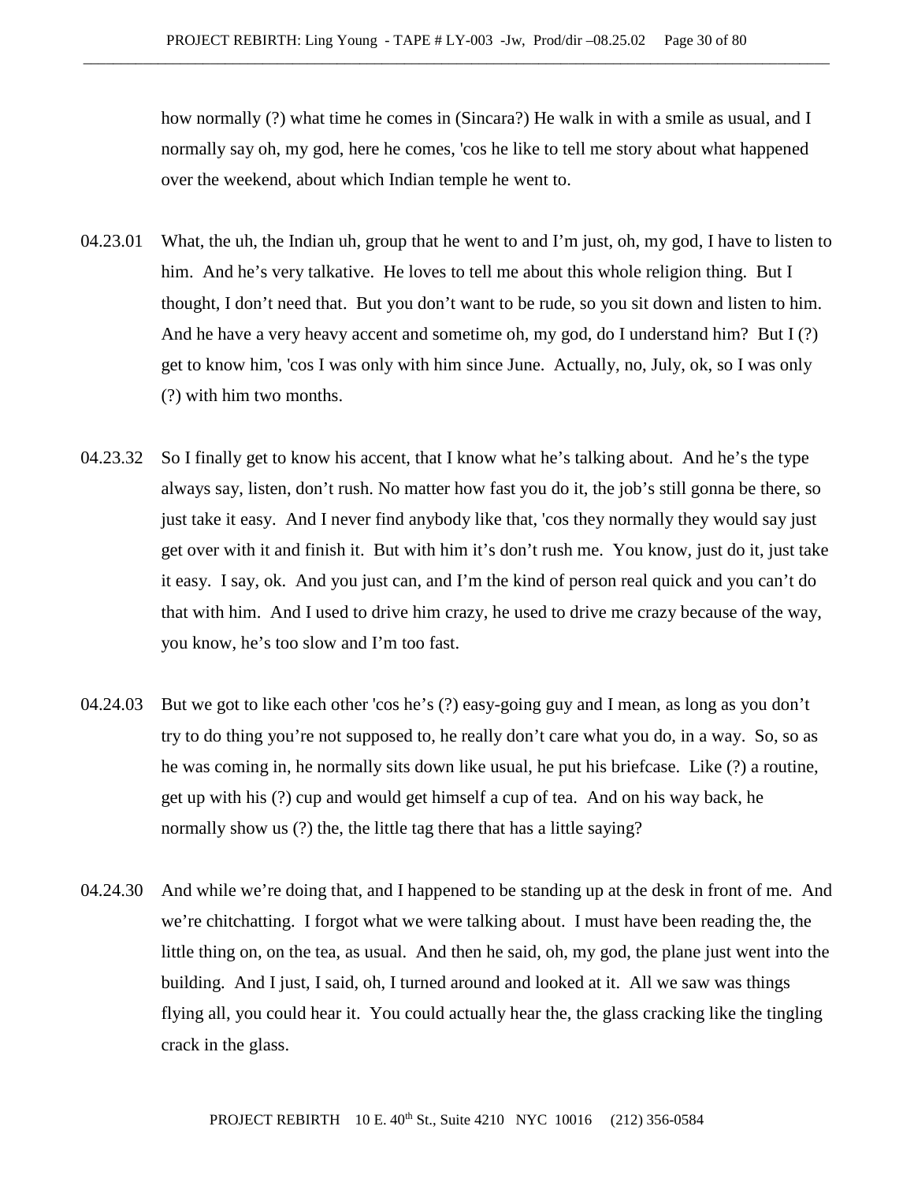how normally (?) what time he comes in (Sincara?) He walk in with a smile as usual, and I normally say oh, my god, here he comes, 'cos he like to tell me story about what happened over the weekend, about which Indian temple he went to.

04.23.01 What, the uh, the Indian uh, group that he went to and I'm just, oh, my god, I have to listen to him. And he's very talkative. He loves to tell me about this whole religion thing. But I thought, I don't need that. But you don't want to be rude, so you sit down and listen to him. And he have a very heavy accent and sometime oh, my god, do I understand him? But I (?) get to know him, 'cos I was only with him since June. Actually, no, July, ok, so I was only (?) with him two months.

04.23.32 So I finally get to know his accent, that I know what he's talking about. And he's the type always say, listen, don't rush. No matter how fast you do it, the job's still gonna be there, so just take it easy. And I never find anybody like that, 'cos they normally they would say just get over with it and finish it. But with him it's don't rush me. You know, just do it, just take it easy. I say, ok. And you just can, and I'm the kind of person real quick and you can't do that with him. And I used to drive him crazy, he used to drive me crazy because of the way, you know, he's too slow and I'm too fast.

04.24.03 But we got to like each other 'cos he's (?) easy-going guy and I mean, as long as you don't try to do thing you're not supposed to, he really don't care what you do, in a way. So, so as he was coming in, he normally sits down like usual, he put his briefcase. Like (?) a routine, get up with his (?) cup and would get himself a cup of tea. And on his way back, he normally show us (?) the, the little tag there that has a little saying?

04.24.30 And while we're doing that, and I happened to be standing up at the desk in front of me. And we're chitchatting. I forgot what we were talking about. I must have been reading the, the little thing on, on the tea, as usual. And then he said, oh, my god, the plane just went into the building. And I just, I said, oh, I turned around and looked at it. All we saw was things flying all, you could hear it. You could actually hear the, the glass cracking like the tingling crack in the glass.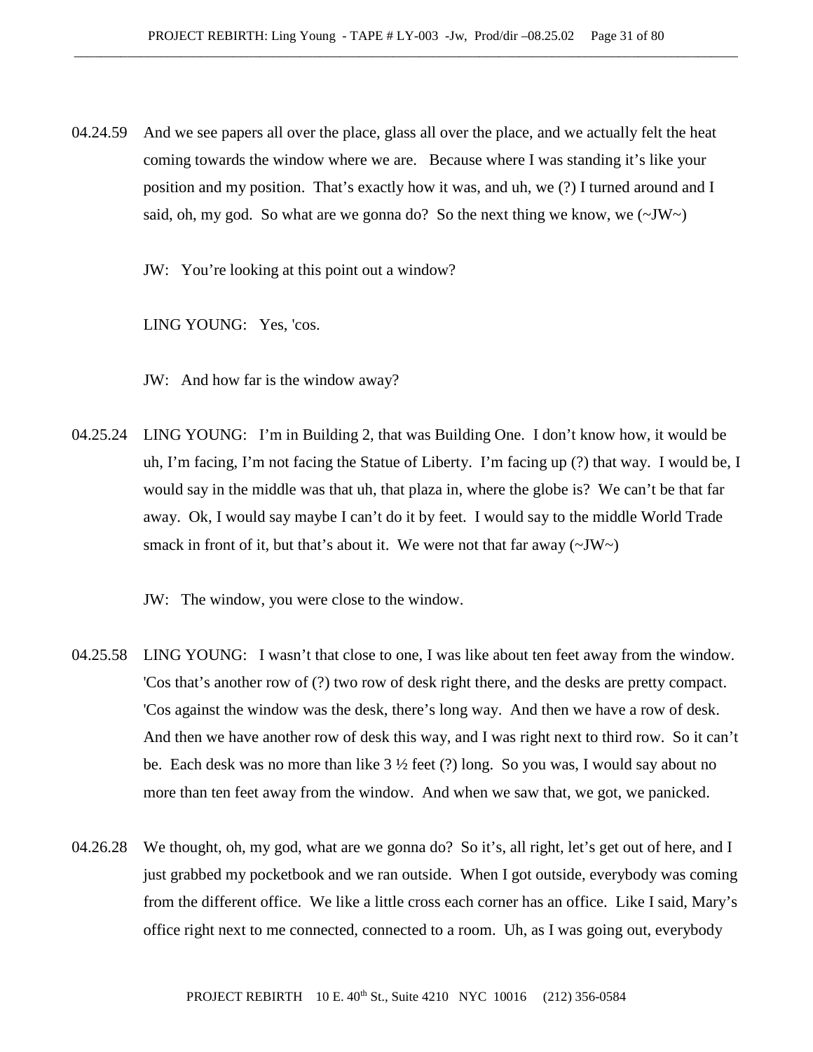04.24.59 And we see papers all over the place, glass all over the place, and we actually felt the heat coming towards the window where we are. Because where I was standing it's like your position and my position. That's exactly how it was, and uh, we (?) I turned around and I said, oh, my god. So what are we gonna do? So the next thing we know, we (~JW~)

JW: You're looking at this point out a window?

LING YOUNG: Yes, 'cos.

JW: And how far is the window away?

04.25.24 LING YOUNG: I'm in Building 2, that was Building One. I don't know how, it would be uh, I'm facing, I'm not facing the Statue of Liberty. I'm facing up (?) that way. I would be, I would say in the middle was that uh, that plaza in, where the globe is? We can't be that far away. Ok, I would say maybe I can't do it by feet. I would say to the middle World Trade smack in front of it, but that's about it. We were not that far away (~JW~)

JW: The window, you were close to the window.

04.25.58 LING YOUNG: I wasn't that close to one, I was like about ten feet away from the window. 'Cos that's another row of (?) two row of desk right there, and the desks are pretty compact. 'Cos against the window was the desk, there's long way. And then we have a row of desk. And then we have another row of desk this way, and I was right next to third row. So it can't be. Each desk was no more than like 3 ½ feet (?) long. So you was, I would say about no more than ten feet away from the window. And when we saw that, we got, we panicked.

04.26.28 We thought, oh, my god, what are we gonna do? So it's, all right, let's get out of here, and I just grabbed my pocketbook and we ran outside. When I got outside, everybody was coming from the different office. We like a little cross each corner has an office. Like I said, Mary's office right next to me connected, connected to a room. Uh, as I was going out, everybody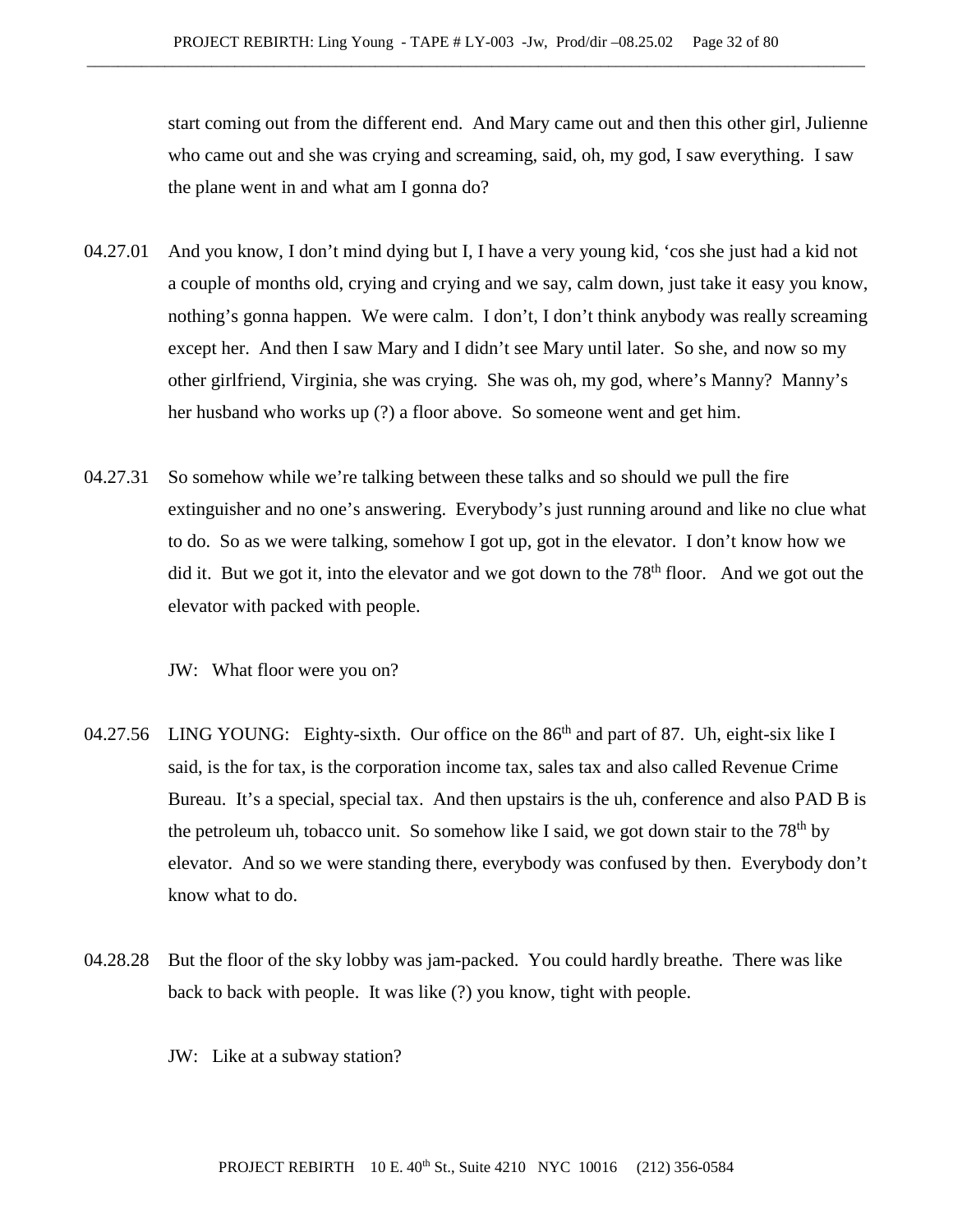start coming out from the different end. And Mary came out and then this other girl, Julienne who came out and she was crying and screaming, said, oh, my god, I saw everything. I saw the plane went in and what am I gonna do?

04.27.01 And you know, I don't mind dying but I, I have a very young kid, 'cos she just had a kid not a couple of months old, crying and crying and we say, calm down, just take it easy you know, nothing's gonna happen. We were calm. I don't, I don't think anybody was really screaming except her. And then I saw Mary and I didn't see Mary until later. So she, and now so my other girlfriend, Virginia, she was crying. She was oh, my god, where's Manny? Manny's her husband who works up (?) a floor above. So someone went and get him.

04.27.31 So somehow while we're talking between these talks and so should we pull the fire extinguisher and no one's answering. Everybody's just running around and like no clue what to do. So as we were talking, somehow I got up, got in the elevator. I don't know how we did it. But we got it, into the elevator and we got down to the 78th floor. And we got out the elevator with packed with people.

JW: What floor were you on?

04.27.56 LING YOUNG: Eighty-sixth. Our office on the 86th and part of 87. Uh, eight-six like I said, is the for tax, is the corporation income tax, sales tax and also called Revenue Crime Bureau. It's a special, special tax. And then upstairs is the uh, conference and also PAD B is the petroleum uh, tobacco unit. So somehow like I said, we got down stair to the 78th by elevator. And so we were standing there, everybody was confused by then. Everybody don't know what to do.

04.28.28 But the floor of the sky lobby was jam-packed. You could hardly breathe. There was like back to back with people. It was like (?) you know, tight with people.

JW: Like at a subway station?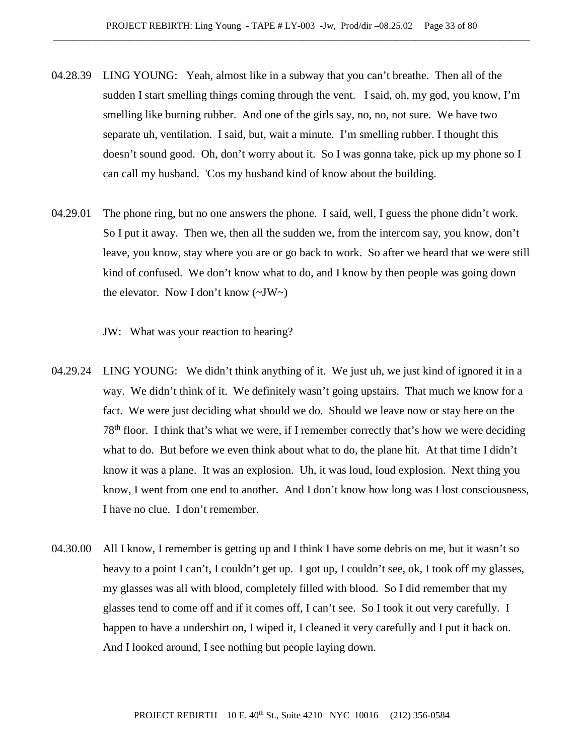04.28.39 LING YOUNG: Yeah, almost like in a subway that you can't breathe. Then all of the sudden I start smelling things coming through the vent. I said, oh, my god, you know, I'm smelling like burning rubber. And one of the girls say, no, no, not sure. We have two separate uh, ventilation. I said, but, wait a minute. I'm smelling rubber. I thought this doesn't sound good. Oh, don't worry about it. So I was gonna take, pick up my phone so I can call my husband. 'Cos my husband kind of know about the building.

04.29.01 The phone ring, but no one answers the phone. I said, well, I guess the phone didn't work. So I put it away. Then we, then all the sudden we, from the intercom say, you know, don't leave, you know, stay where you are or go back to work. So after we heard that we were still kind of confused. We don't know what to do, and I know by then people was going down the elevator. Now I don't know (~JW~)

JW: What was your reaction to hearing?

04.29.24 LING YOUNG: We didn't think anything of it. We just uh, we just kind of ignored it in a way. We didn't think of it. We definitely wasn't going upstairs. That much we know for a fact. We were just deciding what should we do. Should we leave now or stay here on the 78th floor. I think that's what we were, if I remember correctly that's how we were deciding what to do. But before we even think about what to do, the plane hit. At that time I didn't know it was a plane. It was an explosion. Uh, it was loud, loud explosion. Next thing you know, I went from one end to another. And I don't know how long was I lost consciousness, I have no clue. I don't remember.

04.30.00 All I know, I remember is getting up and I think I have some debris on me, but it wasn't so heavy to a point I can't, I couldn't get up. I got up, I couldn't see, ok, I took off my glasses, my glasses was all with blood, completely filled with blood. So I did remember that my glasses tend to come off and if it comes off, I can't see. So I took it out very carefully. I happen to have a undershirt on, I wiped it, I cleaned it very carefully and I put it back on. And I looked around, I see nothing but people laying down.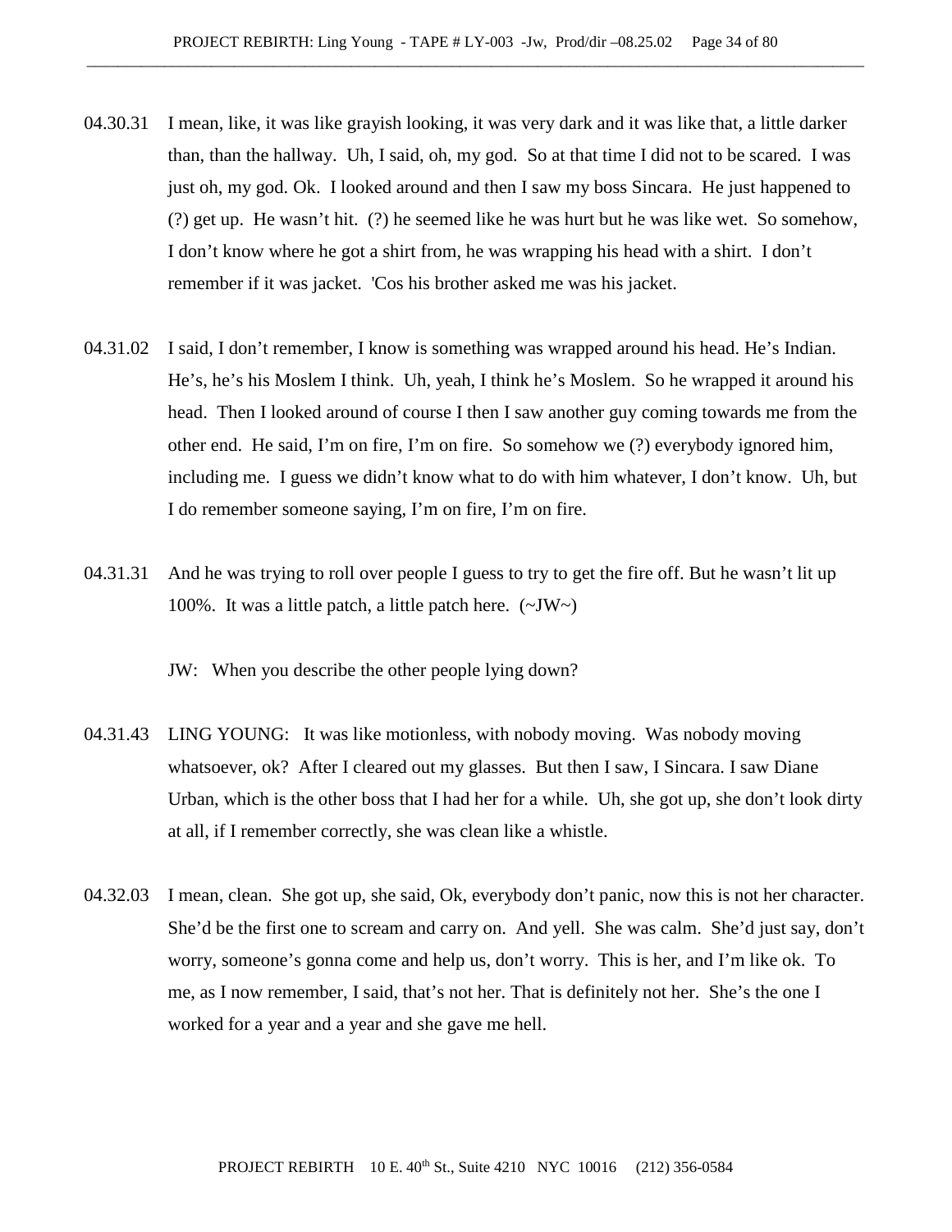04.30.31 I mean, like, it was like grayish looking, it was very dark and it was like that, a little darker than, than the hallway. Uh, I said, oh, my god. So at that time I did not to be scared. I was just oh, my god. Ok. I looked around and then I saw my boss Sincara. He just happened to (?) get up. He wasn't hit. (?) he seemed like he was hurt but he was like wet. So somehow, I don't know where he got a shirt from, he was wrapping his head with a shirt. I don't remember if it was jacket. 'Cos his brother asked me was his jacket.

04.31.02 I said, I don't remember, I know is something was wrapped around his head. He's Indian. He's, he's his Moslem I think. Uh, yeah, I think he's Moslem. So he wrapped it around his head. Then I looked around of course I then I saw another guy coming towards me from the other end. He said, I'm on fire, I'm on fire. So somehow we (?) everybody ignored him, including me. I guess we didn't know what to do with him whatever, I don't know. Uh, but I do remember someone saying, I'm on fire, I'm on fire.

04.31.31 And he was trying to roll over people I guess to try to get the fire off. But he wasn't lit up 100%. It was a little patch, a little patch here. (~JW~)

JW: When you describe the other people lying down?

04.31.43 LING YOUNG: It was like motionless, with nobody moving. Was nobody moving whatsoever, ok? After I cleared out my glasses. But then I saw, I Sincara. I saw Diane Urban, which is the other boss that I had her for a while. Uh, she got up, she don't look dirty at all, if I remember correctly, she was clean like a whistle.

04.32.03 I mean, clean. She got up, she said, Ok, everybody don't panic, now this is not her character. She'd be the first one to scream and carry on. And yell. She was calm. She'd just say, don't worry, someone's gonna come and help us, don't worry. This is her, and I'm like ok. To me, as I now remember, I said, that's not her. That is definitely not her. She's the one I worked for a year and a year and she gave me hell.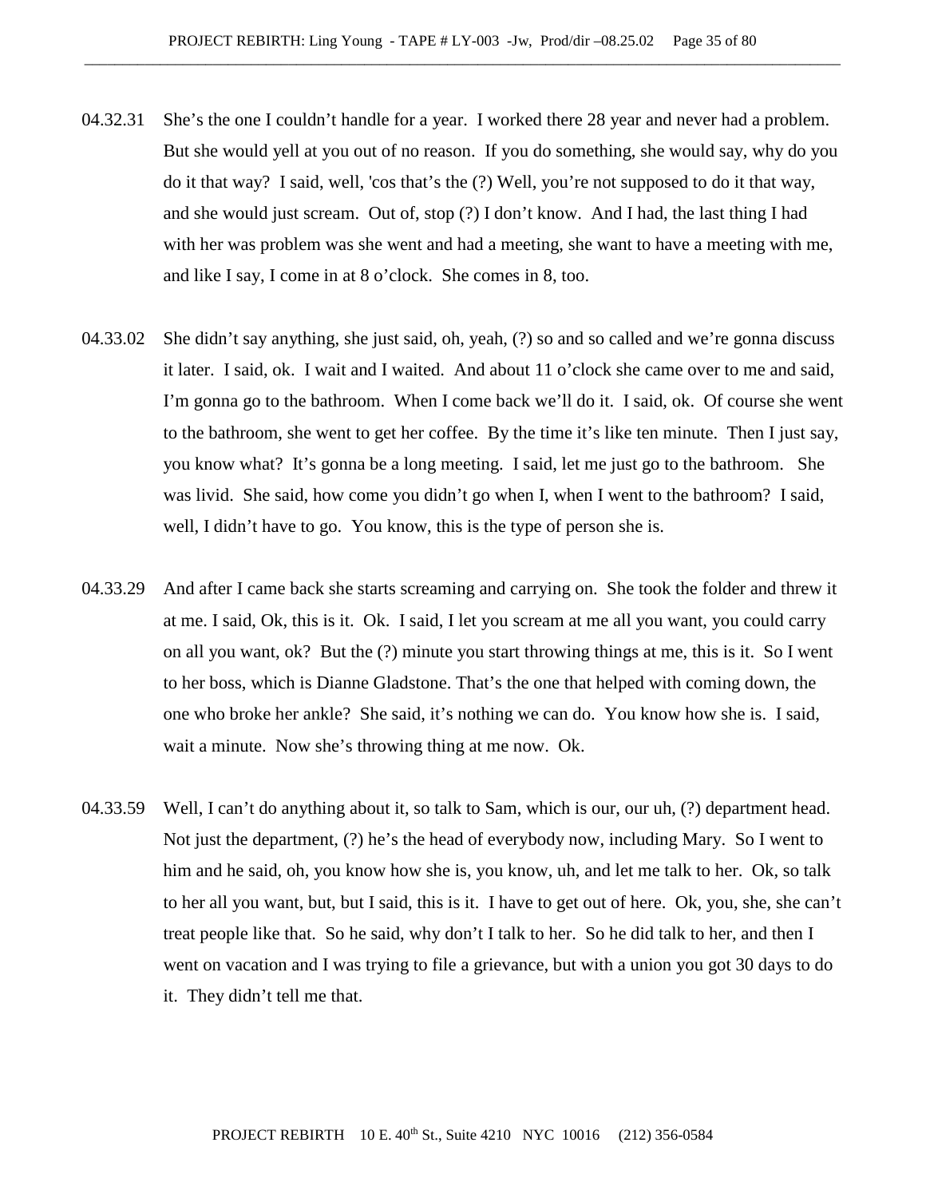04.32.31 She's the one I couldn't handle for a year. I worked there 28 year and never had a problem. But she would yell at you out of no reason. If you do something, she would say, why do you do it that way? I said, well, 'cos that's the (?) Well, you're not supposed to do it that way, and she would just scream. Out of, stop (?) I don't know. And I had, the last thing I had with her was problem was she went and had a meeting, she want to have a meeting with me, and like I say, I come in at 8 o'clock. She comes in 8, too.

04.33.02 She didn't say anything, she just said, oh, yeah, (?) so and so called and we're gonna discuss it later. I said, ok. I wait and I waited. And about 11 o'clock she came over to me and said, I'm gonna go to the bathroom. When I come back we'll do it. I said, ok. Of course she went to the bathroom, she went to get her coffee. By the time it's like ten minute. Then I just say, you know what? It's gonna be a long meeting. I said, let me just go to the bathroom. She was livid. She said, how come you didn't go when I, when I went to the bathroom? I said, well, I didn't have to go. You know, this is the type of person she is.

04.33.29 And after I came back she starts screaming and carrying on. She took the folder and threw it at me. I said, Ok, this is it. Ok. I said, I let you scream at me all you want, you could carry on all you want, ok? But the (?) minute you start throwing things at me, this is it. So I went to her boss, which is Dianne Gladstone. That's the one that helped with coming down, the one who broke her ankle? She said, it's nothing we can do. You know how she is. I said, wait a minute. Now she's throwing thing at me now. Ok.

04.33.59 Well, I can't do anything about it, so talk to Sam, which is our, our uh, (?) department head. Not just the department, (?) he's the head of everybody now, including Mary. So I went to him and he said, oh, you know how she is, you know, uh, and let me talk to her. Ok, so talk to her all you want, but, but I said, this is it. I have to get out of here. Ok, you, she, she can't treat people like that. So he said, why don't I talk to her. So he did talk to her, and then I went on vacation and I was trying to file a grievance, but with a union you got 30 days to do it. They didn't tell me that.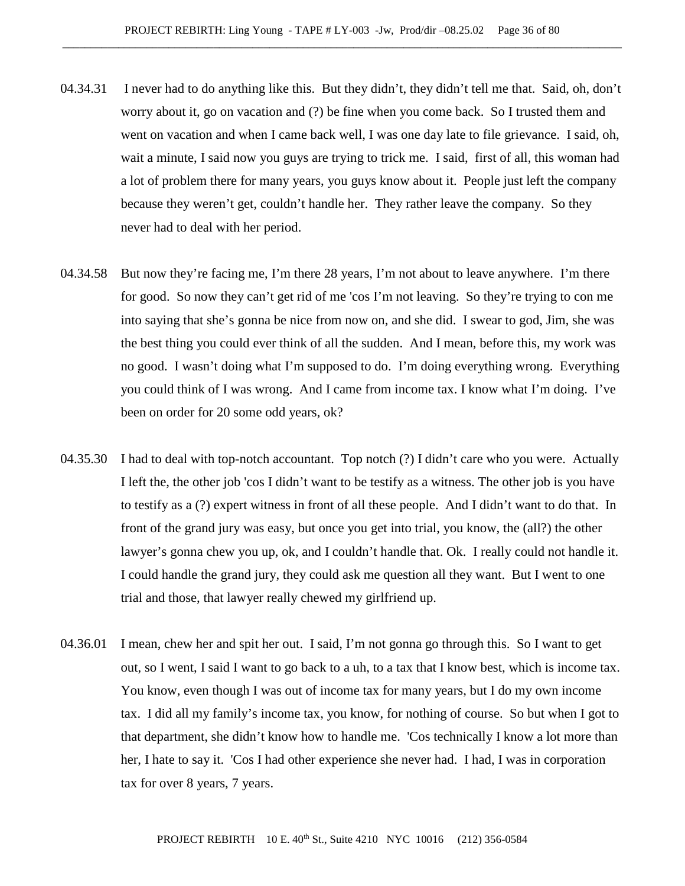04.34.31 I never had to do anything like this. But they didn't, they didn't tell me that. Said, oh, don't worry about it, go on vacation and (?) be fine when you come back. So I trusted them and went on vacation and when I came back well, I was one day late to file grievance. I said, oh, wait a minute, I said now you guys are trying to trick me. I said, first of all, this woman had a lot of problem there for many years, you guys know about it. People just left the company because they weren't get, couldn't handle her. They rather leave the company. So they never had to deal with her period.

04.34.58 But now they're facing me, I'm there 28 years, I'm not about to leave anywhere. I'm there for good. So now they can't get rid of me 'cos I'm not leaving. So they're trying to con me into saying that she's gonna be nice from now on, and she did. I swear to god, Jim, she was the best thing you could ever think of all the sudden. And I mean, before this, my work was no good. I wasn't doing what I'm supposed to do. I'm doing everything wrong. Everything you could think of I was wrong. And I came from income tax. I know what I'm doing. I've been on order for 20 some odd years, ok?

04.35.30 I had to deal with top-notch accountant. Top notch (?) I didn't care who you were. Actually I left the, the other job 'cos I didn't want to be testify as a witness. The other job is you have to testify as a (?) expert witness in front of all these people. And I didn't want to do that. In front of the grand jury was easy, but once you get into trial, you know, the (all?) the other lawyer's gonna chew you up, ok, and I couldn't handle that. Ok. I really could not handle it. I could handle the grand jury, they could ask me question all they want. But I went to one trial and those, that lawyer really chewed my girlfriend up.

04.36.01 I mean, chew her and spit her out. I said, I'm not gonna go through this. So I want to get out, so I went, I said I want to go back to a uh, to a tax that I know best, which is income tax. You know, even though I was out of income tax for many years, but I do my own income tax. I did all my family's income tax, you know, for nothing of course. So but when I got to that department, she didn't know how to handle me. 'Cos technically I know a lot more than her, I hate to say it. 'Cos I had other experience she never had. I had, I was in corporation tax for over 8 years, 7 years.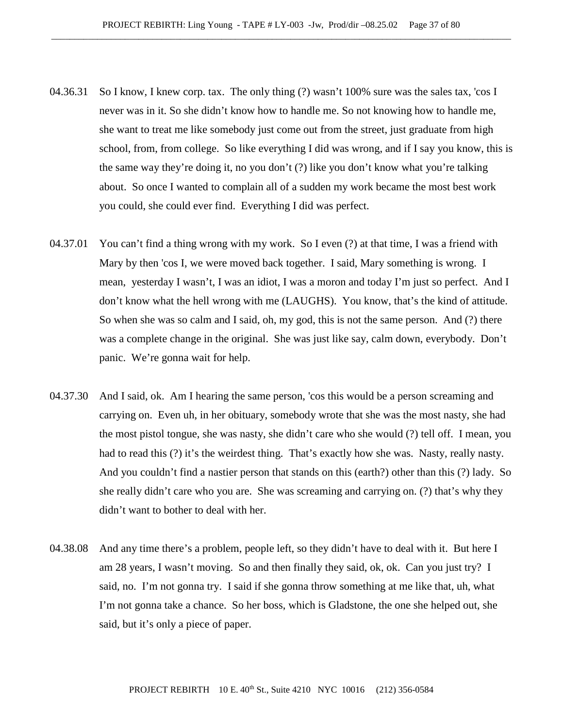04.36.31 So I know, I knew corp. tax. The only thing (?) wasn't 100% sure was the sales tax, 'cos I never was in it. So she didn't know how to handle me. So not knowing how to handle me, she want to treat me like somebody just come out from the street, just graduate from high school, from, from college. So like everything I did was wrong, and if I say you know, this is the same way they're doing it, no you don't (?) like you don't know what you're talking about. So once I wanted to complain all of a sudden my work became the most best work you could, she could ever find. Everything I did was perfect.

04.37.01 You can't find a thing wrong with my work. So I even (?) at that time, I was a friend with Mary by then 'cos I, we were moved back together. I said, Mary something is wrong. I mean, yesterday I wasn't, I was an idiot, I was a moron and today I'm just so perfect. And I don't know what the hell wrong with me (LAUGHS). You know, that's the kind of attitude. So when she was so calm and I said, oh, my god, this is not the same person. And (?) there was a complete change in the original. She was just like say, calm down, everybody. Don't panic. We're gonna wait for help.

04.37.30 And I said, ok. Am I hearing the same person, 'cos this would be a person screaming and carrying on. Even uh, in her obituary, somebody wrote that she was the most nasty, she had the most pistol tongue, she was nasty, she didn't care who she would (?) tell off. I mean, you had to read this (?) it's the weirdest thing. That's exactly how she was. Nasty, really nasty. And you couldn't find a nastier person that stands on this (earth?) other than this (?) lady. So she really didn't care who you are. She was screaming and carrying on. (?) that's why they didn't want to bother to deal with her.

04.38.08 And any time there's a problem, people left, so they didn't have to deal with it. But here I am 28 years, I wasn't moving. So and then finally they said, ok, ok. Can you just try? I said, no. I'm not gonna try. I said if she gonna throw something at me like that, uh, what I'm not gonna take a chance. So her boss, which is Gladstone, the one she helped out, she said, but it's only a piece of paper.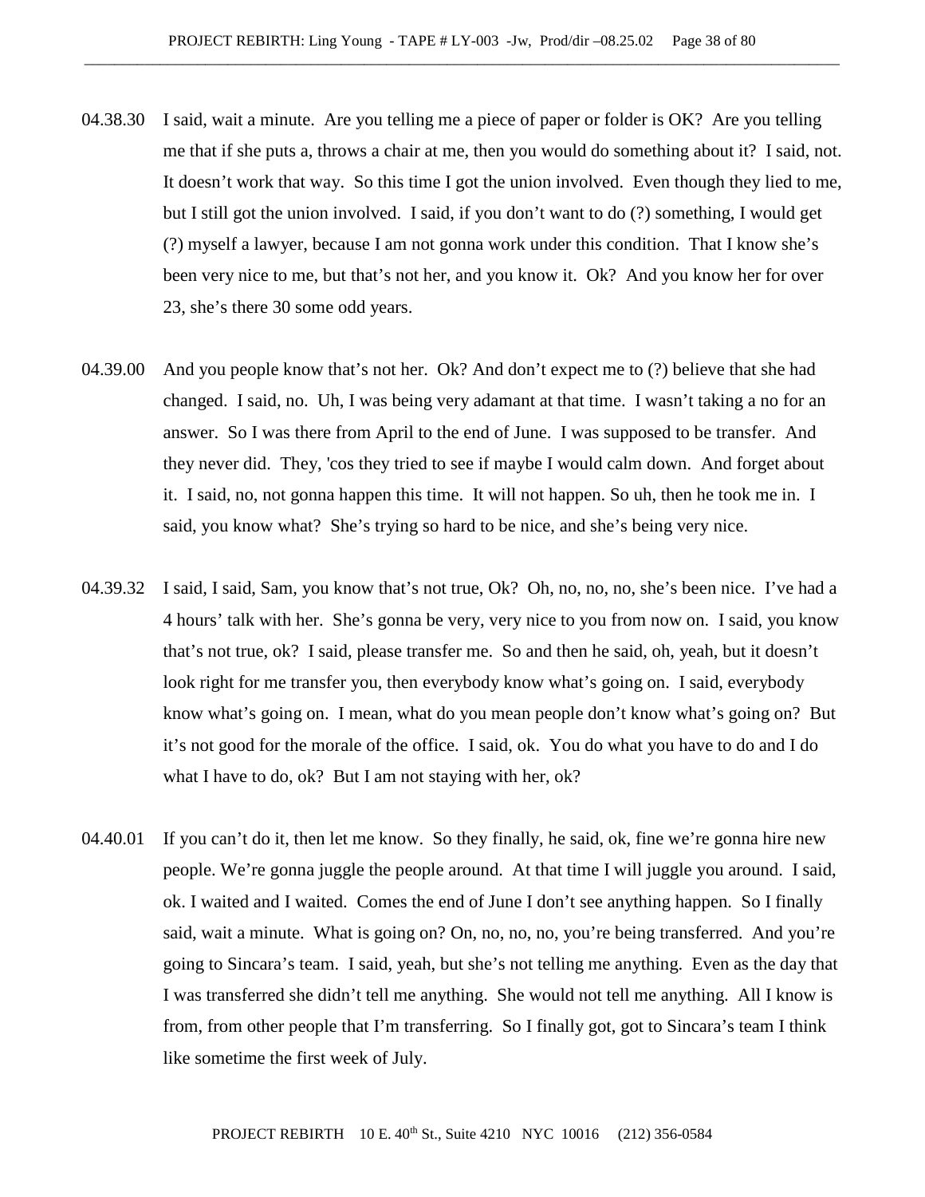04.38.30 I said, wait a minute. Are you telling me a piece of paper or folder is OK? Are you telling me that if she puts a, throws a chair at me, then you would do something about it? I said, not. It doesn't work that way. So this time I got the union involved. Even though they lied to me, but I still got the union involved. I said, if you don't want to do (?) something, I would get (?) myself a lawyer, because I am not gonna work under this condition. That I know she's been very nice to me, but that's not her, and you know it. Ok? And you know her for over 23, she's there 30 some odd years.

04.39.00 And you people know that's not her. Ok? And don't expect me to (?) believe that she had changed. I said, no. Uh, I was being very adamant at that time. I wasn't taking a no for an answer. So I was there from April to the end of June. I was supposed to be transfer. And they never did. They, 'cos they tried to see if maybe I would calm down. And forget about it. I said, no, not gonna happen this time. It will not happen. So uh, then he took me in. I said, you know what? She's trying so hard to be nice, and she's being very nice.

04.39.32 I said, I said, Sam, you know that's not true, Ok? Oh, no, no, no, she's been nice. I've had a 4 hours' talk with her. She's gonna be very, very nice to you from now on. I said, you know that's not true, ok? I said, please transfer me. So and then he said, oh, yeah, but it doesn't look right for me transfer you, then everybody know what's going on. I said, everybody know what's going on. I mean, what do you mean people don't know what's going on? But it's not good for the morale of the office. I said, ok. You do what you have to do and I do what I have to do, ok? But I am not staying with her, ok?

04.40.01 If you can't do it, then let me know. So they finally, he said, ok, fine we're gonna hire new people. We're gonna juggle the people around. At that time I will juggle you around. I said, ok. I waited and I waited. Comes the end of June I don't see anything happen. So I finally said, wait a minute. What is going on? On, no, no, no, you're being transferred. And you're going to Sincara's team. I said, yeah, but she's not telling me anything. Even as the day that I was transferred she didn't tell me anything. She would not tell me anything. All I know is from, from other people that I'm transferring. So I finally got, got to Sincara's team I think like sometime the first week of July.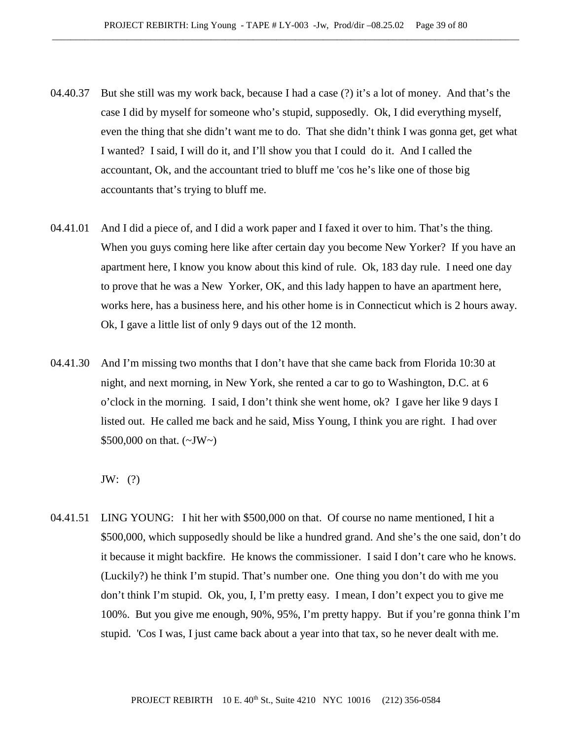04.40.37 But she still was my work back, because I had a case (?) it's a lot of money. And that's the case I did by myself for someone who's stupid, supposedly. Ok, I did everything myself, even the thing that she didn't want me to do. That she didn't think I was gonna get, get what I wanted? I said, I will do it, and I'll show you that I could do it. And I called the accountant, Ok, and the accountant tried to bluff me 'cos he's like one of those big accountants that's trying to bluff me.

04.41.01 And I did a piece of, and I did a work paper and I faxed it over to him. That's the thing. When you guys coming here like after certain day you become New Yorker? If you have an apartment here, I know you know about this kind of rule. Ok, 183 day rule. I need one day to prove that he was a New Yorker, OK, and this lady happen to have an apartment here, works here, has a business here, and his other home is in Connecticut which is 2 hours away. Ok, I gave a little list of only 9 days out of the 12 month.

04.41.30 And I'm missing two months that I don't have that she came back from Florida 10:30 at night, and next morning, in New York, she rented a car to go to Washington, D.C. at 6 o'clock in the morning. I said, I don't think she went home, ok? I gave her like 9 days I listed out. He called me back and he said, Miss Young, I think you are right. I had over $500,000 on that. (~JW~)

JW: (?)

04.41.51 LING YOUNG: I hit her with $500,000 on that. Of course no name mentioned, I hit a $500,000, which supposedly should be like a hundred grand. And she's the one said, don't do it because it might backfire. He knows the commissioner. I said I don't care who he knows. (Luckily?) he think I'm stupid. That's number one. One thing you don't do with me you don't think I'm stupid. Ok, you, I, I'm pretty easy. I mean, I don't expect you to give me 100%. But you give me enough, 90%, 95%, I'm pretty happy. But if you're gonna think I'm stupid. 'Cos I was, I just came back about a year into that tax, so he never dealt with me.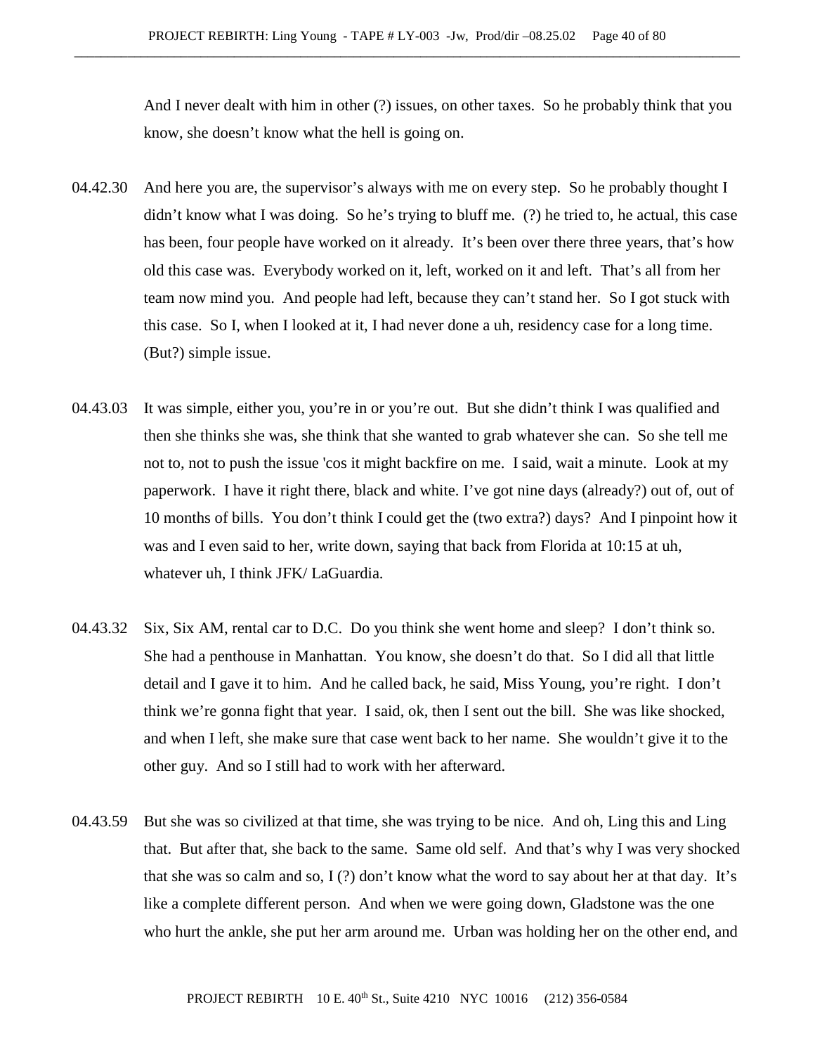And I never dealt with him in other (?) issues, on other taxes. So he probably think that you know, she doesn't know what the hell is going on.

04.42.30 And here you are, the supervisor's always with me on every step. So he probably thought I didn't know what I was doing. So he's trying to bluff me. (?) he tried to, he actual, this case has been, four people have worked on it already. It's been over there three years, that's how old this case was. Everybody worked on it, left, worked on it and left. That's all from her team now mind you. And people had left, because they can't stand her. So I got stuck with this case. So I, when I looked at it, I had never done a uh, residency case for a long time. (But?) simple issue.

04.43.03 It was simple, either you, you're in or you're out. But she didn't think I was qualified and then she thinks she was, she think that she wanted to grab whatever she can. So she tell me not to, not to push the issue 'cos it might backfire on me. I said, wait a minute. Look at my paperwork. I have it right there, black and white. I've got nine days (already?) out of, out of 10 months of bills. You don't think I could get the (two extra?) days? And I pinpoint how it was and I even said to her, write down, saying that back from Florida at 10:15 at uh, whatever uh, I think JFK/ LaGuardia.

04.43.32 Six, Six AM, rental car to D.C. Do you think she went home and sleep? I don't think so. She had a penthouse in Manhattan. You know, she doesn't do that. So I did all that little detail and I gave it to him. And he called back, he said, Miss Young, you're right. I don't think we're gonna fight that year. I said, ok, then I sent out the bill. She was like shocked, and when I left, she make sure that case went back to her name. She wouldn't give it to the other guy. And so I still had to work with her afterward.

04.43.59 But she was so civilized at that time, she was trying to be nice. And oh, Ling this and Ling that. But after that, she back to the same. Same old self. And that's why I was very shocked that she was so calm and so, I (?) don't know what the word to say about her at that day. It's like a complete different person. And when we were going down, Gladstone was the one who hurt the ankle, she put her arm around me. Urban was holding her on the other end, and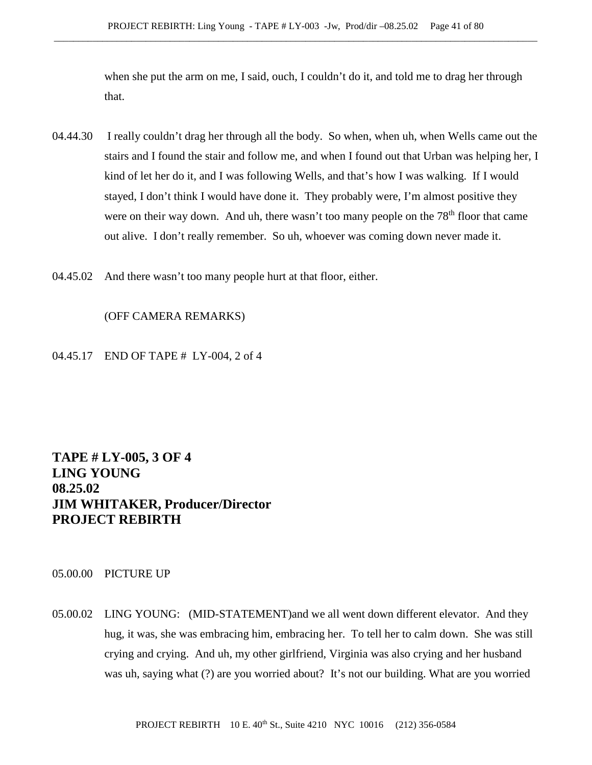when she put the arm on me, I said, ouch, I couldn't do it, and told me to drag her through that.

04.44.30 I really couldn't drag her through all the body. So when, when uh, when Wells came out the stairs and I found the stair and follow me, and when I found out that Urban was helping her, I kind of let her do it, and I was following Wells, and that's how I was walking. If I would stayed, I don't think I would have done it. They probably were, I'm almost positive they were on their way down. And uh, there wasn't too many people on the 78th floor that came out alive. I don't really remember. So uh, whoever was coming down never made it.

04.45.02 And there wasn't too many people hurt at that floor, either.

(OFF CAMERA REMARKS)

04.45.17 END OF TAPE # LY-004, 2 of 4

**TAPE # LY-005, 3 OF 4**
**LING YOUNG**
**08.25.02**
**JIM WHITAKER, Producer/Director**
**PROJECT REBIRTH**

05.00.00 PICTURE UP

05.00.02 LING YOUNG: (MID-STATEMENT)and we all went down different elevator. And they hug, it was, she was embracing him, embracing her. To tell her to calm down. She was still crying and crying. And uh, my other girlfriend, Virginia was also crying and her husband was uh, saying what (?) are you worried about? It's not our building. What are you worried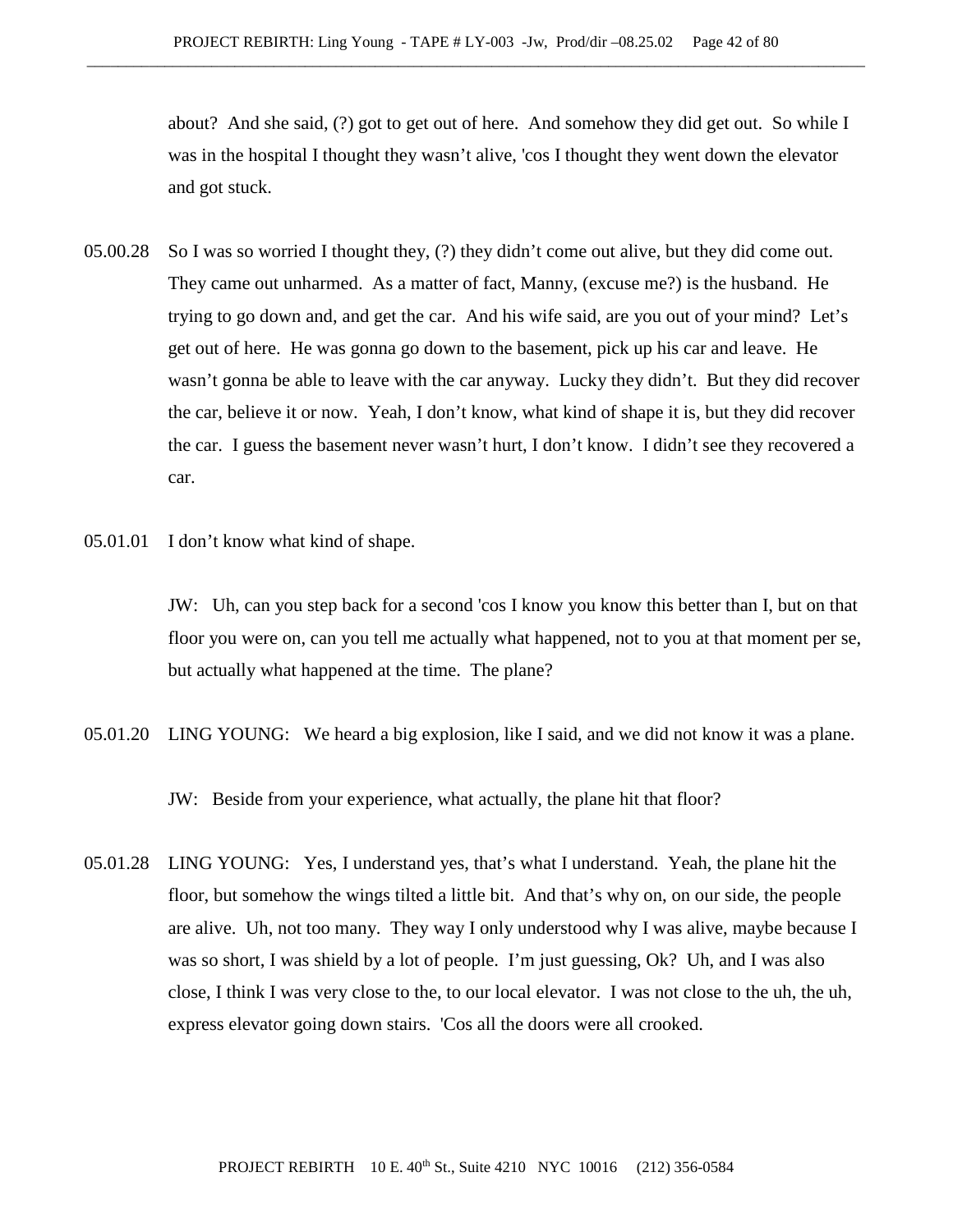about? And she said, (?) got to get out of here. And somehow they did get out. So while I was in the hospital I thought they wasn't alive, 'cos I thought they went down the elevator and got stuck.

05.00.28 So I was so worried I thought they, (?) they didn't come out alive, but they did come out. They came out unharmed. As a matter of fact, Manny, (excuse me?) is the husband. He trying to go down and, and get the car. And his wife said, are you out of your mind? Let's get out of here. He was gonna go down to the basement, pick up his car and leave. He wasn't gonna be able to leave with the car anyway. Lucky they didn't. But they did recover the car, believe it or now. Yeah, I don't know, what kind of shape it is, but they did recover the car. I guess the basement never wasn't hurt, I don't know. I didn't see they recovered a car.

05.01.01 I don't know what kind of shape.

JW: Uh, can you step back for a second 'cos I know you know this better than I, but on that floor you were on, can you tell me actually what happened, not to you at that moment per se, but actually what happened at the time. The plane?

05.01.20 LING YOUNG: We heard a big explosion, like I said, and we did not know it was a plane.

JW: Beside from your experience, what actually, the plane hit that floor?

05.01.28 LING YOUNG: Yes, I understand yes, that's what I understand. Yeah, the plane hit the floor, but somehow the wings tilted a little bit. And that's why on, on our side, the people are alive. Uh, not too many. They way I only understood why I was alive, maybe because I was so short, I was shield by a lot of people. I'm just guessing, Ok? Uh, and I was also close, I think I was very close to the, to our local elevator. I was not close to the uh, the uh, express elevator going down stairs. 'Cos all the doors were all crooked.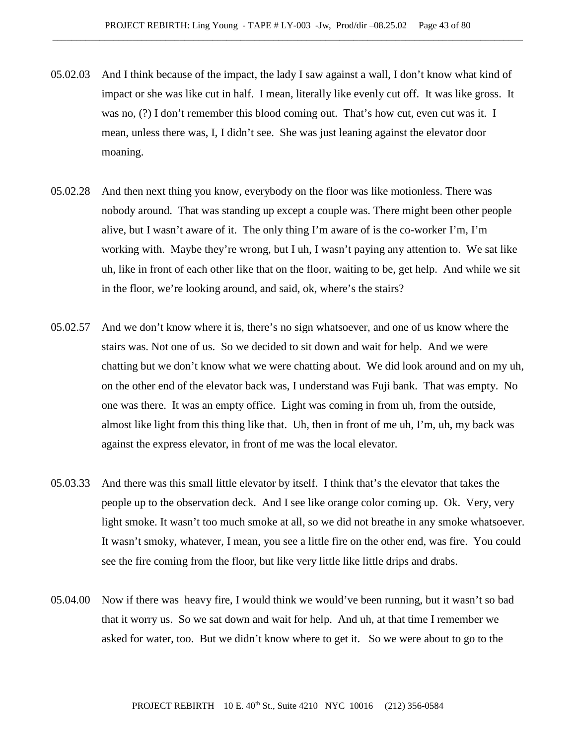05.02.03 And I think because of the impact, the lady I saw against a wall, I don't know what kind of impact or she was like cut in half. I mean, literally like evenly cut off. It was like gross. It was no, (?) I don't remember this blood coming out. That's how cut, even cut was it. I mean, unless there was, I, I didn't see. She was just leaning against the elevator door moaning.

05.02.28 And then next thing you know, everybody on the floor was like motionless. There was nobody around. That was standing up except a couple was. There might been other people alive, but I wasn't aware of it. The only thing I'm aware of is the co-worker I'm, I'm working with. Maybe they're wrong, but I uh, I wasn't paying any attention to. We sat like uh, like in front of each other like that on the floor, waiting to be, get help. And while we sit in the floor, we're looking around, and said, ok, where's the stairs?

05.02.57 And we don't know where it is, there's no sign whatsoever, and one of us know where the stairs was. Not one of us. So we decided to sit down and wait for help. And we were chatting but we don't know what we were chatting about. We did look around and on my uh, on the other end of the elevator back was, I understand was Fuji bank. That was empty. No one was there. It was an empty office. Light was coming in from uh, from the outside, almost like light from this thing like that. Uh, then in front of me uh, I'm, uh, my back was against the express elevator, in front of me was the local elevator.

05.03.33 And there was this small little elevator by itself. I think that's the elevator that takes the people up to the observation deck. And I see like orange color coming up. Ok. Very, very light smoke. It wasn't too much smoke at all, so we did not breathe in any smoke whatsoever. It wasn't smoky, whatever, I mean, you see a little fire on the other end, was fire. You could see the fire coming from the floor, but like very little like little drips and drabs.

05.04.00 Now if there was heavy fire, I would think we would've been running, but it wasn't so bad that it worry us. So we sat down and wait for help. And uh, at that time I remember we asked for water, too. But we didn't know where to get it. So we were about to go to the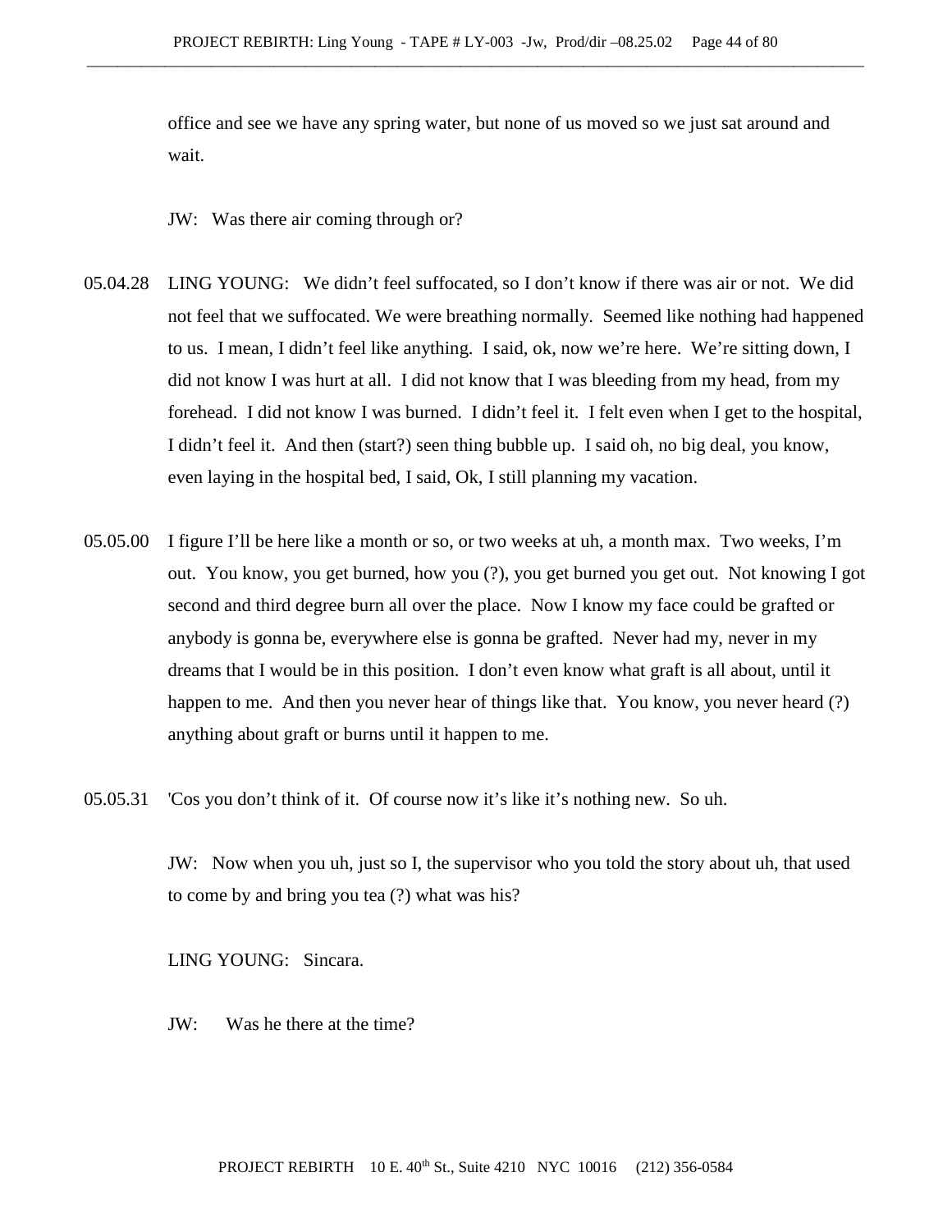office and see we have any spring water, but none of us moved so we just sat around and wait.

JW: Was there air coming through or?

05.04.28 LING YOUNG: We didn't feel suffocated, so I don't know if there was air or not. We did not feel that we suffocated. We were breathing normally. Seemed like nothing had happened to us. I mean, I didn't feel like anything. I said, ok, now we're here. We're sitting down, I did not know I was hurt at all. I did not know that I was bleeding from my head, from my forehead. I did not know I was burned. I didn't feel it. I felt even when I get to the hospital, I didn't feel it. And then (start?) seen thing bubble up. I said oh, no big deal, you know, even laying in the hospital bed, I said, Ok, I still planning my vacation.

05.05.00 I figure I'll be here like a month or so, or two weeks at uh, a month max. Two weeks, I'm out. You know, you get burned, how you (?), you get burned you get out. Not knowing I got second and third degree burn all over the place. Now I know my face could be grafted or anybody is gonna be, everywhere else is gonna be grafted. Never had my, never in my dreams that I would be in this position. I don't even know what graft is all about, until it happen to me. And then you never hear of things like that. You know, you never heard (?) anything about graft or burns until it happen to me.

05.05.31 'Cos you don't think of it. Of course now it's like it's nothing new. So uh.

JW: Now when you uh, just so I, the supervisor who you told the story about uh, that used to come by and bring you tea (?) what was his?

LING YOUNG: Sincara.

JW: Was he there at the time?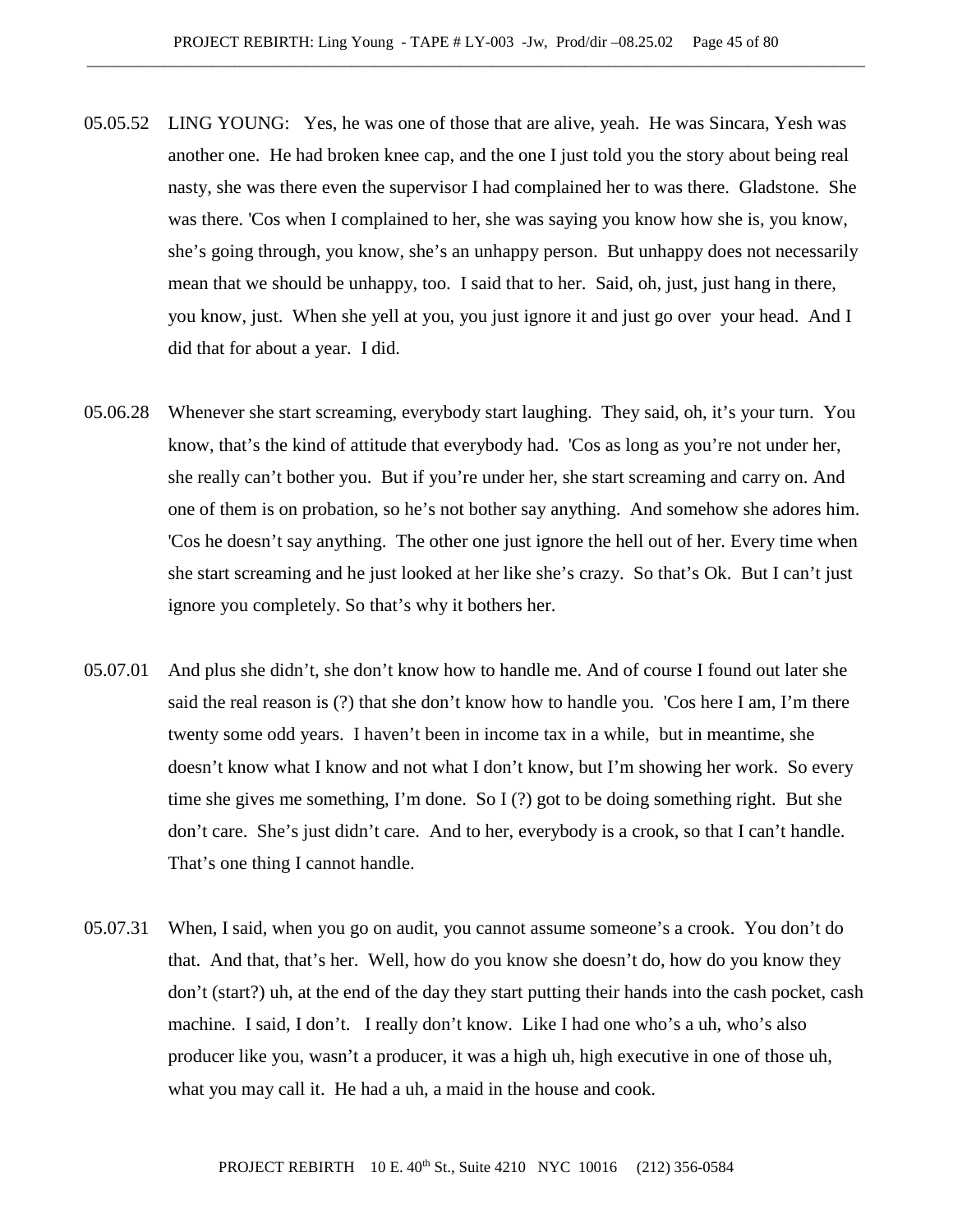05.05.52 LING YOUNG: Yes, he was one of those that are alive, yeah. He was Sincara, Yesh was another one. He had broken knee cap, and the one I just told you the story about being real nasty, she was there even the supervisor I had complained her to was there. Gladstone. She was there. 'Cos when I complained to her, she was saying you know how she is, you know, she's going through, you know, she's an unhappy person. But unhappy does not necessarily mean that we should be unhappy, too. I said that to her. Said, oh, just, just hang in there, you know, just. When she yell at you, you just ignore it and just go over your head. And I did that for about a year. I did.

05.06.28 Whenever she start screaming, everybody start laughing. They said, oh, it's your turn. You know, that's the kind of attitude that everybody had. 'Cos as long as you're not under her, she really can't bother you. But if you're under her, she start screaming and carry on. And one of them is on probation, so he's not bother say anything. And somehow she adores him. 'Cos he doesn't say anything. The other one just ignore the hell out of her. Every time when she start screaming and he just looked at her like she's crazy. So that's Ok. But I can't just ignore you completely. So that's why it bothers her.

05.07.01 And plus she didn't, she don't know how to handle me. And of course I found out later she said the real reason is (?) that she don't know how to handle you. 'Cos here I am, I'm there twenty some odd years. I haven't been in income tax in a while, but in meantime, she doesn't know what I know and not what I don't know, but I'm showing her work. So every time she gives me something, I'm done. So I (?) got to be doing something right. But she don't care. She's just didn't care. And to her, everybody is a crook, so that I can't handle. That's one thing I cannot handle.

05.07.31 When, I said, when you go on audit, you cannot assume someone's a crook. You don't do that. And that, that's her. Well, how do you know she doesn't do, how do you know they don't (start?) uh, at the end of the day they start putting their hands into the cash pocket, cash machine. I said, I don't. I really don't know. Like I had one who's a uh, who's also producer like you, wasn't a producer, it was a high uh, high executive in one of those uh, what you may call it. He had a uh, a maid in the house and cook.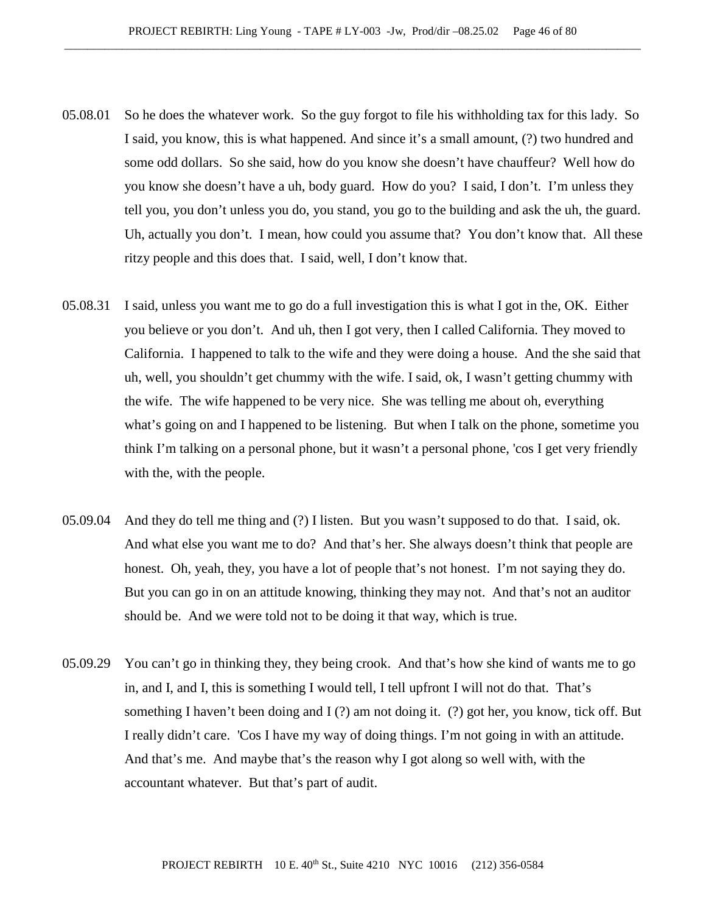05.08.01 So he does the whatever work. So the guy forgot to file his withholding tax for this lady. So I said, you know, this is what happened. And since it's a small amount, (?) two hundred and some odd dollars. So she said, how do you know she doesn't have chauffeur? Well how do you know she doesn't have a uh, body guard. How do you? I said, I don't. I'm unless they tell you, you don't unless you do, you stand, you go to the building and ask the uh, the guard. Uh, actually you don't. I mean, how could you assume that? You don't know that. All these ritzy people and this does that. I said, well, I don't know that.

05.08.31 I said, unless you want me to go do a full investigation this is what I got in the, OK. Either you believe or you don't. And uh, then I got very, then I called California. They moved to California. I happened to talk to the wife and they were doing a house. And the she said that uh, well, you shouldn't get chummy with the wife. I said, ok, I wasn't getting chummy with the wife. The wife happened to be very nice. She was telling me about oh, everything what's going on and I happened to be listening. But when I talk on the phone, sometime you think I'm talking on a personal phone, but it wasn't a personal phone, 'cos I get very friendly with the, with the people.

05.09.04 And they do tell me thing and (?) I listen. But you wasn't supposed to do that. I said, ok. And what else you want me to do? And that's her. She always doesn't think that people are honest. Oh, yeah, they, you have a lot of people that's not honest. I'm not saying they do. But you can go in on an attitude knowing, thinking they may not. And that's not an auditor should be. And we were told not to be doing it that way, which is true.

05.09.29 You can't go in thinking they, they being crook. And that's how she kind of wants me to go in, and I, and I, this is something I would tell, I tell upfront I will not do that. That's something I haven't been doing and I (?) am not doing it. (?) got her, you know, tick off. But I really didn't care. 'Cos I have my way of doing things. I'm not going in with an attitude. And that's me. And maybe that's the reason why I got along so well with, with the accountant whatever. But that's part of audit.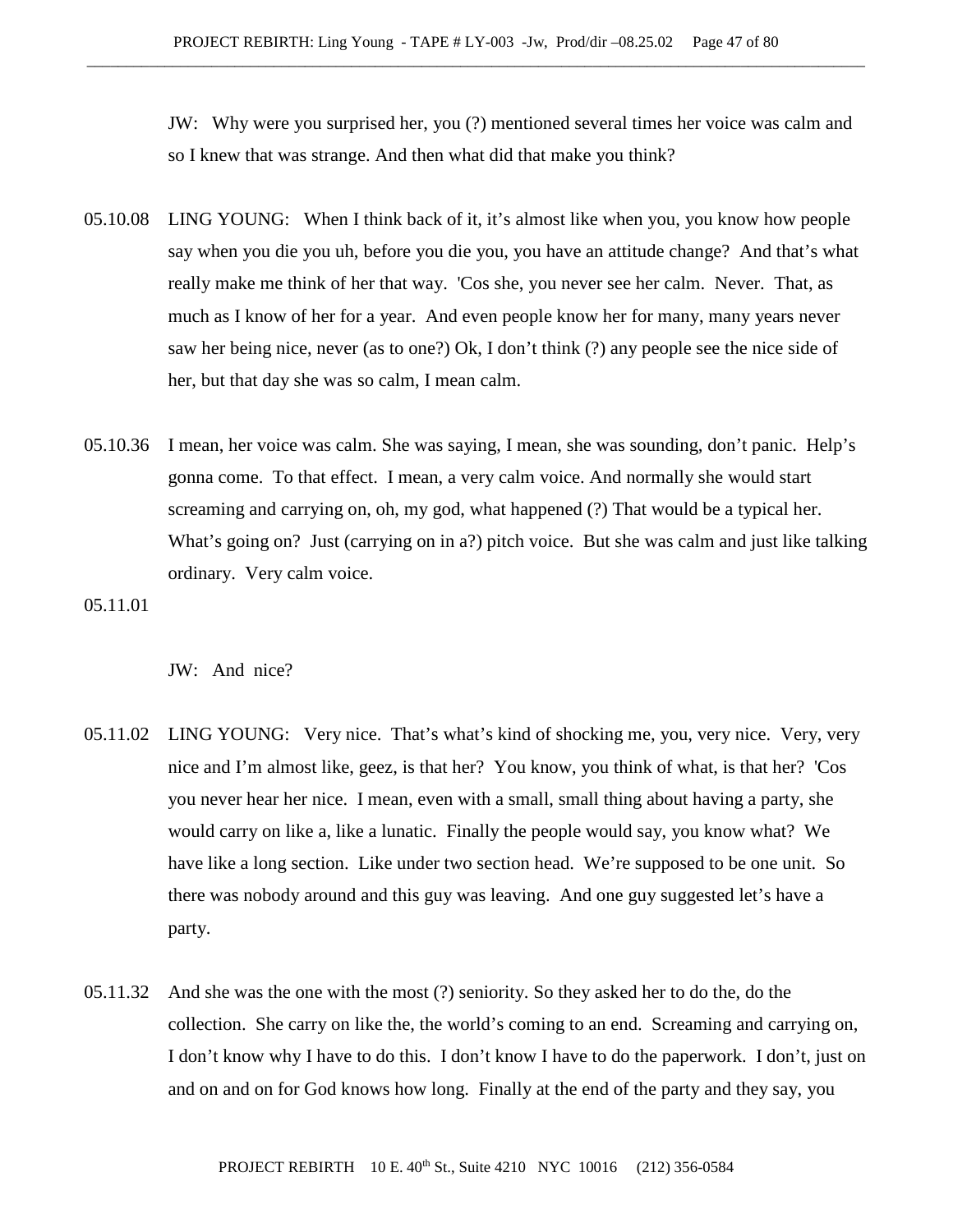JW: Why were you surprised her, you (?) mentioned several times her voice was calm and so I knew that was strange. And then what did that make you think?

05.10.08 LING YOUNG: When I think back of it, it's almost like when you, you know how people say when you die you uh, before you die you, you have an attitude change? And that's what really make me think of her that way. 'Cos she, you never see her calm. Never. That, as much as I know of her for a year. And even people know her for many, many years never saw her being nice, never (as to one?) Ok, I don't think (?) any people see the nice side of her, but that day she was so calm, I mean calm.

05.10.36 I mean, her voice was calm. She was saying, I mean, she was sounding, don't panic. Help's gonna come. To that effect. I mean, a very calm voice. And normally she would start screaming and carrying on, oh, my god, what happened (?) That would be a typical her. What's going on? Just (carrying on in a?) pitch voice. But she was calm and just like talking ordinary. Very calm voice.

05.11.01

JW: And nice?

05.11.02 LING YOUNG: Very nice. That's what's kind of shocking me, you, very nice. Very, very nice and I'm almost like, geez, is that her? You know, you think of what, is that her? 'Cos you never hear her nice. I mean, even with a small, small thing about having a party, she would carry on like a, like a lunatic. Finally the people would say, you know what? We have like a long section. Like under two section head. We're supposed to be one unit. So there was nobody around and this guy was leaving. And one guy suggested let's have a party.

05.11.32 And she was the one with the most (?) seniority. So they asked her to do the, do the collection. She carry on like the, the world's coming to an end. Screaming and carrying on, I don't know why I have to do this. I don't know I have to do the paperwork. I don't, just on and on and on for God knows how long. Finally at the end of the party and they say, you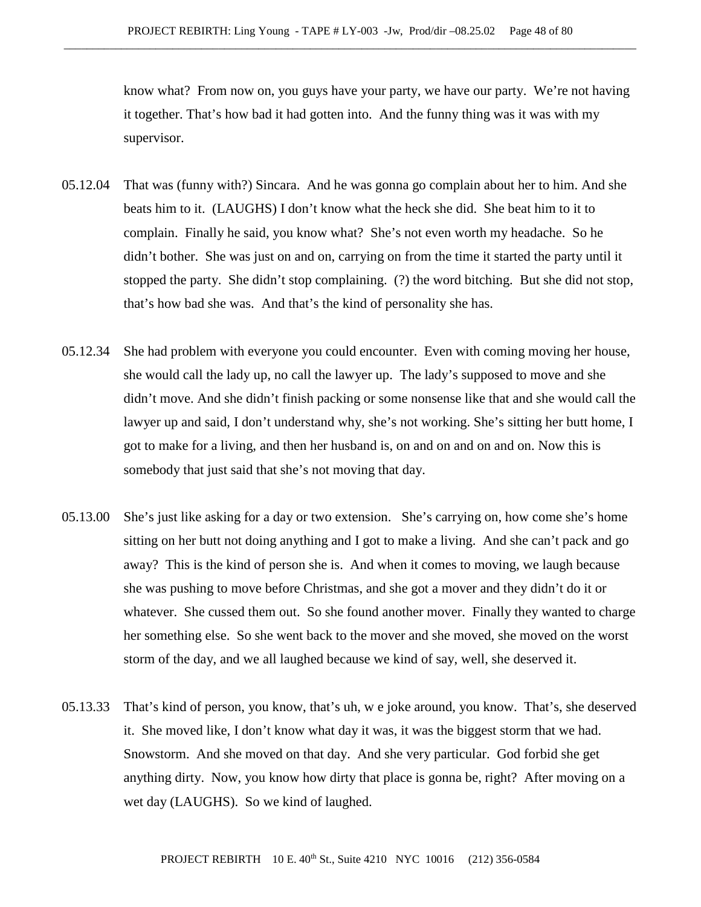know what? From now on, you guys have your party, we have our party. We're not having it together. That's how bad it had gotten into. And the funny thing was it was with my supervisor.

05.12.04 That was (funny with?) Sincara. And he was gonna go complain about her to him. And she beats him to it. (LAUGHS) I don't know what the heck she did. She beat him to it to complain. Finally he said, you know what? She's not even worth my headache. So he didn't bother. She was just on and on, carrying on from the time it started the party until it stopped the party. She didn't stop complaining. (?) the word bitching. But she did not stop, that's how bad she was. And that's the kind of personality she has.

05.12.34 She had problem with everyone you could encounter. Even with coming moving her house, she would call the lady up, no call the lawyer up. The lady's supposed to move and she didn't move. And she didn't finish packing or some nonsense like that and she would call the lawyer up and said, I don't understand why, she's not working. She's sitting her butt home, I got to make for a living, and then her husband is, on and on and on and on. Now this is somebody that just said that she's not moving that day.

05.13.00 She's just like asking for a day or two extension. She's carrying on, how come she's home sitting on her butt not doing anything and I got to make a living. And she can't pack and go away? This is the kind of person she is. And when it comes to moving, we laugh because she was pushing to move before Christmas, and she got a mover and they didn't do it or whatever. She cussed them out. So she found another mover. Finally they wanted to charge her something else. So she went back to the mover and she moved, she moved on the worst storm of the day, and we all laughed because we kind of say, well, she deserved it.

05.13.33 That's kind of person, you know, that's uh, w e joke around, you know. That's, she deserved it. She moved like, I don't know what day it was, it was the biggest storm that we had. Snowstorm. And she moved on that day. And she very particular. God forbid she get anything dirty. Now, you know how dirty that place is gonna be, right? After moving on a wet day (LAUGHS). So we kind of laughed.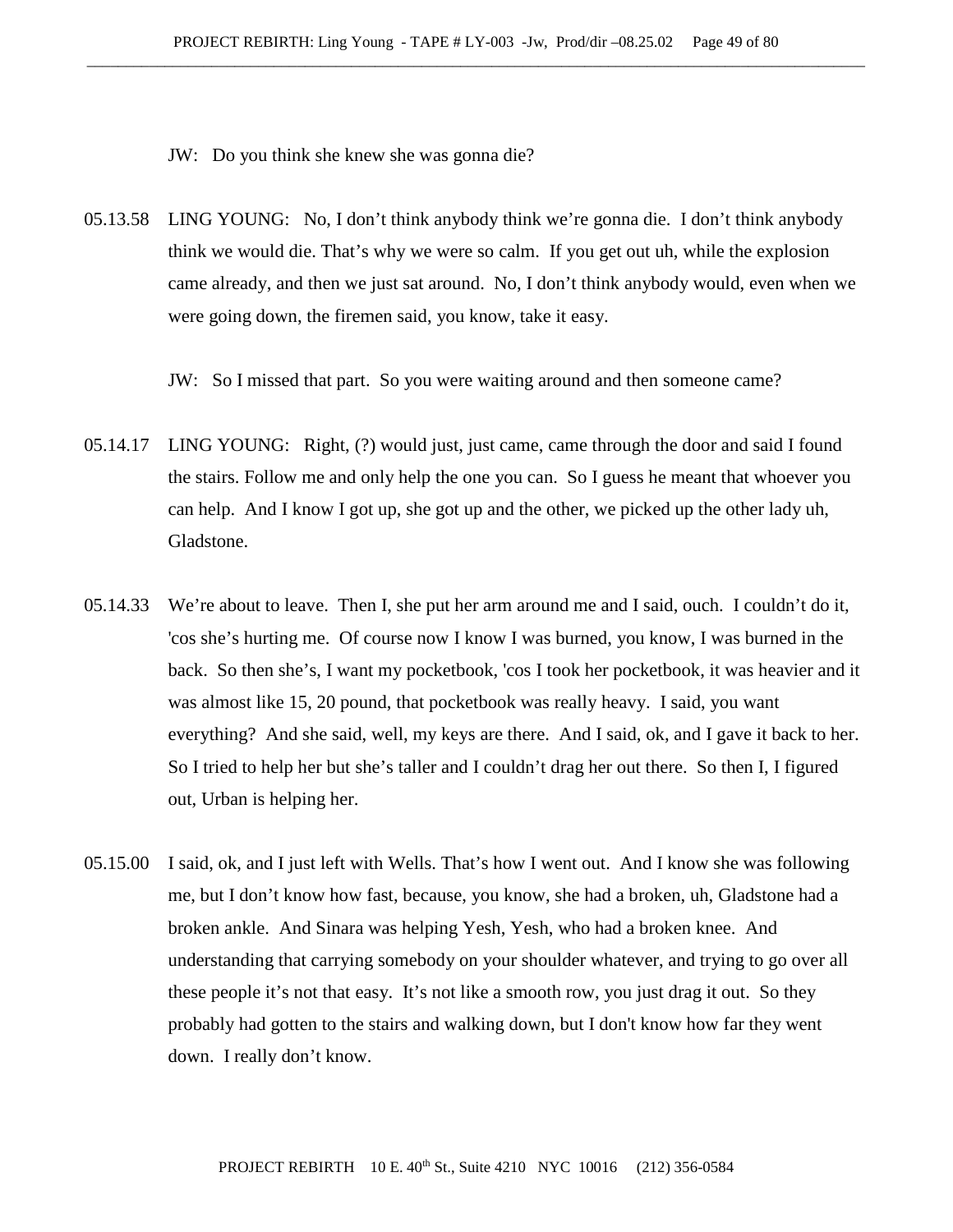JW: Do you think she knew she was gonna die?

05.13.58 LING YOUNG: No, I don't think anybody think we're gonna die. I don't think anybody think we would die. That's why we were so calm. If you get out uh, while the explosion came already, and then we just sat around. No, I don't think anybody would, even when we were going down, the firemen said, you know, take it easy.

JW: So I missed that part. So you were waiting around and then someone came?

05.14.17 LING YOUNG: Right, (?) would just, just came, came through the door and said I found the stairs. Follow me and only help the one you can. So I guess he meant that whoever you can help. And I know I got up, she got up and the other, we picked up the other lady uh, Gladstone.

05.14.33 We're about to leave. Then I, she put her arm around me and I said, ouch. I couldn't do it, 'cos she's hurting me. Of course now I know I was burned, you know, I was burned in the back. So then she's, I want my pocketbook, 'cos I took her pocketbook, it was heavier and it was almost like 15, 20 pound, that pocketbook was really heavy. I said, you want everything? And she said, well, my keys are there. And I said, ok, and I gave it back to her. So I tried to help her but she's taller and I couldn't drag her out there. So then I, I figured out, Urban is helping her.

05.15.00 I said, ok, and I just left with Wells. That's how I went out. And I know she was following me, but I don't know how fast, because, you know, she had a broken, uh, Gladstone had a broken ankle. And Sinara was helping Yesh, Yesh, who had a broken knee. And understanding that carrying somebody on your shoulder whatever, and trying to go over all these people it's not that easy. It's not like a smooth row, you just drag it out. So they probably had gotten to the stairs and walking down, but I don't know how far they went down. I really don't know.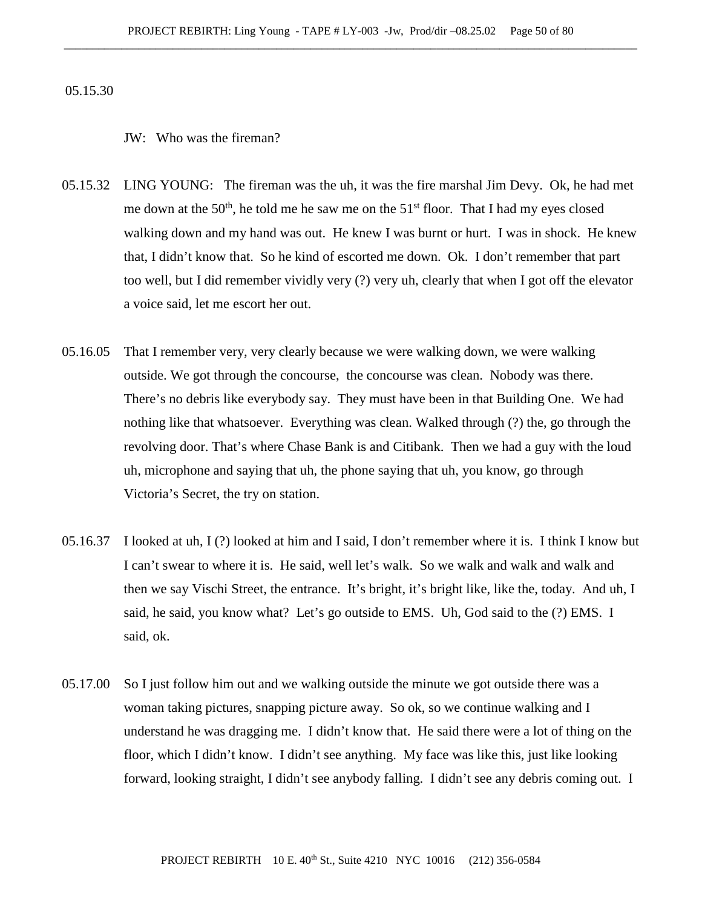05.15.30

JW: Who was the fireman?

05.15.32 LING YOUNG: The fireman was the uh, it was the fire marshal Jim Devy. Ok, he had met me down at the 50th, he told me he saw me on the 51st floor. That I had my eyes closed walking down and my hand was out. He knew I was burnt or hurt. I was in shock. He knew that, I didn't know that. So he kind of escorted me down. Ok. I don't remember that part too well, but I did remember vividly very (?) very uh, clearly that when I got off the elevator a voice said, let me escort her out.

05.16.05 That I remember very, very clearly because we were walking down, we were walking outside. We got through the concourse, the concourse was clean. Nobody was there. There's no debris like everybody say. They must have been in that Building One. We had nothing like that whatsoever. Everything was clean. Walked through (?) the, go through the revolving door. That's where Chase Bank is and Citibank. Then we had a guy with the loud uh, microphone and saying that uh, the phone saying that uh, you know, go through Victoria's Secret, the try on station.

05.16.37 I looked at uh, I (?) looked at him and I said, I don't remember where it is. I think I know but I can't swear to where it is. He said, well let's walk. So we walk and walk and walk and then we say Vischi Street, the entrance. It's bright, it's bright like, like the, today. And uh, I said, he said, you know what? Let's go outside to EMS. Uh, God said to the (?) EMS. I said, ok.

05.17.00 So I just follow him out and we walking outside the minute we got outside there was a woman taking pictures, snapping picture away. So ok, so we continue walking and I understand he was dragging me. I didn't know that. He said there were a lot of thing on the floor, which I didn't know. I didn't see anything. My face was like this, just like looking forward, looking straight, I didn't see anybody falling. I didn't see any debris coming out. I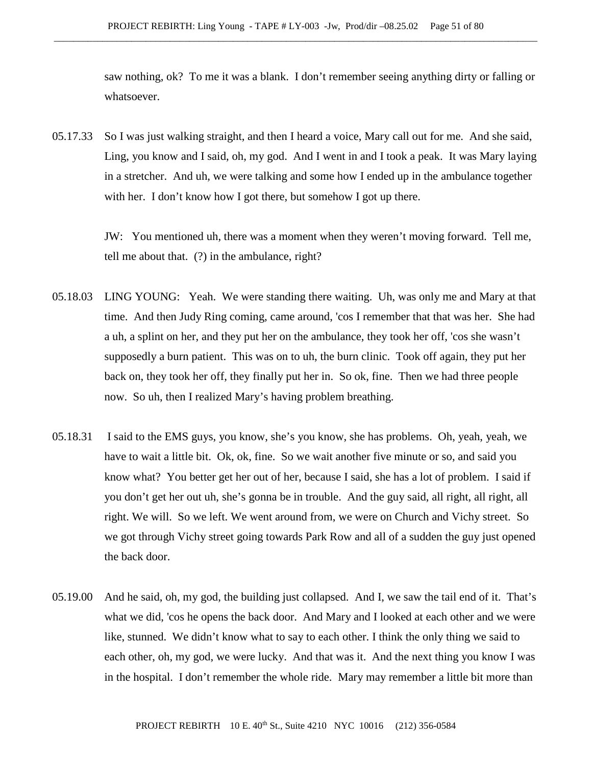saw nothing, ok? To me it was a blank. I don't remember seeing anything dirty or falling or whatsoever.

05.17.33 So I was just walking straight, and then I heard a voice, Mary call out for me. And she said, Ling, you know and I said, oh, my god. And I went in and I took a peak. It was Mary laying in a stretcher. And uh, we were talking and some how I ended up in the ambulance together with her. I don't know how I got there, but somehow I got up there.

JW: You mentioned uh, there was a moment when they weren't moving forward. Tell me, tell me about that. (?) in the ambulance, right?

05.18.03 LING YOUNG: Yeah. We were standing there waiting. Uh, was only me and Mary at that time. And then Judy Ring coming, came around, 'cos I remember that that was her. She had a uh, a splint on her, and they put her on the ambulance, they took her off, 'cos she wasn't supposedly a burn patient. This was on to uh, the burn clinic. Took off again, they put her back on, they took her off, they finally put her in. So ok, fine. Then we had three people now. So uh, then I realized Mary's having problem breathing.

05.18.31 I said to the EMS guys, you know, she's you know, she has problems. Oh, yeah, yeah, we have to wait a little bit. Ok, ok, fine. So we wait another five minute or so, and said you know what? You better get her out of her, because I said, she has a lot of problem. I said if you don't get her out uh, she's gonna be in trouble. And the guy said, all right, all right, all right. We will. So we left. We went around from, we were on Church and Vichy street. So we got through Vichy street going towards Park Row and all of a sudden the guy just opened the back door.

05.19.00 And he said, oh, my god, the building just collapsed. And I, we saw the tail end of it. That's what we did, 'cos he opens the back door. And Mary and I looked at each other and we were like, stunned. We didn't know what to say to each other. I think the only thing we said to each other, oh, my god, we were lucky. And that was it. And the next thing you know I was in the hospital. I don't remember the whole ride. Mary may remember a little bit more than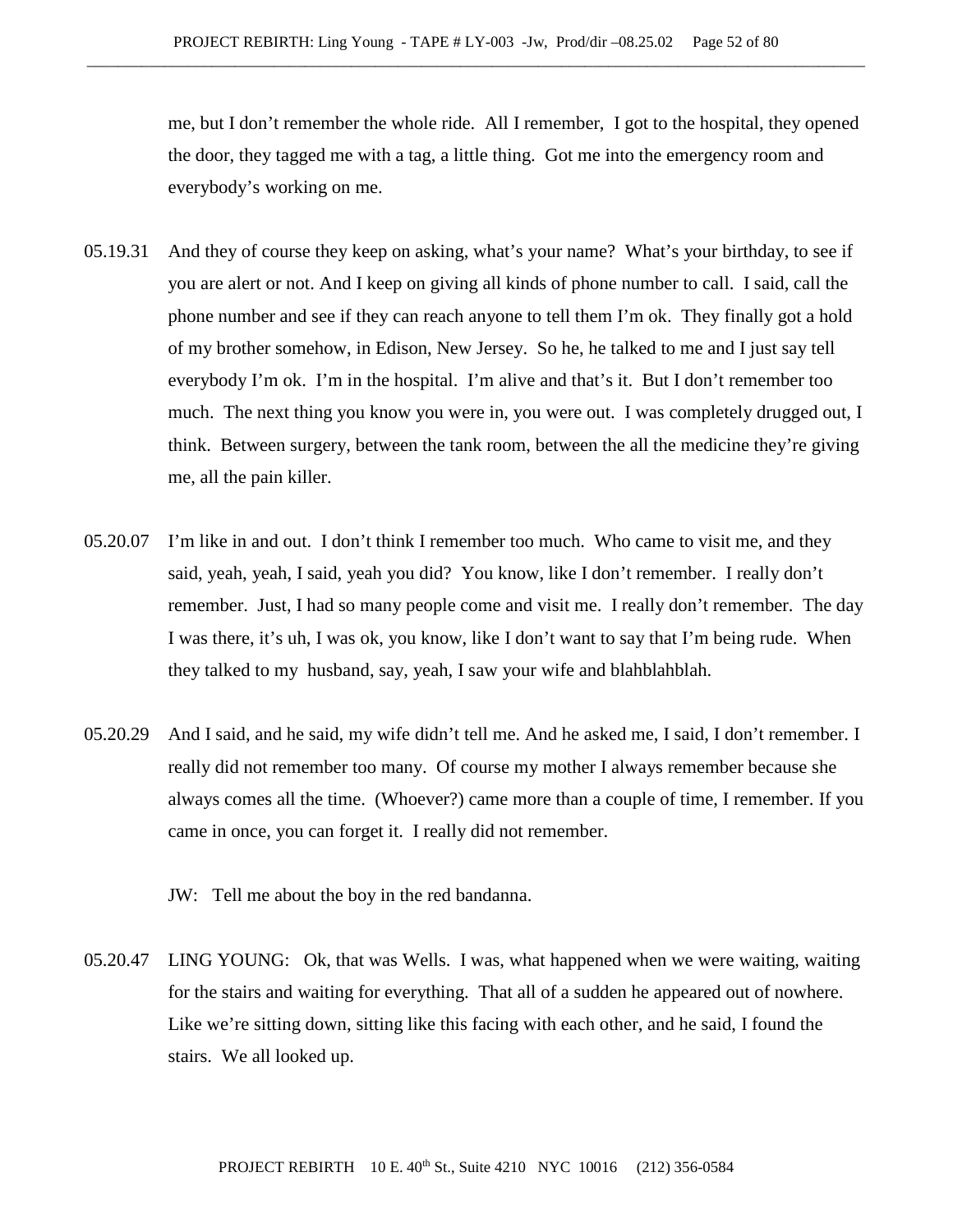me, but I don't remember the whole ride. All I remember, I got to the hospital, they opened the door, they tagged me with a tag, a little thing. Got me into the emergency room and everybody's working on me.

05.19.31 And they of course they keep on asking, what's your name? What's your birthday, to see if you are alert or not. And I keep on giving all kinds of phone number to call. I said, call the phone number and see if they can reach anyone to tell them I'm ok. They finally got a hold of my brother somehow, in Edison, New Jersey. So he, he talked to me and I just say tell everybody I'm ok. I'm in the hospital. I'm alive and that's it. But I don't remember too much. The next thing you know you were in, you were out. I was completely drugged out, I think. Between surgery, between the tank room, between the all the medicine they're giving me, all the pain killer.

05.20.07 I'm like in and out. I don't think I remember too much. Who came to visit me, and they said, yeah, yeah, I said, yeah you did? You know, like I don't remember. I really don't remember. Just, I had so many people come and visit me. I really don't remember. The day I was there, it's uh, I was ok, you know, like I don't want to say that I'm being rude. When they talked to my husband, say, yeah, I saw your wife and blahblahblah.

05.20.29 And I said, and he said, my wife didn't tell me. And he asked me, I said, I don't remember. I really did not remember too many. Of course my mother I always remember because she always comes all the time. (Whoever?) came more than a couple of time, I remember. If you came in once, you can forget it. I really did not remember.

JW: Tell me about the boy in the red bandanna.

05.20.47 LING YOUNG: Ok, that was Wells. I was, what happened when we were waiting, waiting for the stairs and waiting for everything. That all of a sudden he appeared out of nowhere. Like we're sitting down, sitting like this facing with each other, and he said, I found the stairs. We all looked up.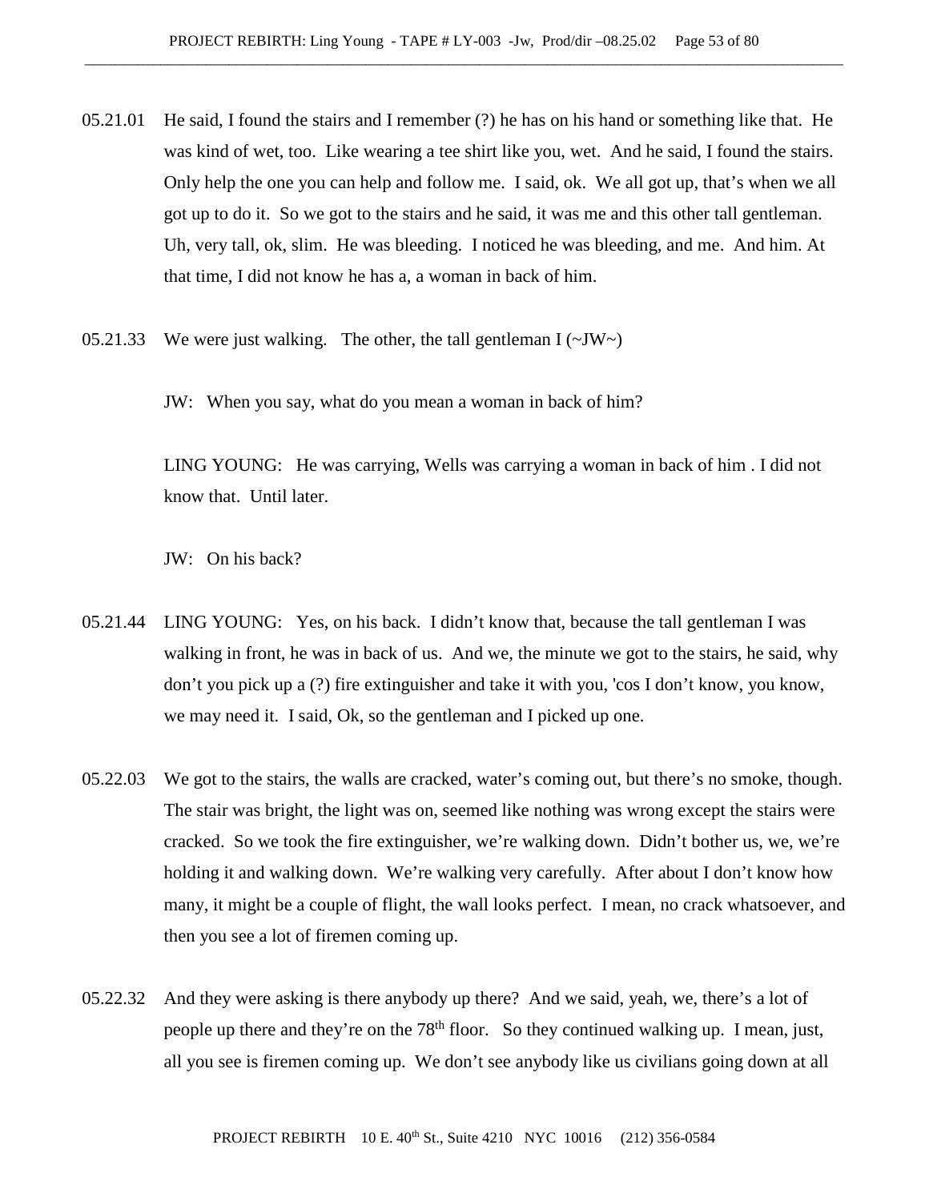05.21.01 He said, I found the stairs and I remember (?) he has on his hand or something like that. He was kind of wet, too. Like wearing a tee shirt like you, wet. And he said, I found the stairs. Only help the one you can help and follow me. I said, ok. We all got up, that's when we all got up to do it. So we got to the stairs and he said, it was me and this other tall gentleman. Uh, very tall, ok, slim. He was bleeding. I noticed he was bleeding, and me. And him. At that time, I did not know he has a, a woman in back of him.

05.21.33 We were just walking. The other, the tall gentleman I (~JW~)

JW: When you say, what do you mean a woman in back of him?

LING YOUNG: He was carrying, Wells was carrying a woman in back of him . I did not know that. Until later.

JW: On his back?

05.21.44 LING YOUNG: Yes, on his back. I didn't know that, because the tall gentleman I was walking in front, he was in back of us. And we, the minute we got to the stairs, he said, why don't you pick up a (?) fire extinguisher and take it with you, 'cos I don't know, you know, we may need it. I said, Ok, so the gentleman and I picked up one.

05.22.03 We got to the stairs, the walls are cracked, water's coming out, but there's no smoke, though. The stair was bright, the light was on, seemed like nothing was wrong except the stairs were cracked. So we took the fire extinguisher, we're walking down. Didn't bother us, we, we're holding it and walking down. We're walking very carefully. After about I don't know how many, it might be a couple of flight, the wall looks perfect. I mean, no crack whatsoever, and then you see a lot of firemen coming up.

05.22.32 And they were asking is there anybody up there? And we said, yeah, we, there's a lot of people up there and they're on the 78th floor. So they continued walking up. I mean, just, all you see is firemen coming up. We don't see anybody like us civilians going down at all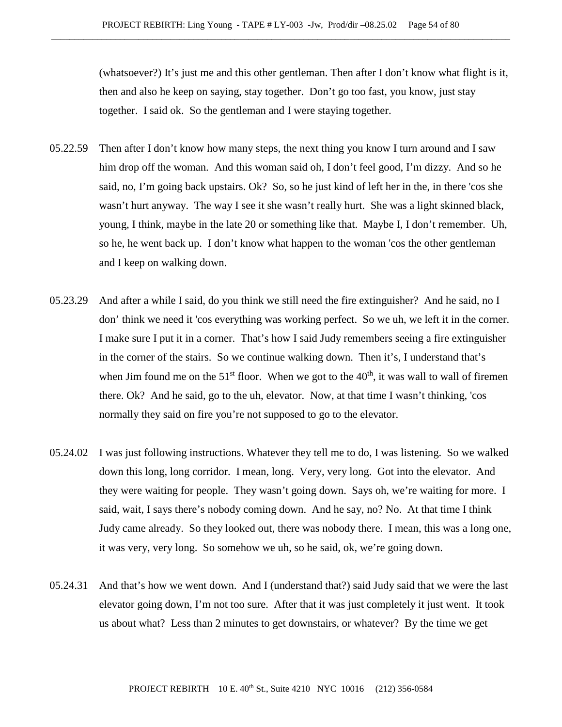(whatsoever?) It's just me and this other gentleman. Then after I don't know what flight is it, then and also he keep on saying, stay together. Don't go too fast, you know, just stay together. I said ok. So the gentleman and I were staying together.

05.22.59 Then after I don't know how many steps, the next thing you know I turn around and I saw him drop off the woman. And this woman said oh, I don't feel good, I'm dizzy. And so he said, no, I'm going back upstairs. Ok? So, so he just kind of left her in the, in there 'cos she wasn't hurt anyway. The way I see it she wasn't really hurt. She was a light skinned black, young, I think, maybe in the late 20 or something like that. Maybe I, I don't remember. Uh, so he, he went back up. I don't know what happen to the woman 'cos the other gentleman and I keep on walking down.

05.23.29 And after a while I said, do you think we still need the fire extinguisher? And he said, no I don' think we need it 'cos everything was working perfect. So we uh, we left it in the corner. I make sure I put it in a corner. That's how I said Judy remembers seeing a fire extinguisher in the corner of the stairs. So we continue walking down. Then it's, I understand that's when Jim found me on the 51st floor. When we got to the 40th, it was wall to wall of firemen there. Ok? And he said, go to the uh, elevator. Now, at that time I wasn't thinking, 'cos normally they said on fire you're not supposed to go to the elevator.

05.24.02 I was just following instructions. Whatever they tell me to do, I was listening. So we walked down this long, long corridor. I mean, long. Very, very long. Got into the elevator. And they were waiting for people. They wasn't going down. Says oh, we're waiting for more. I said, wait, I says there's nobody coming down. And he say, no? No. At that time I think Judy came already. So they looked out, there was nobody there. I mean, this was a long one, it was very, very long. So somehow we uh, so he said, ok, we're going down.

05.24.31 And that's how we went down. And I (understand that?) said Judy said that we were the last elevator going down, I'm not too sure. After that it was just completely it just went. It took us about what? Less than 2 minutes to get downstairs, or whatever? By the time we get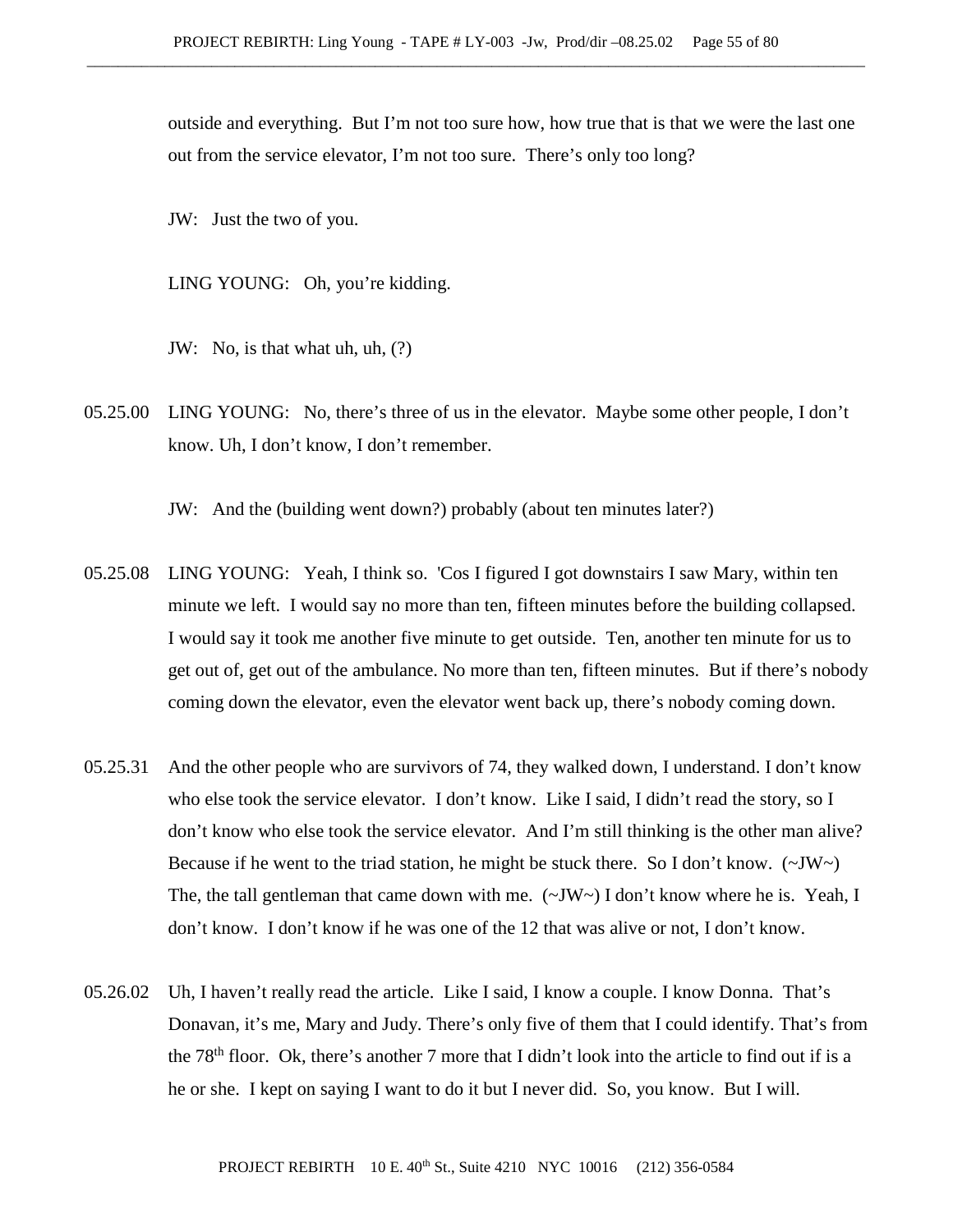outside and everything. But I'm not too sure how, how true that is that we were the last one out from the service elevator, I'm not too sure. There's only too long?

JW: Just the two of you.

LING YOUNG: Oh, you're kidding.

JW: No, is that what uh, uh, (?)

05.25.00 LING YOUNG: No, there's three of us in the elevator. Maybe some other people, I don't know. Uh, I don't know, I don't remember.

JW: And the (building went down?) probably (about ten minutes later?)

05.25.08 LING YOUNG: Yeah, I think so. 'Cos I figured I got downstairs I saw Mary, within ten minute we left. I would say no more than ten, fifteen minutes before the building collapsed. I would say it took me another five minute to get outside. Ten, another ten minute for us to get out of, get out of the ambulance. No more than ten, fifteen minutes. But if there's nobody coming down the elevator, even the elevator went back up, there's nobody coming down.

05.25.31 And the other people who are survivors of 74, they walked down, I understand. I don't know who else took the service elevator. I don't know. Like I said, I didn't read the story, so I don't know who else took the service elevator. And I'm still thinking is the other man alive? Because if he went to the triad station, he might be stuck there. So I don't know. (~JW~) The, the tall gentleman that came down with me. (~JW~) I don't know where he is. Yeah, I don't know. I don't know if he was one of the 12 that was alive or not, I don't know.

05.26.02 Uh, I haven't really read the article. Like I said, I know a couple. I know Donna. That's Donavan, it's me, Mary and Judy. There's only five of them that I could identify. That's from the 78th floor. Ok, there's another 7 more that I didn't look into the article to find out if is a he or she. I kept on saying I want to do it but I never did. So, you know. But I will.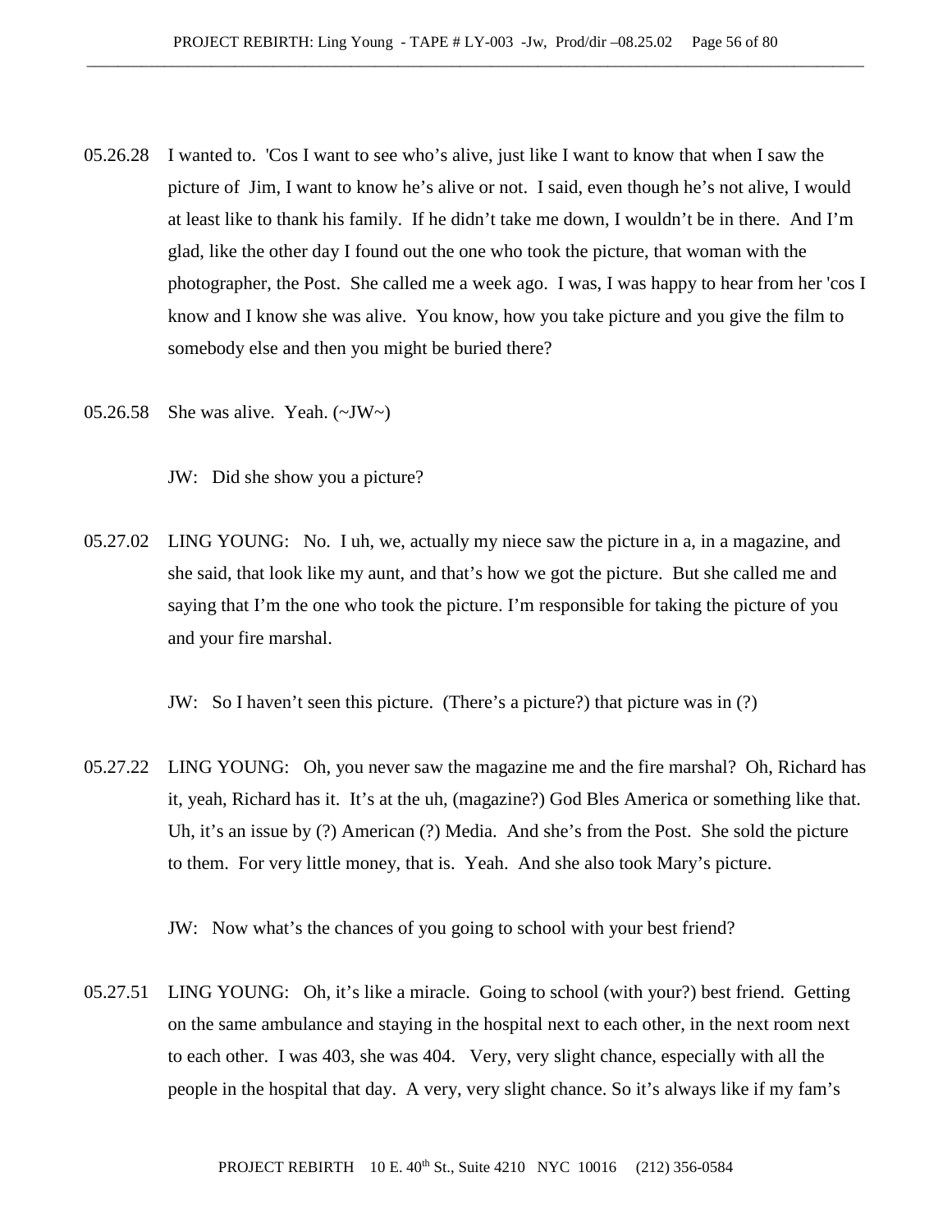05.26.28 I wanted to. 'Cos I want to see who's alive, just like I want to know that when I saw the picture of Jim, I want to know he's alive or not. I said, even though he's not alive, I would at least like to thank his family. If he didn't take me down, I wouldn't be in there. And I'm glad, like the other day I found out the one who took the picture, that woman with the photographer, the Post. She called me a week ago. I was, I was happy to hear from her 'cos I know and I know she was alive. You know, how you take picture and you give the film to somebody else and then you might be buried there?

05.26.58 She was alive. Yeah. (~JW~)

JW: Did she show you a picture?

05.27.02 LING YOUNG: No. I uh, we, actually my niece saw the picture in a, in a magazine, and she said, that look like my aunt, and that's how we got the picture. But she called me and saying that I'm the one who took the picture. I'm responsible for taking the picture of you and your fire marshal.

JW: So I haven't seen this picture. (There's a picture?) that picture was in (?)

05.27.22 LING YOUNG: Oh, you never saw the magazine me and the fire marshal? Oh, Richard has it, yeah, Richard has it. It's at the uh, (magazine?) God Bles America or something like that. Uh, it's an issue by (?) American (?) Media. And she's from the Post. She sold the picture to them. For very little money, that is. Yeah. And she also took Mary's picture.

JW: Now what's the chances of you going to school with your best friend?

05.27.51 LING YOUNG: Oh, it's like a miracle. Going to school (with your?) best friend. Getting on the same ambulance and staying in the hospital next to each other, in the next room next to each other. I was 403, she was 404. Very, very slight chance, especially with all the people in the hospital that day. A very, very slight chance. So it's always like if my fam's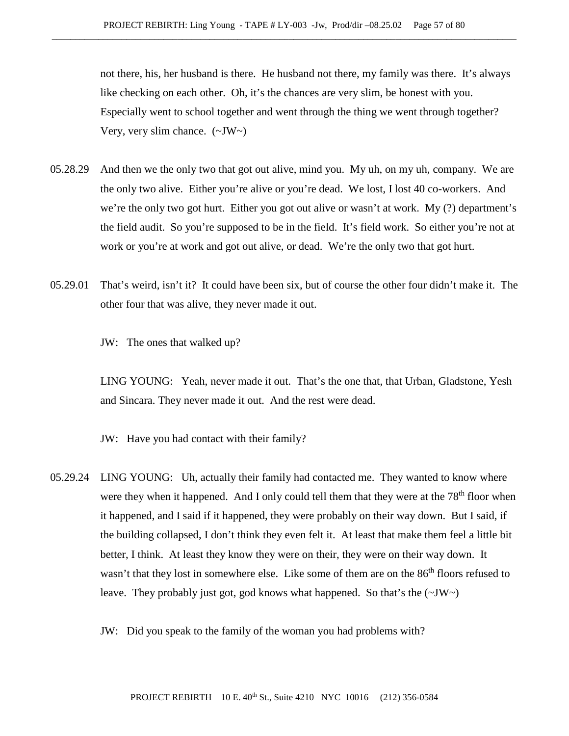not there, his, her husband is there. He husband not there, my family was there. It's always like checking on each other. Oh, it's the chances are very slim, be honest with you. Especially went to school together and went through the thing we went through together? Very, very slim chance. (~JW~)

05.28.29 And then we the only two that got out alive, mind you. My uh, on my uh, company. We are the only two alive. Either you're alive or you're dead. We lost, I lost 40 co-workers. And we're the only two got hurt. Either you got out alive or wasn't at work. My (?) department's the field audit. So you're supposed to be in the field. It's field work. So either you're not at work or you're at work and got out alive, or dead. We're the only two that got hurt.

05.29.01 That's weird, isn't it? It could have been six, but of course the other four didn't make it. The other four that was alive, they never made it out.

JW: The ones that walked up?

LING YOUNG: Yeah, never made it out. That's the one that, that Urban, Gladstone, Yesh and Sincara. They never made it out. And the rest were dead.

JW: Have you had contact with their family?

05.29.24 LING YOUNG: Uh, actually their family had contacted me. They wanted to know where were they when it happened. And I only could tell them that they were at the 78th floor when it happened, and I said if it happened, they were probably on their way down. But I said, if the building collapsed, I don't think they even felt it. At least that make them feel a little bit better, I think. At least they know they were on their, they were on their way down. It wasn't that they lost in somewhere else. Like some of them are on the 86th floors refused to leave. They probably just got, god knows what happened. So that's the (~JW~)

JW: Did you speak to the family of the woman you had problems with?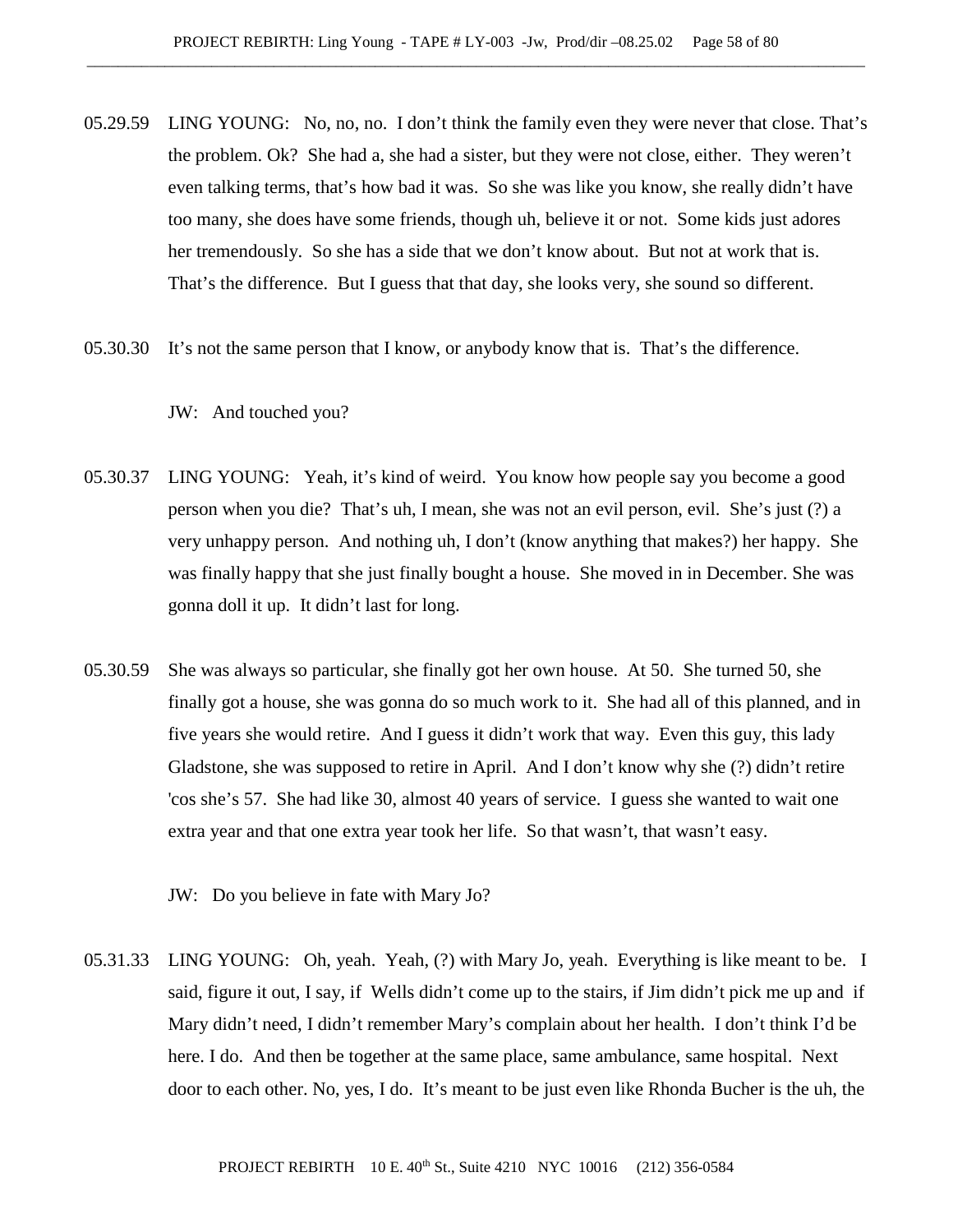05.29.59 LING YOUNG: No, no, no. I don't think the family even they were never that close. That's the problem. Ok? She had a, she had a sister, but they were not close, either. They weren't even talking terms, that's how bad it was. So she was like you know, she really didn't have too many, she does have some friends, though uh, believe it or not. Some kids just adores her tremendously. So she has a side that we don't know about. But not at work that is. That's the difference. But I guess that that day, she looks very, she sound so different.

05.30.30 It's not the same person that I know, or anybody know that is. That's the difference.

JW: And touched you?

05.30.37 LING YOUNG: Yeah, it's kind of weird. You know how people say you become a good person when you die? That's uh, I mean, she was not an evil person, evil. She's just (?) a very unhappy person. And nothing uh, I don't (know anything that makes?) her happy. She was finally happy that she just finally bought a house. She moved in in December. She was gonna doll it up. It didn't last for long.

05.30.59 She was always so particular, she finally got her own house. At 50. She turned 50, she finally got a house, she was gonna do so much work to it. She had all of this planned, and in five years she would retire. And I guess it didn't work that way. Even this guy, this lady Gladstone, she was supposed to retire in April. And I don't know why she (?) didn't retire 'cos she's 57. She had like 30, almost 40 years of service. I guess she wanted to wait one extra year and that one extra year took her life. So that wasn't, that wasn't easy.

JW: Do you believe in fate with Mary Jo?

05.31.33 LING YOUNG: Oh, yeah. Yeah, (?) with Mary Jo, yeah. Everything is like meant to be. I said, figure it out, I say, if Wells didn't come up to the stairs, if Jim didn't pick me up and if Mary didn't need, I didn't remember Mary's complain about her health. I don't think I'd be here. I do. And then be together at the same place, same ambulance, same hospital. Next door to each other. No, yes, I do. It's meant to be just even like Rhonda Bucher is the uh, the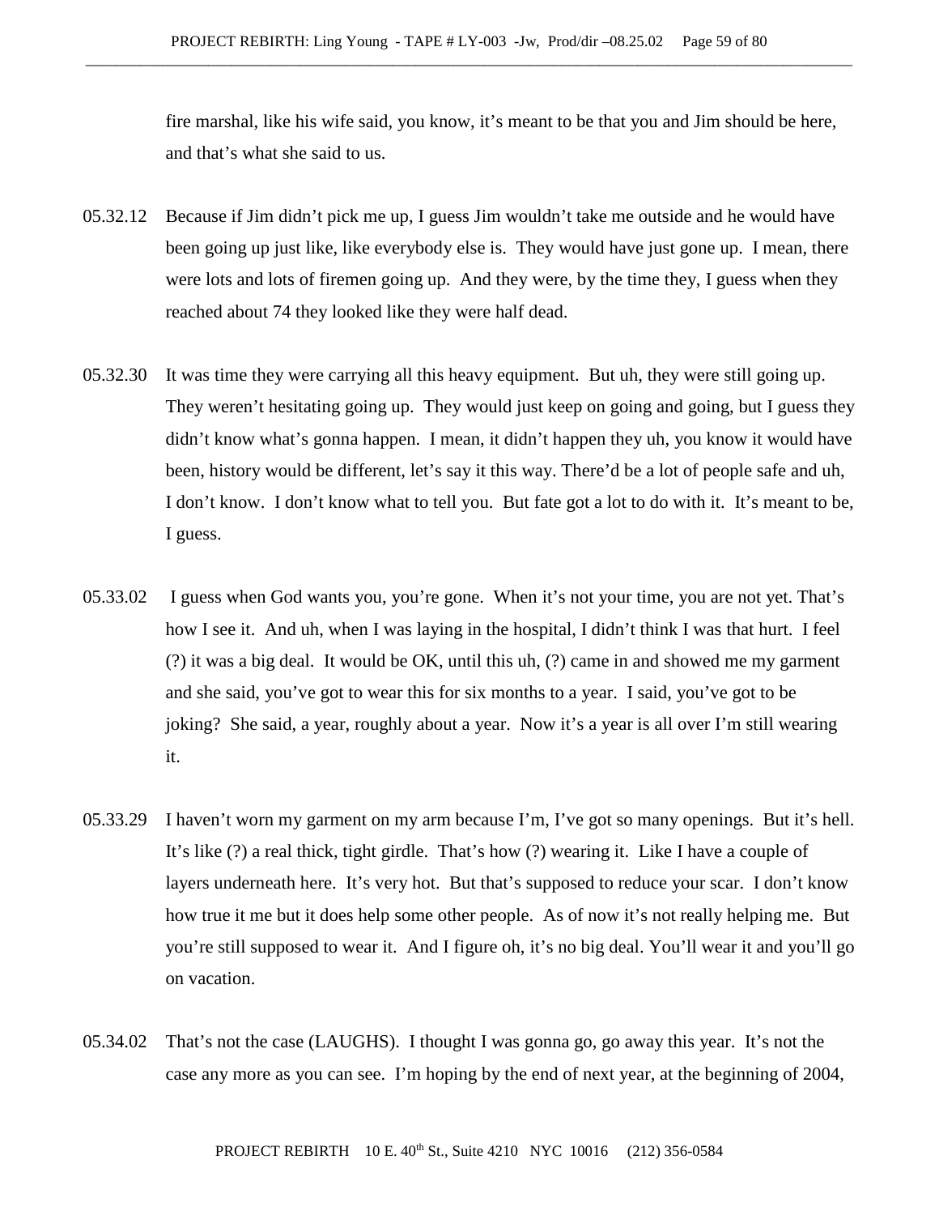fire marshal, like his wife said, you know, it's meant to be that you and Jim should be here, and that's what she said to us.

05.32.12 Because if Jim didn't pick me up, I guess Jim wouldn't take me outside and he would have been going up just like, like everybody else is. They would have just gone up. I mean, there were lots and lots of firemen going up. And they were, by the time they, I guess when they reached about 74 they looked like they were half dead.

05.32.30 It was time they were carrying all this heavy equipment. But uh, they were still going up. They weren't hesitating going up. They would just keep on going and going, but I guess they didn't know what's gonna happen. I mean, it didn't happen they uh, you know it would have been, history would be different, let's say it this way. There'd be a lot of people safe and uh, I don't know. I don't know what to tell you. But fate got a lot to do with it. It's meant to be, I guess.

05.33.02 I guess when God wants you, you're gone. When it's not your time, you are not yet. That's how I see it. And uh, when I was laying in the hospital, I didn't think I was that hurt. I feel (?) it was a big deal. It would be OK, until this uh, (?) came in and showed me my garment and she said, you've got to wear this for six months to a year. I said, you've got to be joking? She said, a year, roughly about a year. Now it's a year is all over I'm still wearing it.

05.33.29 I haven't worn my garment on my arm because I'm, I've got so many openings. But it's hell. It's like (?) a real thick, tight girdle. That's how (?) wearing it. Like I have a couple of layers underneath here. It's very hot. But that's supposed to reduce your scar. I don't know how true it me but it does help some other people. As of now it's not really helping me. But you're still supposed to wear it. And I figure oh, it's no big deal. You'll wear it and you'll go on vacation.

05.34.02 That's not the case (LAUGHS). I thought I was gonna go, go away this year. It's not the case any more as you can see. I'm hoping by the end of next year, at the beginning of 2004,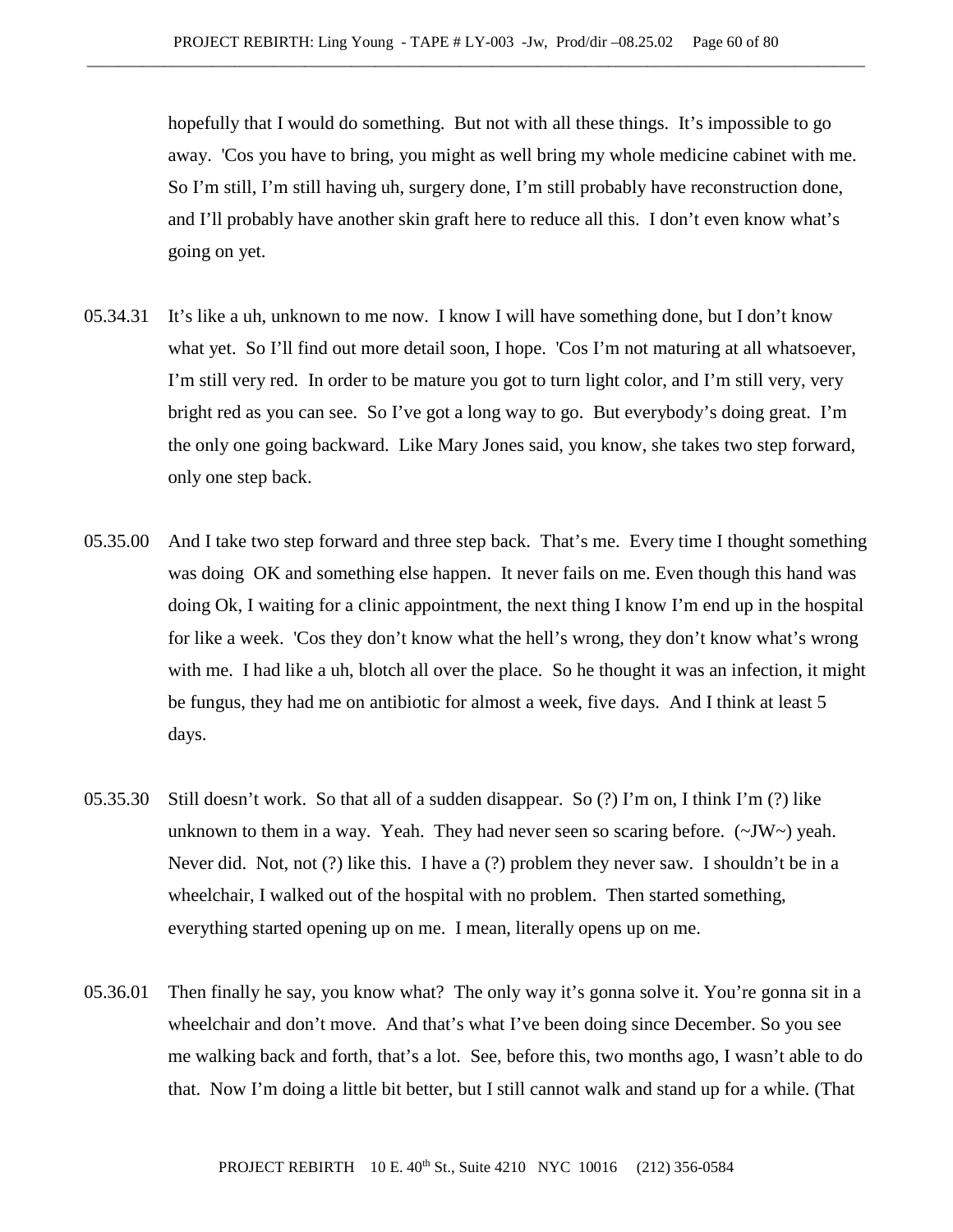hopefully that I would do something. But not with all these things. It's impossible to go away. 'Cos you have to bring, you might as well bring my whole medicine cabinet with me. So I'm still, I'm still having uh, surgery done, I'm still probably have reconstruction done, and I'll probably have another skin graft here to reduce all this. I don't even know what's going on yet.

05.34.31 It's like a uh, unknown to me now. I know I will have something done, but I don't know what yet. So I'll find out more detail soon, I hope. 'Cos I'm not maturing at all whatsoever, I'm still very red. In order to be mature you got to turn light color, and I'm still very, very bright red as you can see. So I've got a long way to go. But everybody's doing great. I'm the only one going backward. Like Mary Jones said, you know, she takes two step forward, only one step back.

05.35.00 And I take two step forward and three step back. That's me. Every time I thought something was doing OK and something else happen. It never fails on me. Even though this hand was doing Ok, I waiting for a clinic appointment, the next thing I know I'm end up in the hospital for like a week. 'Cos they don't know what the hell's wrong, they don't know what's wrong with me. I had like a uh, blotch all over the place. So he thought it was an infection, it might be fungus, they had me on antibiotic for almost a week, five days. And I think at least 5 days.

05.35.30 Still doesn't work. So that all of a sudden disappear. So (?) I'm on, I think I'm (?) like unknown to them in a way. Yeah. They had never seen so scaring before. (~JW~) yeah. Never did. Not, not (?) like this. I have a (?) problem they never saw. I shouldn't be in a wheelchair, I walked out of the hospital with no problem. Then started something, everything started opening up on me. I mean, literally opens up on me.

05.36.01 Then finally he say, you know what? The only way it's gonna solve it. You're gonna sit in a wheelchair and don't move. And that's what I've been doing since December. So you see me walking back and forth, that's a lot. See, before this, two months ago, I wasn't able to do that. Now I'm doing a little bit better, but I still cannot walk and stand up for a while. (That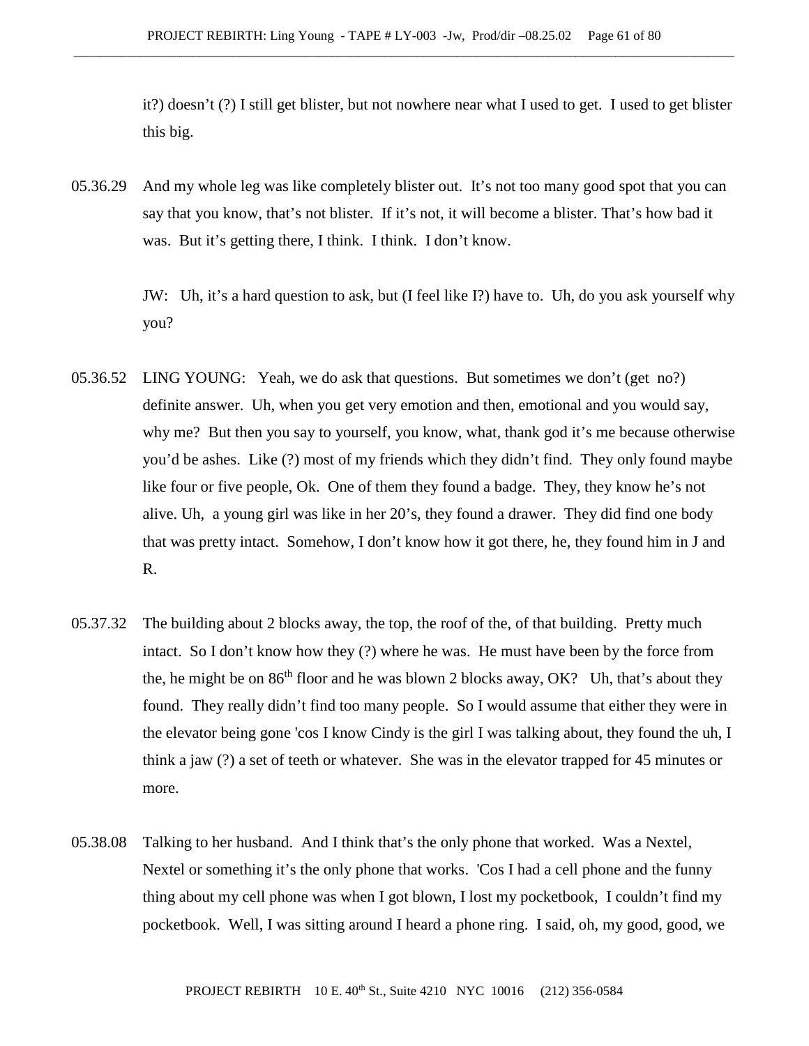it?) doesn't (?) I still get blister, but not nowhere near what I used to get. I used to get blister this big.

05.36.29 And my whole leg was like completely blister out. It's not too many good spot that you can say that you know, that's not blister. If it's not, it will become a blister. That's how bad it was. But it's getting there, I think. I think. I don't know.

JW: Uh, it's a hard question to ask, but (I feel like I?) have to. Uh, do you ask yourself why you?

05.36.52 LING YOUNG: Yeah, we do ask that questions. But sometimes we don't (get no?) definite answer. Uh, when you get very emotion and then, emotional and you would say, why me? But then you say to yourself, you know, what, thank god it's me because otherwise you'd be ashes. Like (?) most of my friends which they didn't find. They only found maybe like four or five people, Ok. One of them they found a badge. They, they know he's not alive. Uh, a young girl was like in her 20's, they found a drawer. They did find one body that was pretty intact. Somehow, I don't know how it got there, he, they found him in J and R.

05.37.32 The building about 2 blocks away, the top, the roof of the, of that building. Pretty much intact. So I don't know how they (?) where he was. He must have been by the force from the, he might be on 86th floor and he was blown 2 blocks away, OK? Uh, that's about they found. They really didn't find too many people. So I would assume that either they were in the elevator being gone 'cos I know Cindy is the girl I was talking about, they found the uh, I think a jaw (?) a set of teeth or whatever. She was in the elevator trapped for 45 minutes or more.

05.38.08 Talking to her husband. And I think that's the only phone that worked. Was a Nextel, Nextel or something it's the only phone that works. 'Cos I had a cell phone and the funny thing about my cell phone was when I got blown, I lost my pocketbook, I couldn't find my pocketbook. Well, I was sitting around I heard a phone ring. I said, oh, my good, good, we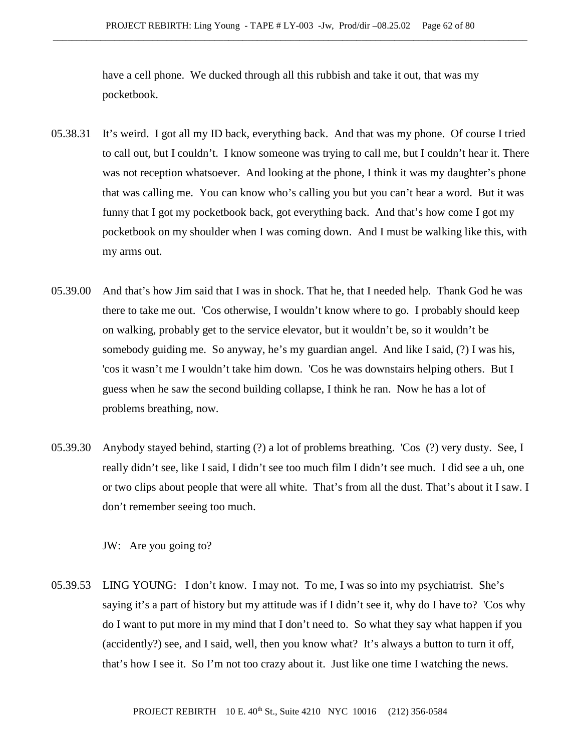have a cell phone. We ducked through all this rubbish and take it out, that was my pocketbook.

05.38.31 It's weird. I got all my ID back, everything back. And that was my phone. Of course I tried to call out, but I couldn't. I know someone was trying to call me, but I couldn't hear it. There was not reception whatsoever. And looking at the phone, I think it was my daughter's phone that was calling me. You can know who's calling you but you can't hear a word. But it was funny that I got my pocketbook back, got everything back. And that's how come I got my pocketbook on my shoulder when I was coming down. And I must be walking like this, with my arms out.

05.39.00 And that's how Jim said that I was in shock. That he, that I needed help. Thank God he was there to take me out. 'Cos otherwise, I wouldn't know where to go. I probably should keep on walking, probably get to the service elevator, but it wouldn't be, so it wouldn't be somebody guiding me. So anyway, he's my guardian angel. And like I said, (?) I was his, 'cos it wasn't me I wouldn't take him down. 'Cos he was downstairs helping others. But I guess when he saw the second building collapse, I think he ran. Now he has a lot of problems breathing, now.

05.39.30 Anybody stayed behind, starting (?) a lot of problems breathing. 'Cos (?) very dusty. See, I really didn't see, like I said, I didn't see too much film I didn't see much. I did see a uh, one or two clips about people that were all white. That's from all the dust. That's about it I saw. I don't remember seeing too much.

JW: Are you going to?

05.39.53 LING YOUNG: I don't know. I may not. To me, I was so into my psychiatrist. She's saying it's a part of history but my attitude was if I didn't see it, why do I have to? 'Cos why do I want to put more in my mind that I don't need to. So what they say what happen if you (accidently?) see, and I said, well, then you know what? It's always a button to turn it off, that's how I see it. So I'm not too crazy about it. Just like one time I watching the news.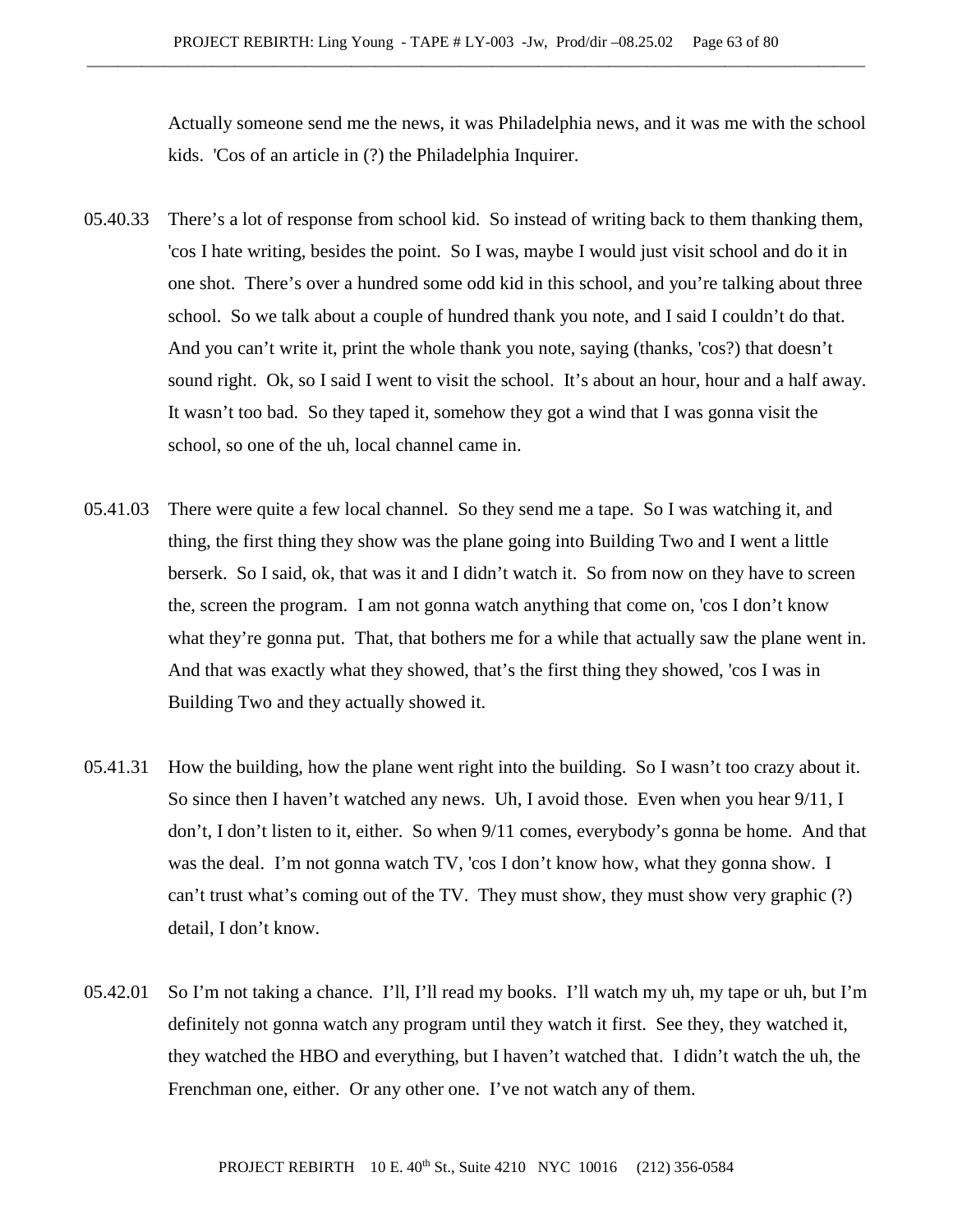Actually someone send me the news, it was Philadelphia news, and it was me with the school kids. 'Cos of an article in (?) the Philadelphia Inquirer.

05.40.33 There's a lot of response from school kid. So instead of writing back to them thanking them, 'cos I hate writing, besides the point. So I was, maybe I would just visit school and do it in one shot. There's over a hundred some odd kid in this school, and you're talking about three school. So we talk about a couple of hundred thank you note, and I said I couldn't do that. And you can't write it, print the whole thank you note, saying (thanks, 'cos?) that doesn't sound right. Ok, so I said I went to visit the school. It's about an hour, hour and a half away. It wasn't too bad. So they taped it, somehow they got a wind that I was gonna visit the school, so one of the uh, local channel came in.

05.41.03 There were quite a few local channel. So they send me a tape. So I was watching it, and thing, the first thing they show was the plane going into Building Two and I went a little berserk. So I said, ok, that was it and I didn't watch it. So from now on they have to screen the, screen the program. I am not gonna watch anything that come on, 'cos I don't know what they're gonna put. That, that bothers me for a while that actually saw the plane went in. And that was exactly what they showed, that's the first thing they showed, 'cos I was in Building Two and they actually showed it.

05.41.31 How the building, how the plane went right into the building. So I wasn't too crazy about it. So since then I haven't watched any news. Uh, I avoid those. Even when you hear 9/11, I don't, I don't listen to it, either. So when 9/11 comes, everybody's gonna be home. And that was the deal. I'm not gonna watch TV, 'cos I don't know how, what they gonna show. I can't trust what's coming out of the TV. They must show, they must show very graphic (?) detail, I don't know.

05.42.01 So I'm not taking a chance. I'll, I'll read my books. I'll watch my uh, my tape or uh, but I'm definitely not gonna watch any program until they watch it first. See they, they watched it, they watched the HBO and everything, but I haven't watched that. I didn't watch the uh, the Frenchman one, either. Or any other one. I've not watch any of them.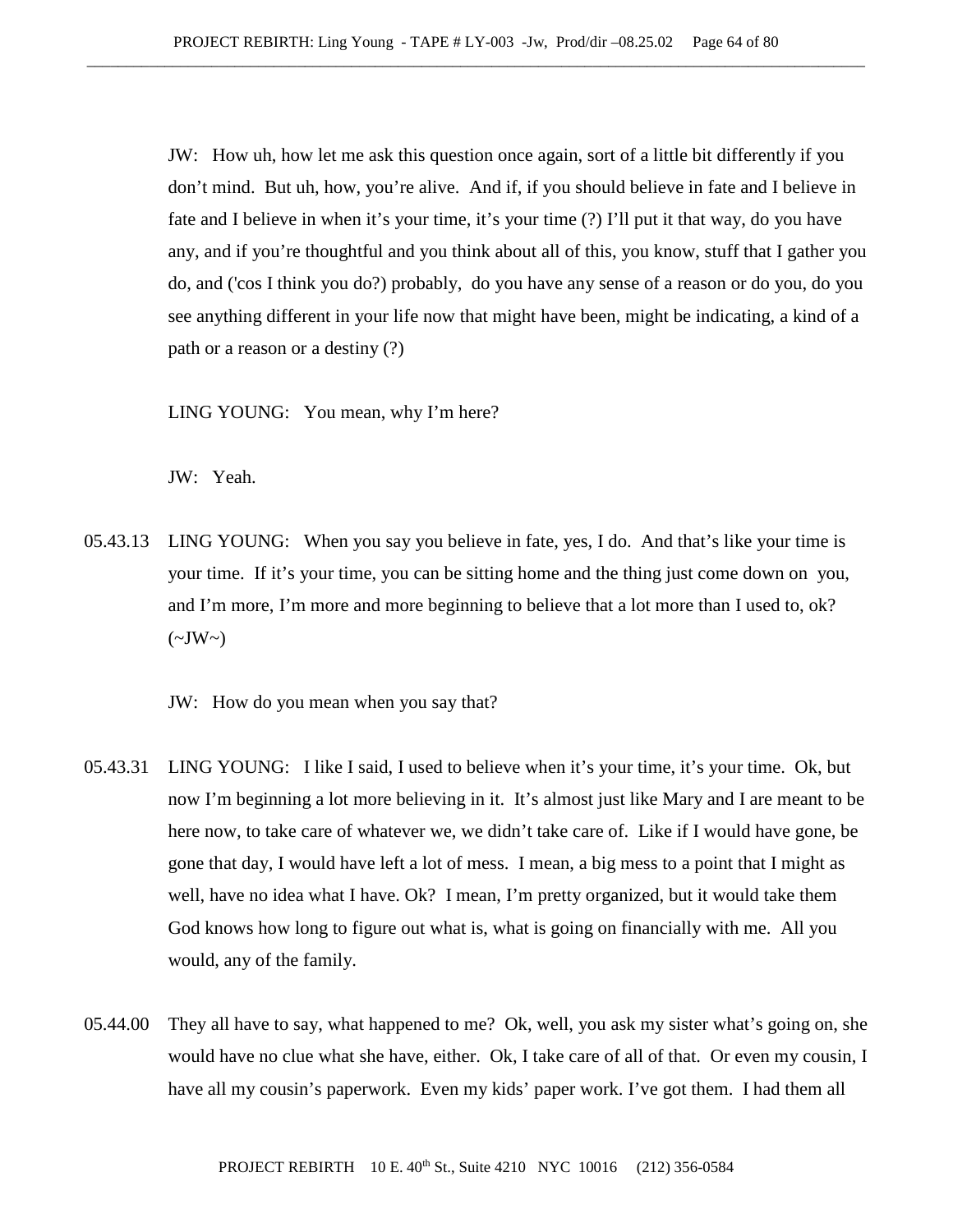JW: How uh, how let me ask this question once again, sort of a little bit differently if you don't mind. But uh, how, you're alive. And if, if you should believe in fate and I believe in fate and I believe in when it's your time, it's your time (?) I'll put it that way, do you have any, and if you're thoughtful and you think about all of this, you know, stuff that I gather you do, and ('cos I think you do?) probably, do you have any sense of a reason or do you, do you see anything different in your life now that might have been, might be indicating, a kind of a path or a reason or a destiny (?)

LING YOUNG: You mean, why I'm here?

JW: Yeah.

05.43.13 LING YOUNG: When you say you believe in fate, yes, I do. And that's like your time is your time. If it's your time, you can be sitting home and the thing just come down on you, and I'm more, I'm more and more beginning to believe that a lot more than I used to, ok? (~JW~)

JW: How do you mean when you say that?

05.43.31 LING YOUNG: I like I said, I used to believe when it's your time, it's your time. Ok, but now I'm beginning a lot more believing in it. It's almost just like Mary and I are meant to be here now, to take care of whatever we, we didn't take care of. Like if I would have gone, be gone that day, I would have left a lot of mess. I mean, a big mess to a point that I might as well, have no idea what I have. Ok? I mean, I'm pretty organized, but it would take them God knows how long to figure out what is, what is going on financially with me. All you would, any of the family.

05.44.00 They all have to say, what happened to me? Ok, well, you ask my sister what's going on, she would have no clue what she have, either. Ok, I take care of all of that. Or even my cousin, I have all my cousin's paperwork. Even my kids' paper work. I've got them. I had them all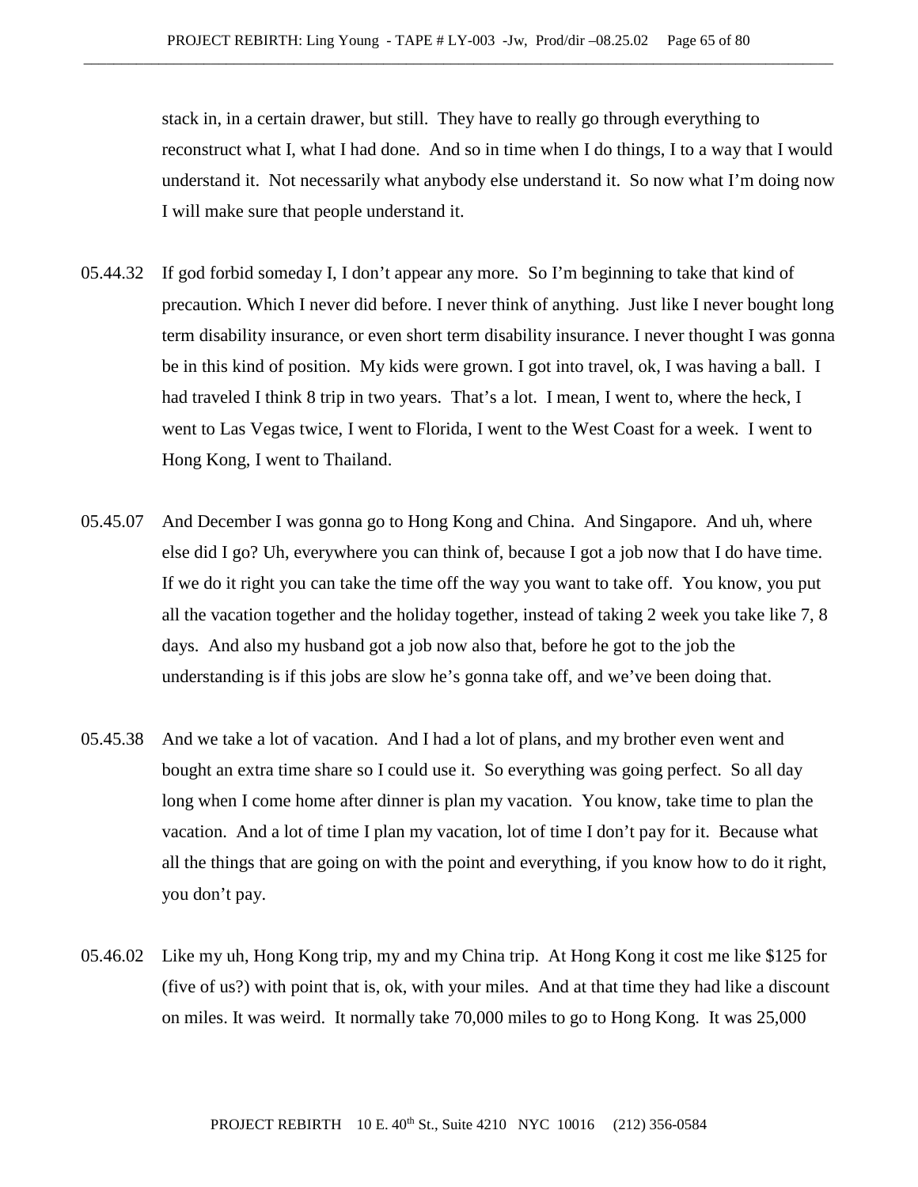stack in, in a certain drawer, but still. They have to really go through everything to reconstruct what I, what I had done. And so in time when I do things, I to a way that I would understand it. Not necessarily what anybody else understand it. So now what I'm doing now I will make sure that people understand it.

05.44.32 If god forbid someday I, I don't appear any more. So I'm beginning to take that kind of precaution. Which I never did before. I never think of anything. Just like I never bought long term disability insurance, or even short term disability insurance. I never thought I was gonna be in this kind of position. My kids were grown. I got into travel, ok, I was having a ball. I had traveled I think 8 trip in two years. That's a lot. I mean, I went to, where the heck, I went to Las Vegas twice, I went to Florida, I went to the West Coast for a week. I went to Hong Kong, I went to Thailand.

05.45.07 And December I was gonna go to Hong Kong and China. And Singapore. And uh, where else did I go? Uh, everywhere you can think of, because I got a job now that I do have time. If we do it right you can take the time off the way you want to take off. You know, you put all the vacation together and the holiday together, instead of taking 2 week you take like 7, 8 days. And also my husband got a job now also that, before he got to the job the understanding is if this jobs are slow he's gonna take off, and we've been doing that.

05.45.38 And we take a lot of vacation. And I had a lot of plans, and my brother even went and bought an extra time share so I could use it. So everything was going perfect. So all day long when I come home after dinner is plan my vacation. You know, take time to plan the vacation. And a lot of time I plan my vacation, lot of time I don't pay for it. Because what all the things that are going on with the point and everything, if you know how to do it right, you don't pay.

05.46.02 Like my uh, Hong Kong trip, my and my China trip. At Hong Kong it cost me like $125 for (five of us?) with point that is, ok, with your miles. And at that time they had like a discount on miles. It was weird. It normally take 70,000 miles to go to Hong Kong. It was 25,000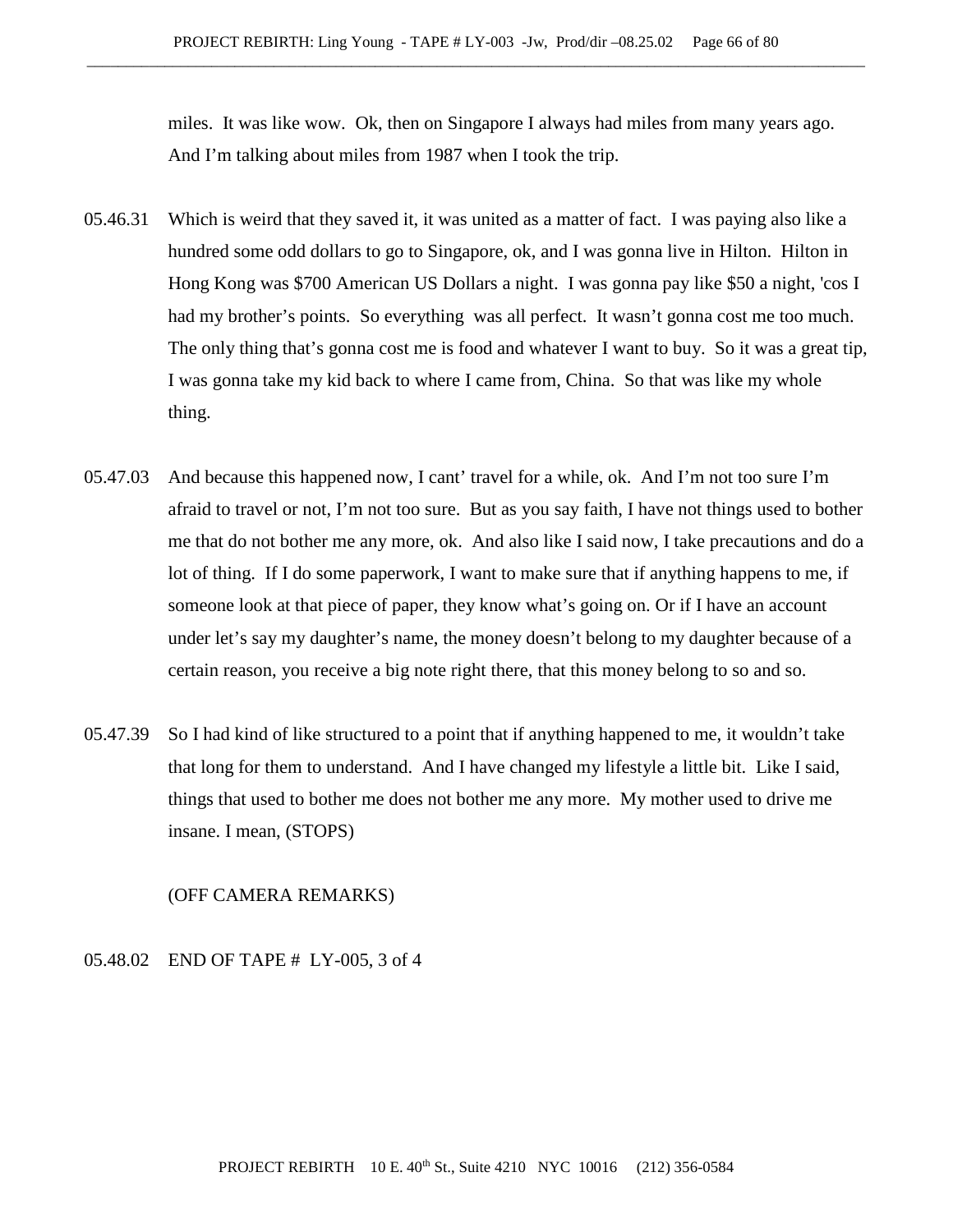miles.  It was like wow.  Ok, then on Singapore I always had miles from many years ago.  And I'm talking about miles from 1987 when I took the trip.

05.46.31 Which is weird that they saved it, it was united as a matter of fact.  I was paying also like a hundred some odd dollars to go to Singapore, ok, and I was gonna live in Hilton.  Hilton in Hong Kong was $700 American US Dollars a night.  I was gonna pay like $50 a night, 'cos I had my brother's points.  So everything  was all perfect.  It wasn't gonna cost me too much.  The only thing that's gonna cost me is food and whatever I want to buy.  So it was a great tip, I was gonna take my kid back to where I came from, China.  So that was like my whole thing.

05.47.03 And because this happened now, I cant' travel for a while, ok.  And I'm not too sure I'm afraid to travel or not, I'm not too sure.  But as you say faith, I have not things used to bother me that do not bother me any more, ok.  And also like I said now, I take precautions and do a lot of thing.  If I do some paperwork, I want to make sure that if anything happens to me, if someone look at that piece of paper, they know what's going on. Or if I have an account under let's say my daughter's name, the money doesn't belong to my daughter because of a certain reason, you receive a big note right there, that this money belong to so and so.

05.47.39 So I had kind of like structured to a point that if anything happened to me, it wouldn't take that long for them to understand.  And I have changed my lifestyle a little bit.  Like I said, things that used to bother me does not bother me any more.  My mother used to drive me insane. I mean, (STOPS)

(OFF CAMERA REMARKS)

05.48.02 END OF TAPE #  LY-005, 3 of 4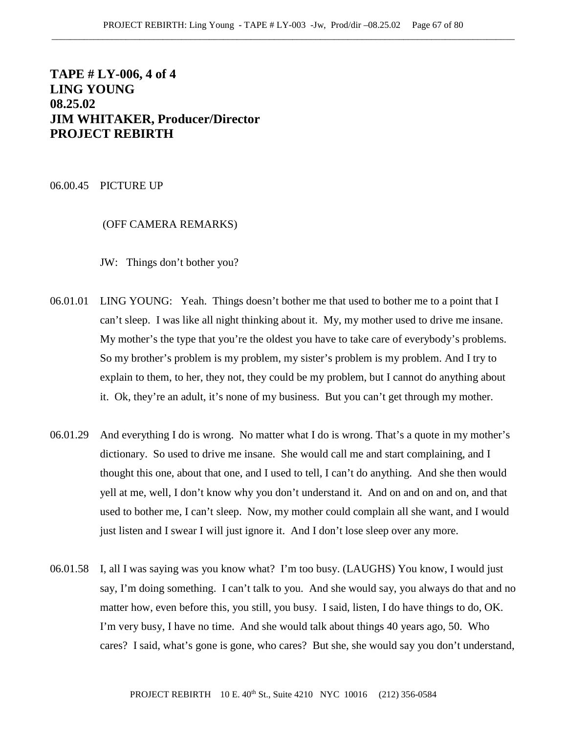**TAPE # LY-006, 4 of 4**
**LING YOUNG**
**08.25.02**
**JIM WHITAKER, Producer/Director**
**PROJECT REBIRTH**

06.00.45 PICTURE UP

(OFF CAMERA REMARKS)

JW: Things don't bother you?

06.01.01 LING YOUNG: Yeah. Things doesn't bother me that used to bother me to a point that I can't sleep. I was like all night thinking about it. My, my mother used to drive me insane. My mother's the type that you're the oldest you have to take care of everybody's problems. So my brother's problem is my problem, my sister's problem is my problem. And I try to explain to them, to her, they not, they could be my problem, but I cannot do anything about it. Ok, they're an adult, it's none of my business. But you can't get through my mother.

06.01.29 And everything I do is wrong. No matter what I do is wrong. That's a quote in my mother's dictionary. So used to drive me insane. She would call me and start complaining, and I thought this one, about that one, and I used to tell, I can't do anything. And she then would yell at me, well, I don't know why you don't understand it. And on and on and on, and that used to bother me, I can't sleep. Now, my mother could complain all she want, and I would just listen and I swear I will just ignore it. And I don't lose sleep over any more.

06.01.58 I, all I was saying was you know what? I'm too busy. (LAUGHS) You know, I would just say, I'm doing something. I can't talk to you. And she would say, you always do that and no matter how, even before this, you still, you busy. I said, listen, I do have things to do, OK. I'm very busy, I have no time. And she would talk about things 40 years ago, 50. Who cares? I said, what's gone is gone, who cares? But she, she would say you don't understand,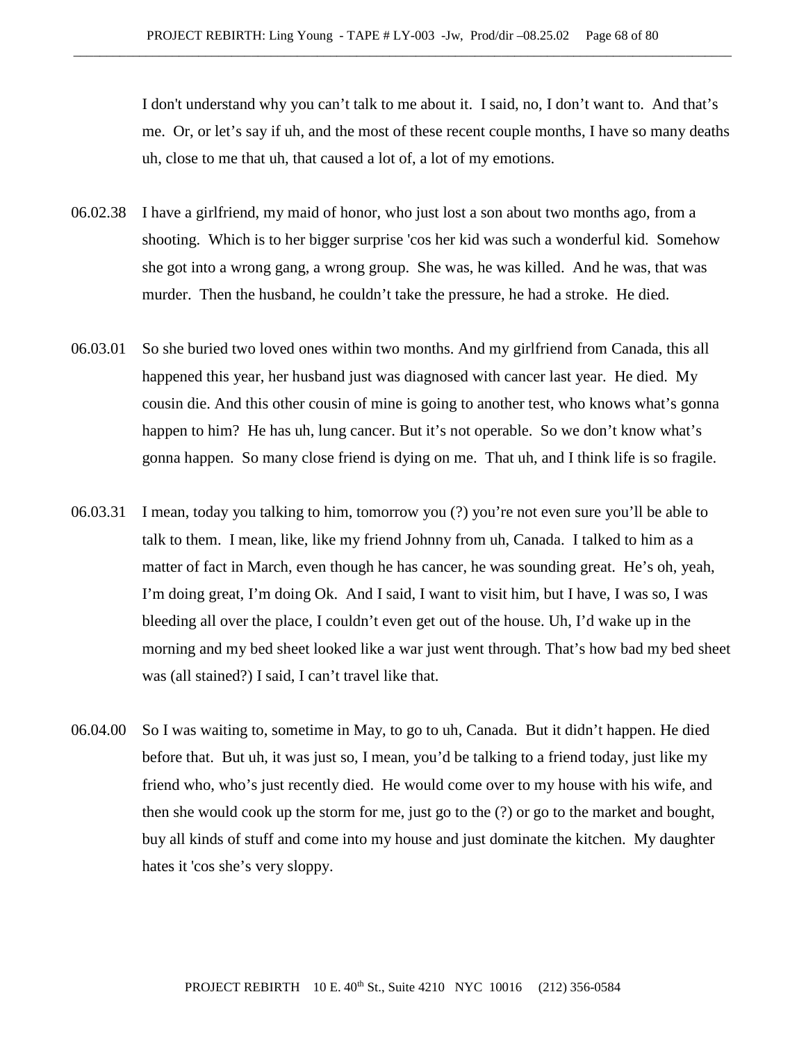I don't understand why you can't talk to me about it. I said, no, I don't want to. And that's me. Or, or let's say if uh, and the most of these recent couple months, I have so many deaths uh, close to me that uh, that caused a lot of, a lot of my emotions.

06.02.38 I have a girlfriend, my maid of honor, who just lost a son about two months ago, from a shooting. Which is to her bigger surprise 'cos her kid was such a wonderful kid. Somehow she got into a wrong gang, a wrong group. She was, he was killed. And he was, that was murder. Then the husband, he couldn't take the pressure, he had a stroke. He died.

06.03.01 So she buried two loved ones within two months. And my girlfriend from Canada, this all happened this year, her husband just was diagnosed with cancer last year. He died. My cousin die. And this other cousin of mine is going to another test, who knows what's gonna happen to him? He has uh, lung cancer. But it's not operable. So we don't know what's gonna happen. So many close friend is dying on me. That uh, and I think life is so fragile.

06.03.31 I mean, today you talking to him, tomorrow you (?) you're not even sure you'll be able to talk to them. I mean, like, like my friend Johnny from uh, Canada. I talked to him as a matter of fact in March, even though he has cancer, he was sounding great. He's oh, yeah, I'm doing great, I'm doing Ok. And I said, I want to visit him, but I have, I was so, I was bleeding all over the place, I couldn't even get out of the house. Uh, I'd wake up in the morning and my bed sheet looked like a war just went through. That's how bad my bed sheet was (all stained?) I said, I can't travel like that.

06.04.00 So I was waiting to, sometime in May, to go to uh, Canada. But it didn't happen. He died before that. But uh, it was just so, I mean, you'd be talking to a friend today, just like my friend who, who's just recently died. He would come over to my house with his wife, and then she would cook up the storm for me, just go to the (?) or go to the market and bought, buy all kinds of stuff and come into my house and just dominate the kitchen. My daughter hates it 'cos she's very sloppy.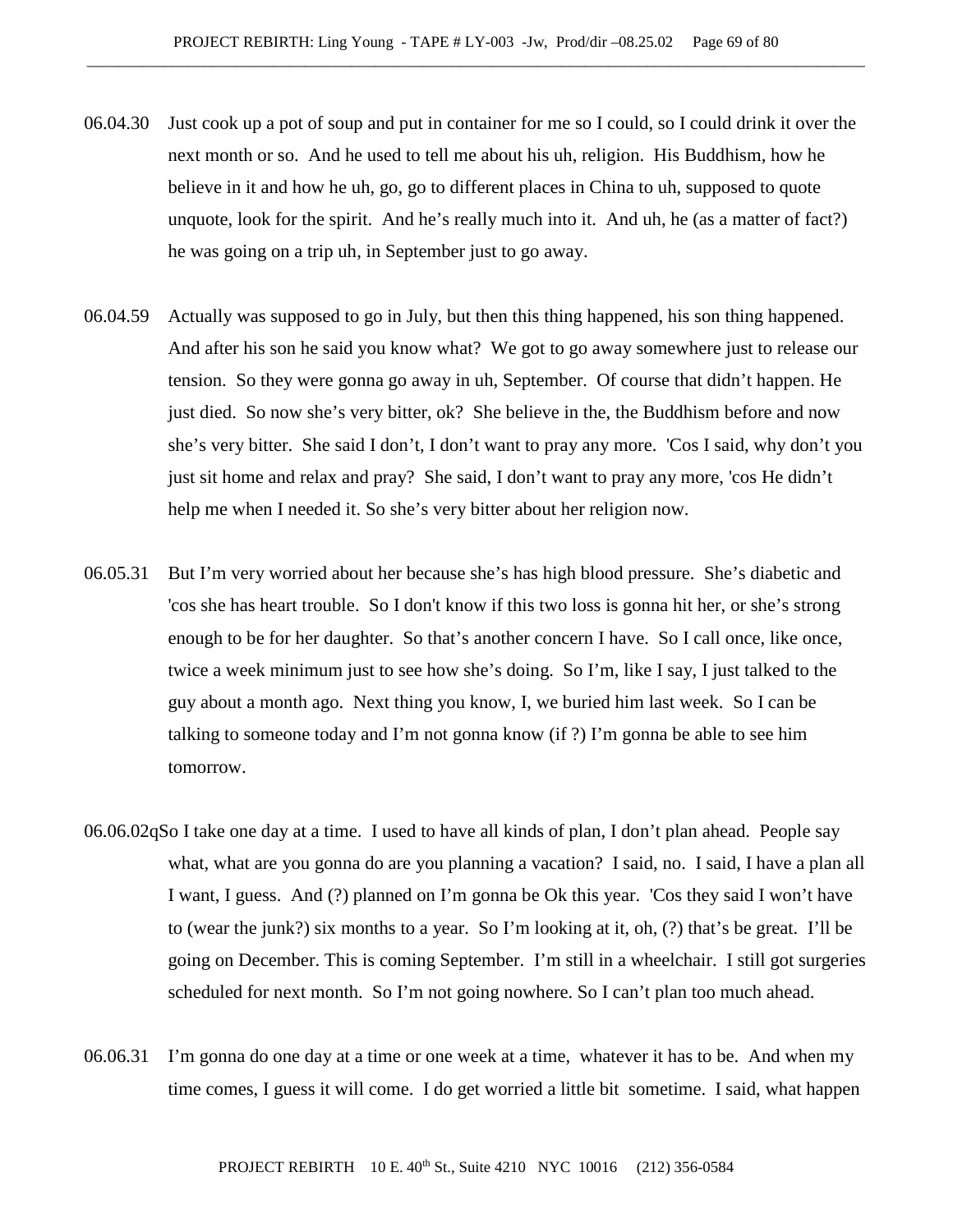06.04.30 Just cook up a pot of soup and put in container for me so I could, so I could drink it over the next month or so. And he used to tell me about his uh, religion. His Buddhism, how he believe in it and how he uh, go, go to different places in China to uh, supposed to quote unquote, look for the spirit. And he's really much into it. And uh, he (as a matter of fact?) he was going on a trip uh, in September just to go away.

06.04.59 Actually was supposed to go in July, but then this thing happened, his son thing happened. And after his son he said you know what? We got to go away somewhere just to release our tension. So they were gonna go away in uh, September. Of course that didn't happen. He just died. So now she's very bitter, ok? She believe in the, the Buddhism before and now she's very bitter. She said I don't, I don't want to pray any more. 'Cos I said, why don't you just sit home and relax and pray? She said, I don't want to pray any more, 'cos He didn't help me when I needed it. So she's very bitter about her religion now.

06.05.31 But I'm very worried about her because she's has high blood pressure. She's diabetic and 'cos she has heart trouble. So I don't know if this two loss is gonna hit her, or she's strong enough to be for her daughter. So that's another concern I have. So I call once, like once, twice a week minimum just to see how she's doing. So I'm, like I say, I just talked to the guy about a month ago. Next thing you know, I, we buried him last week. So I can be talking to someone today and I'm not gonna know (if ?) I'm gonna be able to see him tomorrow.

06.06.02qSo I take one day at a time. I used to have all kinds of plan, I don't plan ahead. People say what, what are you gonna do are you planning a vacation? I said, no. I said, I have a plan all I want, I guess. And (?) planned on I'm gonna be Ok this year. 'Cos they said I won't have to (wear the junk?) six months to a year. So I'm looking at it, oh, (?) that's be great. I'll be going on December. This is coming September. I'm still in a wheelchair. I still got surgeries scheduled for next month. So I'm not going nowhere. So I can't plan too much ahead.

06.06.31 I'm gonna do one day at a time or one week at a time, whatever it has to be. And when my time comes, I guess it will come. I do get worried a little bit sometime. I said, what happen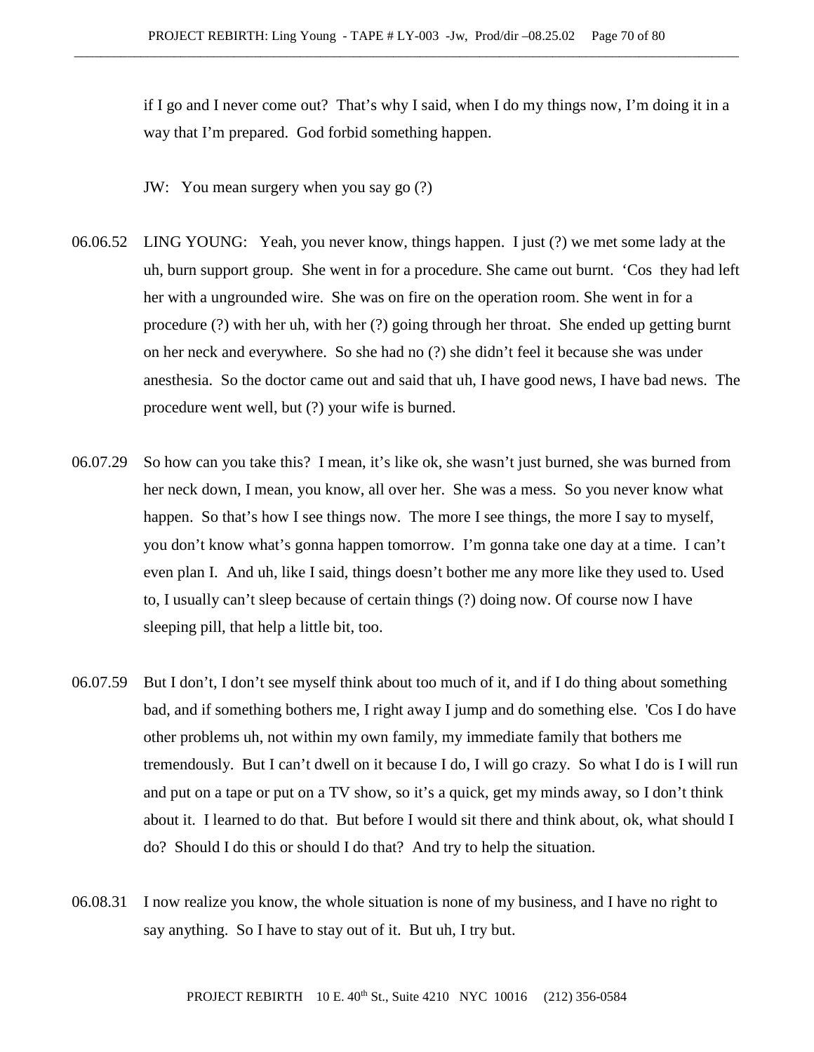if I go and I never come out? That's why I said, when I do my things now, I'm doing it in a way that I'm prepared. God forbid something happen.

JW: You mean surgery when you say go (?)

06.06.52 LING YOUNG: Yeah, you never know, things happen. I just (?) we met some lady at the uh, burn support group. She went in for a procedure. She came out burnt. 'Cos they had left her with a ungrounded wire. She was on fire on the operation room. She went in for a procedure (?) with her uh, with her (?) going through her throat. She ended up getting burnt on her neck and everywhere. So she had no (?) she didn't feel it because she was under anesthesia. So the doctor came out and said that uh, I have good news, I have bad news. The procedure went well, but (?) your wife is burned.

06.07.29 So how can you take this? I mean, it's like ok, she wasn't just burned, she was burned from her neck down, I mean, you know, all over her. She was a mess. So you never know what happen. So that's how I see things now. The more I see things, the more I say to myself, you don't know what's gonna happen tomorrow. I'm gonna take one day at a time. I can't even plan I. And uh, like I said, things doesn't bother me any more like they used to. Used to, I usually can't sleep because of certain things (?) doing now. Of course now I have sleeping pill, that help a little bit, too.

06.07.59 But I don't, I don't see myself think about too much of it, and if I do thing about something bad, and if something bothers me, I right away I jump and do something else. 'Cos I do have other problems uh, not within my own family, my immediate family that bothers me tremendously. But I can't dwell on it because I do, I will go crazy. So what I do is I will run and put on a tape or put on a TV show, so it's a quick, get my minds away, so I don't think about it. I learned to do that. But before I would sit there and think about, ok, what should I do? Should I do this or should I do that? And try to help the situation.

06.08.31 I now realize you know, the whole situation is none of my business, and I have no right to say anything. So I have to stay out of it. But uh, I try but.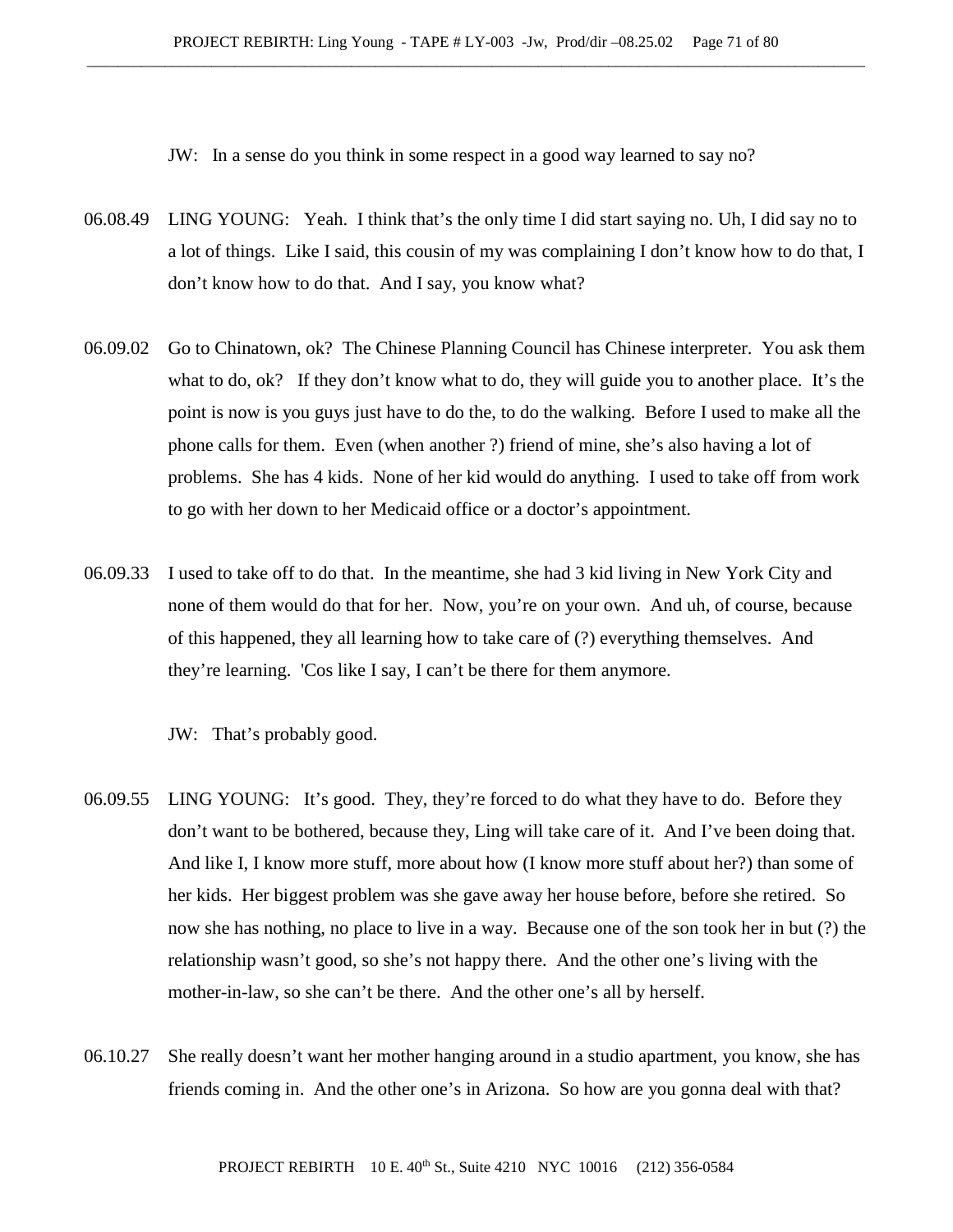JW: In a sense do you think in some respect in a good way learned to say no?

06.08.49 LING YOUNG: Yeah. I think that's the only time I did start saying no. Uh, I did say no to a lot of things. Like I said, this cousin of my was complaining I don't know how to do that, I don't know how to do that. And I say, you know what?

06.09.02 Go to Chinatown, ok? The Chinese Planning Council has Chinese interpreter. You ask them what to do, ok? If they don't know what to do, they will guide you to another place. It's the point is now is you guys just have to do the, to do the walking. Before I used to make all the phone calls for them. Even (when another ?) friend of mine, she's also having a lot of problems. She has 4 kids. None of her kid would do anything. I used to take off from work to go with her down to her Medicaid office or a doctor's appointment.

06.09.33 I used to take off to do that. In the meantime, she had 3 kid living in New York City and none of them would do that for her. Now, you're on your own. And uh, of course, because of this happened, they all learning how to take care of (?) everything themselves. And they're learning. 'Cos like I say, I can't be there for them anymore.

JW: That's probably good.

06.09.55 LING YOUNG: It's good. They, they're forced to do what they have to do. Before they don't want to be bothered, because they, Ling will take care of it. And I've been doing that. And like I, I know more stuff, more about how (I know more stuff about her?) than some of her kids. Her biggest problem was she gave away her house before, before she retired. So now she has nothing, no place to live in a way. Because one of the son took her in but (?) the relationship wasn't good, so she's not happy there. And the other one's living with the mother-in-law, so she can't be there. And the other one's all by herself.

06.10.27 She really doesn't want her mother hanging around in a studio apartment, you know, she has friends coming in. And the other one's in Arizona. So how are you gonna deal with that?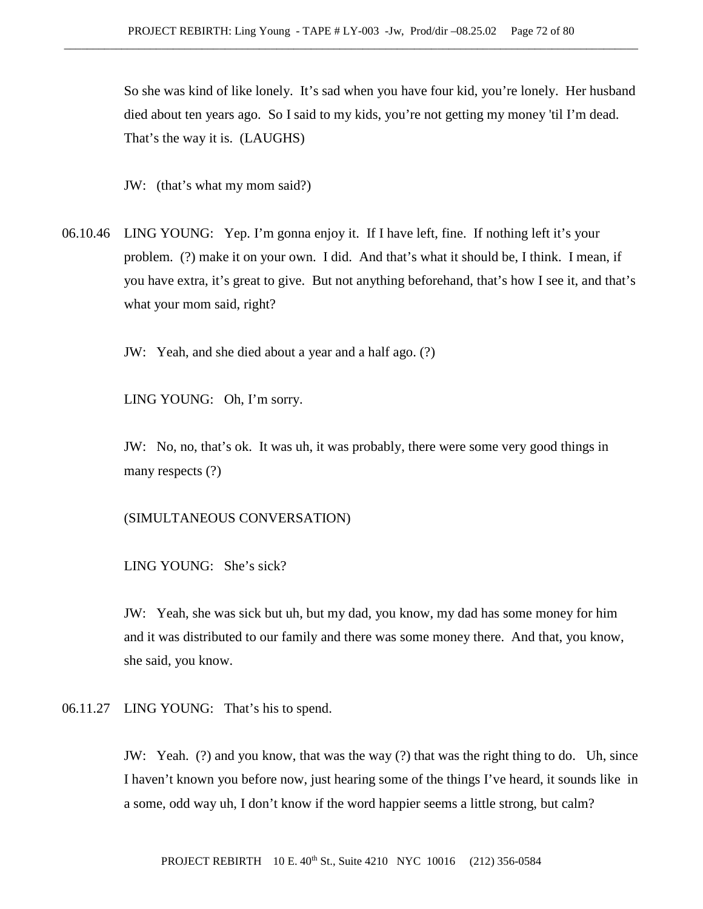So she was kind of like lonely. It's sad when you have four kid, you're lonely. Her husband died about ten years ago. So I said to my kids, you're not getting my money 'til I'm dead. That's the way it is. (LAUGHS)

JW: (that's what my mom said?)

06.10.46 LING YOUNG: Yep. I'm gonna enjoy it. If I have left, fine. If nothing left it's your problem. (?) make it on your own. I did. And that's what it should be, I think. I mean, if you have extra, it's great to give. But not anything beforehand, that's how I see it, and that's what your mom said, right?

JW: Yeah, and she died about a year and a half ago. (?)

LING YOUNG: Oh, I'm sorry.

JW: No, no, that's ok. It was uh, it was probably, there were some very good things in many respects (?)

(SIMULTANEOUS CONVERSATION)

LING YOUNG: She's sick?

JW: Yeah, she was sick but uh, but my dad, you know, my dad has some money for him and it was distributed to our family and there was some money there. And that, you know, she said, you know.

06.11.27 LING YOUNG: That's his to spend.

JW: Yeah. (?) and you know, that was the way (?) that was the right thing to do. Uh, since I haven't known you before now, just hearing some of the things I've heard, it sounds like in a some, odd way uh, I don't know if the word happier seems a little strong, but calm?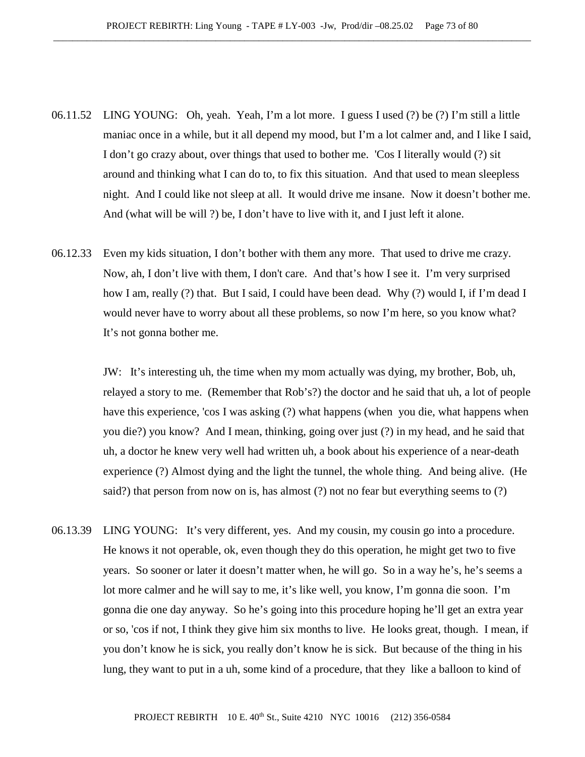06.11.52 LING YOUNG: Oh, yeah. Yeah, I'm a lot more. I guess I used (?) be (?) I'm still a little maniac once in a while, but it all depend my mood, but I'm a lot calmer and, and I like I said, I don't go crazy about, over things that used to bother me. 'Cos I literally would (?) sit around and thinking what I can do to, to fix this situation. And that used to mean sleepless night. And I could like not sleep at all. It would drive me insane. Now it doesn't bother me. And (what will be will ?) be, I don't have to live with it, and I just left it alone.

06.12.33 Even my kids situation, I don't bother with them any more. That used to drive me crazy. Now, ah, I don't live with them, I don't care. And that's how I see it. I'm very surprised how I am, really (?) that. But I said, I could have been dead. Why (?) would I, if I'm dead I would never have to worry about all these problems, so now I'm here, so you know what? It's not gonna bother me.

JW: It's interesting uh, the time when my mom actually was dying, my brother, Bob, uh, relayed a story to me. (Remember that Rob's?) the doctor and he said that uh, a lot of people have this experience, 'cos I was asking (?) what happens (when you die, what happens when you die?) you know? And I mean, thinking, going over just (?) in my head, and he said that uh, a doctor he knew very well had written uh, a book about his experience of a near-death experience (?) Almost dying and the light the tunnel, the whole thing. And being alive. (He said?) that person from now on is, has almost (?) not no fear but everything seems to (?)

06.13.39 LING YOUNG: It's very different, yes. And my cousin, my cousin go into a procedure. He knows it not operable, ok, even though they do this operation, he might get two to five years. So sooner or later it doesn't matter when, he will go. So in a way he's, he's seems a lot more calmer and he will say to me, it's like well, you know, I'm gonna die soon. I'm gonna die one day anyway. So he's going into this procedure hoping he'll get an extra year or so, 'cos if not, I think they give him six months to live. He looks great, though. I mean, if you don't know he is sick, you really don't know he is sick. But because of the thing in his lung, they want to put in a uh, some kind of a procedure, that they like a balloon to kind of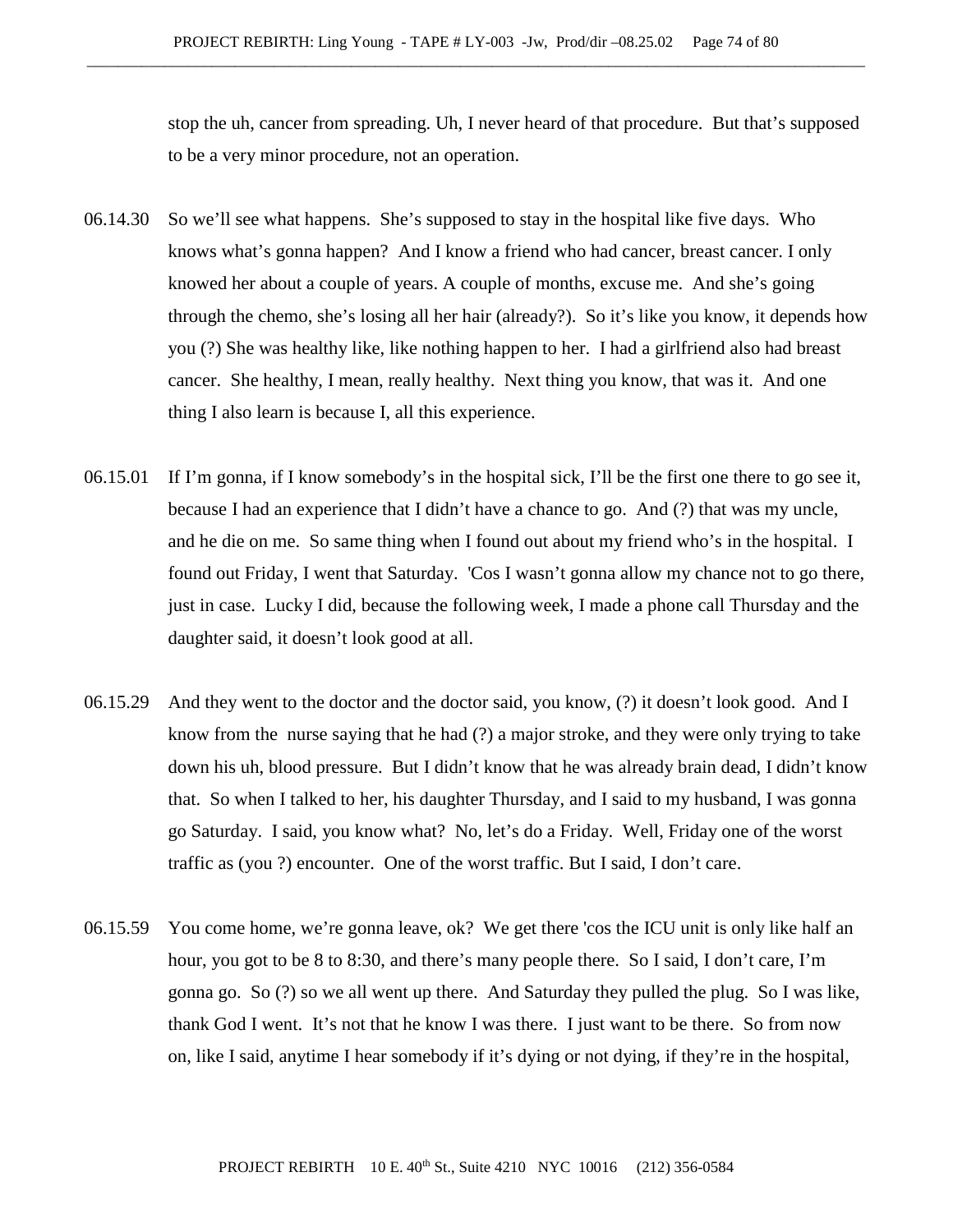stop the uh, cancer from spreading. Uh, I never heard of that procedure. But that's supposed to be a very minor procedure, not an operation.

06.14.30 So we'll see what happens. She's supposed to stay in the hospital like five days. Who knows what's gonna happen? And I know a friend who had cancer, breast cancer. I only knowed her about a couple of years. A couple of months, excuse me. And she's going through the chemo, she's losing all her hair (already?). So it's like you know, it depends how you (?) She was healthy like, like nothing happen to her. I had a girlfriend also had breast cancer. She healthy, I mean, really healthy. Next thing you know, that was it. And one thing I also learn is because I, all this experience.

06.15.01 If I'm gonna, if I know somebody's in the hospital sick, I'll be the first one there to go see it, because I had an experience that I didn't have a chance to go. And (?) that was my uncle, and he die on me. So same thing when I found out about my friend who's in the hospital. I found out Friday, I went that Saturday. 'Cos I wasn't gonna allow my chance not to go there, just in case. Lucky I did, because the following week, I made a phone call Thursday and the daughter said, it doesn't look good at all.

06.15.29 And they went to the doctor and the doctor said, you know, (?) it doesn't look good. And I know from the nurse saying that he had (?) a major stroke, and they were only trying to take down his uh, blood pressure. But I didn't know that he was already brain dead, I didn't know that. So when I talked to her, his daughter Thursday, and I said to my husband, I was gonna go Saturday. I said, you know what? No, let's do a Friday. Well, Friday one of the worst traffic as (you ?) encounter. One of the worst traffic. But I said, I don't care.

06.15.59 You come home, we're gonna leave, ok? We get there 'cos the ICU unit is only like half an hour, you got to be 8 to 8:30, and there's many people there. So I said, I don't care, I'm gonna go. So (?) so we all went up there. And Saturday they pulled the plug. So I was like, thank God I went. It's not that he know I was there. I just want to be there. So from now on, like I said, anytime I hear somebody if it's dying or not dying, if they're in the hospital,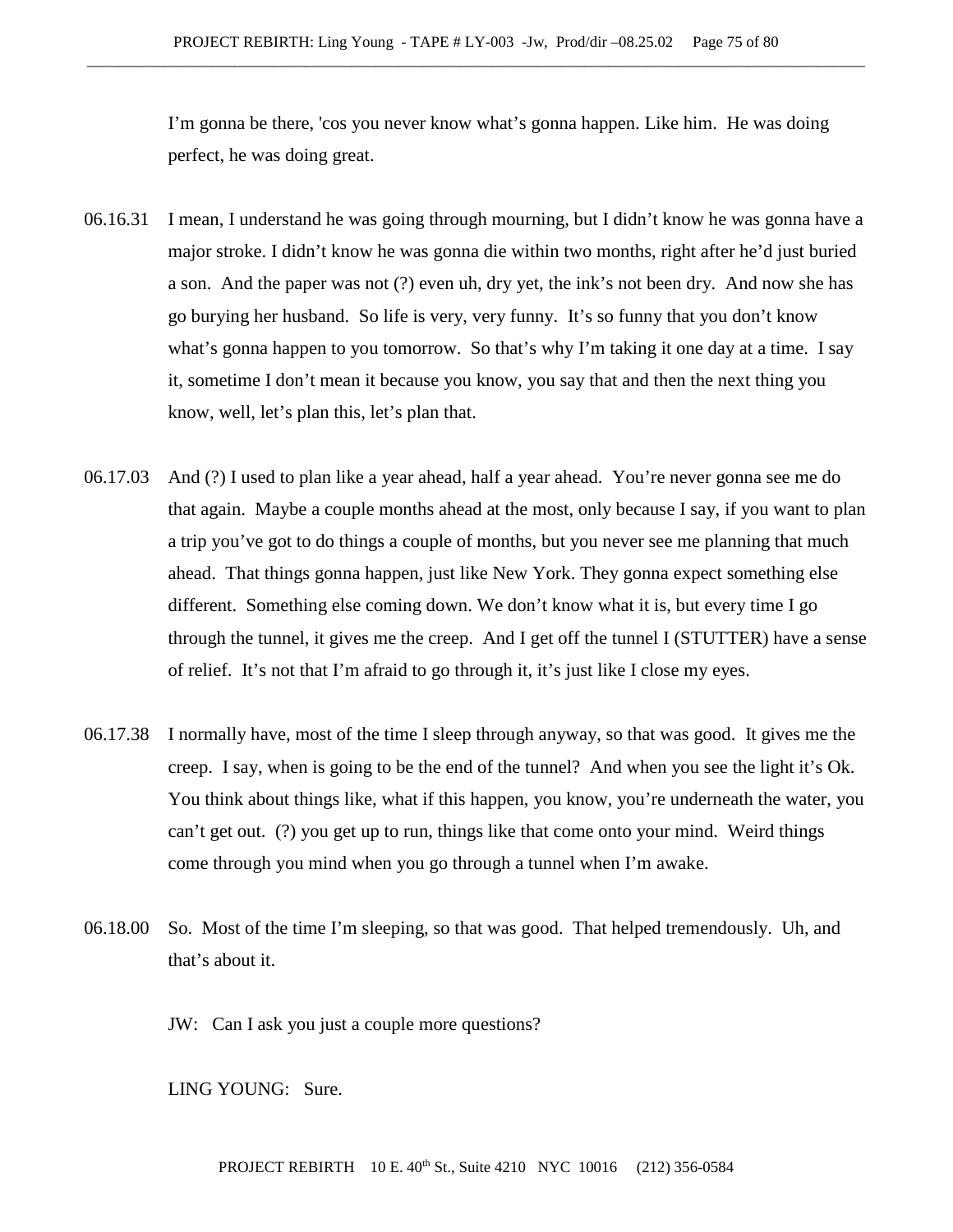I'm gonna be there, 'cos you never know what's gonna happen. Like him. He was doing perfect, he was doing great.

06.16.31 I mean, I understand he was going through mourning, but I didn't know he was gonna have a major stroke. I didn't know he was gonna die within two months, right after he'd just buried a son. And the paper was not (?) even uh, dry yet, the ink's not been dry. And now she has go burying her husband. So life is very, very funny. It's so funny that you don't know what's gonna happen to you tomorrow. So that's why I'm taking it one day at a time. I say it, sometime I don't mean it because you know, you say that and then the next thing you know, well, let's plan this, let's plan that.

06.17.03 And (?) I used to plan like a year ahead, half a year ahead. You're never gonna see me do that again. Maybe a couple months ahead at the most, only because I say, if you want to plan a trip you've got to do things a couple of months, but you never see me planning that much ahead. That things gonna happen, just like New York. They gonna expect something else different. Something else coming down. We don't know what it is, but every time I go through the tunnel, it gives me the creep. And I get off the tunnel I (STUTTER) have a sense of relief. It's not that I'm afraid to go through it, it's just like I close my eyes.

06.17.38 I normally have, most of the time I sleep through anyway, so that was good. It gives me the creep. I say, when is going to be the end of the tunnel? And when you see the light it's Ok. You think about things like, what if this happen, you know, you're underneath the water, you can't get out. (?) you get up to run, things like that come onto your mind. Weird things come through you mind when you go through a tunnel when I'm awake.

06.18.00 So. Most of the time I'm sleeping, so that was good. That helped tremendously. Uh, and that's about it.

JW: Can I ask you just a couple more questions?

LING YOUNG: Sure.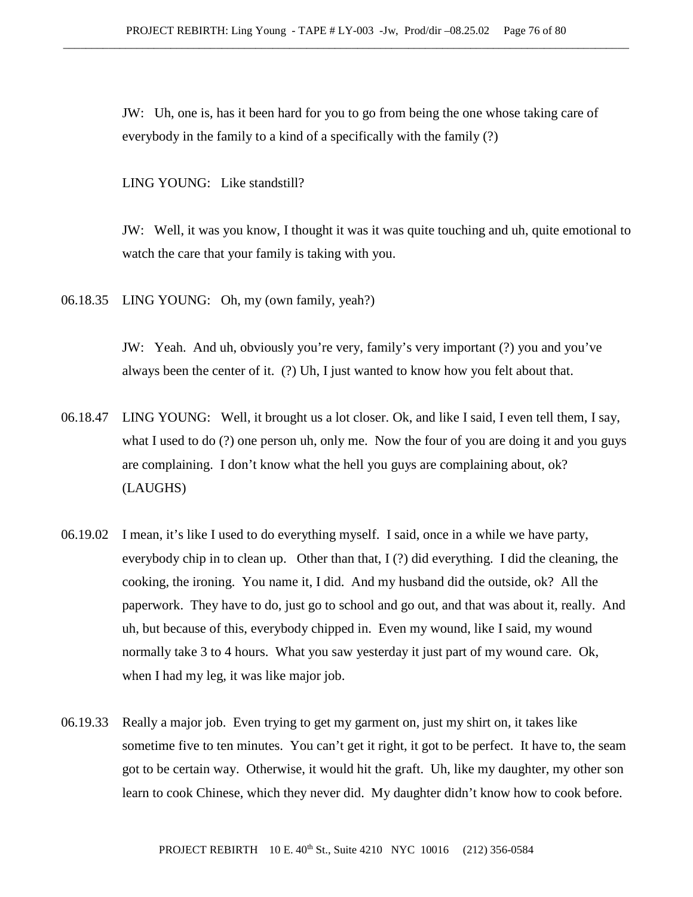JW: Uh, one is, has it been hard for you to go from being the one whose taking care of everybody in the family to a kind of a specifically with the family (?)

LING YOUNG: Like standstill?

JW: Well, it was you know, I thought it was it was quite touching and uh, quite emotional to watch the care that your family is taking with you.

06.18.35 LING YOUNG: Oh, my (own family, yeah?)

JW: Yeah. And uh, obviously you're very, family's very important (?) you and you've always been the center of it. (?) Uh, I just wanted to know how you felt about that.

06.18.47 LING YOUNG: Well, it brought us a lot closer. Ok, and like I said, I even tell them, I say, what I used to do (?) one person uh, only me. Now the four of you are doing it and you guys are complaining. I don't know what the hell you guys are complaining about, ok? (LAUGHS)

06.19.02 I mean, it's like I used to do everything myself. I said, once in a while we have party, everybody chip in to clean up. Other than that, I (?) did everything. I did the cleaning, the cooking, the ironing. You name it, I did. And my husband did the outside, ok? All the paperwork. They have to do, just go to school and go out, and that was about it, really. And uh, but because of this, everybody chipped in. Even my wound, like I said, my wound normally take 3 to 4 hours. What you saw yesterday it just part of my wound care. Ok, when I had my leg, it was like major job.

06.19.33 Really a major job. Even trying to get my garment on, just my shirt on, it takes like sometime five to ten minutes. You can't get it right, it got to be perfect. It have to, the seam got to be certain way. Otherwise, it would hit the graft. Uh, like my daughter, my other son learn to cook Chinese, which they never did. My daughter didn't know how to cook before.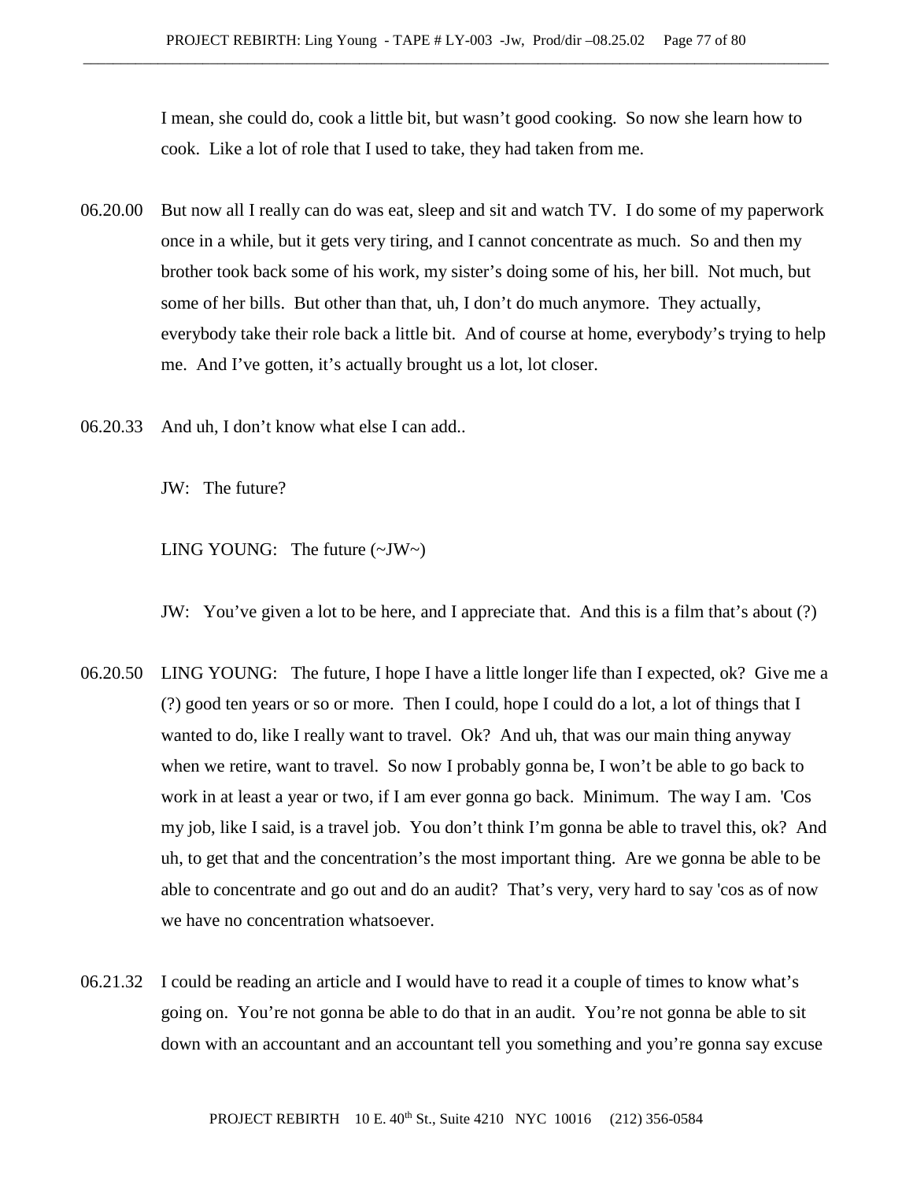I mean, she could do, cook a little bit, but wasn't good cooking. So now she learn how to cook. Like a lot of role that I used to take, they had taken from me.

06.20.00 But now all I really can do was eat, sleep and sit and watch TV. I do some of my paperwork once in a while, but it gets very tiring, and I cannot concentrate as much. So and then my brother took back some of his work, my sister's doing some of his, her bill. Not much, but some of her bills. But other than that, uh, I don't do much anymore. They actually, everybody take their role back a little bit. And of course at home, everybody's trying to help me. And I've gotten, it's actually brought us a lot, lot closer.

06.20.33 And uh, I don't know what else I can add..

JW: The future?

LING YOUNG: The future (~JW~)

JW: You've given a lot to be here, and I appreciate that. And this is a film that's about (?)

06.20.50 LING YOUNG: The future, I hope I have a little longer life than I expected, ok? Give me a (?) good ten years or so or more. Then I could, hope I could do a lot, a lot of things that I wanted to do, like I really want to travel. Ok? And uh, that was our main thing anyway when we retire, want to travel. So now I probably gonna be, I won't be able to go back to work in at least a year or two, if I am ever gonna go back. Minimum. The way I am. 'Cos my job, like I said, is a travel job. You don't think I'm gonna be able to travel this, ok? And uh, to get that and the concentration's the most important thing. Are we gonna be able to be able to concentrate and go out and do an audit? That's very, very hard to say 'cos as of now we have no concentration whatsoever.

06.21.32 I could be reading an article and I would have to read it a couple of times to know what's going on. You're not gonna be able to do that in an audit. You're not gonna be able to sit down with an accountant and an accountant tell you something and you're gonna say excuse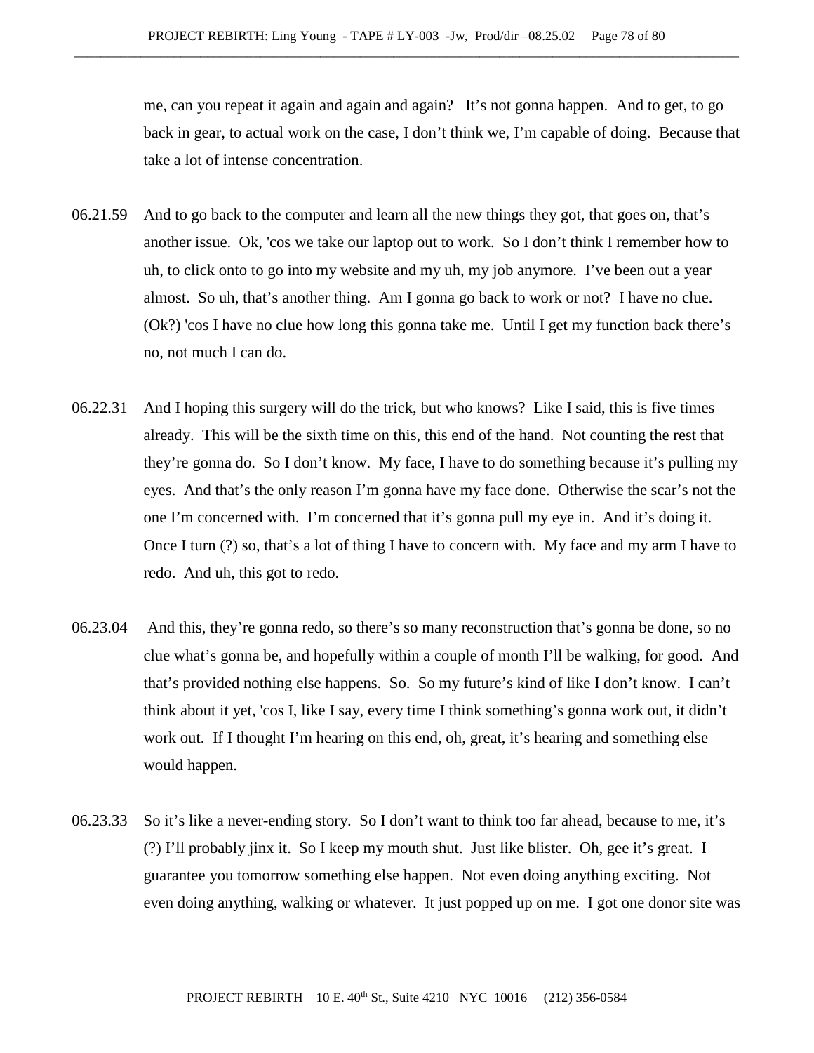me, can you repeat it again and again and again? It's not gonna happen. And to get, to go back in gear, to actual work on the case, I don't think we, I'm capable of doing. Because that take a lot of intense concentration.

06.21.59 And to go back to the computer and learn all the new things they got, that goes on, that's another issue. Ok, 'cos we take our laptop out to work. So I don't think I remember how to uh, to click onto to go into my website and my uh, my job anymore. I've been out a year almost. So uh, that's another thing. Am I gonna go back to work or not? I have no clue. (Ok?) 'cos I have no clue how long this gonna take me. Until I get my function back there's no, not much I can do.

06.22.31 And I hoping this surgery will do the trick, but who knows? Like I said, this is five times already. This will be the sixth time on this, this end of the hand. Not counting the rest that they're gonna do. So I don't know. My face, I have to do something because it's pulling my eyes. And that's the only reason I'm gonna have my face done. Otherwise the scar's not the one I'm concerned with. I'm concerned that it's gonna pull my eye in. And it's doing it. Once I turn (?) so, that's a lot of thing I have to concern with. My face and my arm I have to redo. And uh, this got to redo.

06.23.04 And this, they're gonna redo, so there's so many reconstruction that's gonna be done, so no clue what's gonna be, and hopefully within a couple of month I'll be walking, for good. And that's provided nothing else happens. So. So my future's kind of like I don't know. I can't think about it yet, 'cos I, like I say, every time I think something's gonna work out, it didn't work out. If I thought I'm hearing on this end, oh, great, it's hearing and something else would happen.

06.23.33 So it's like a never-ending story. So I don't want to think too far ahead, because to me, it's (?) I'll probably jinx it. So I keep my mouth shut. Just like blister. Oh, gee it's great. I guarantee you tomorrow something else happen. Not even doing anything exciting. Not even doing anything, walking or whatever. It just popped up on me. I got one donor site was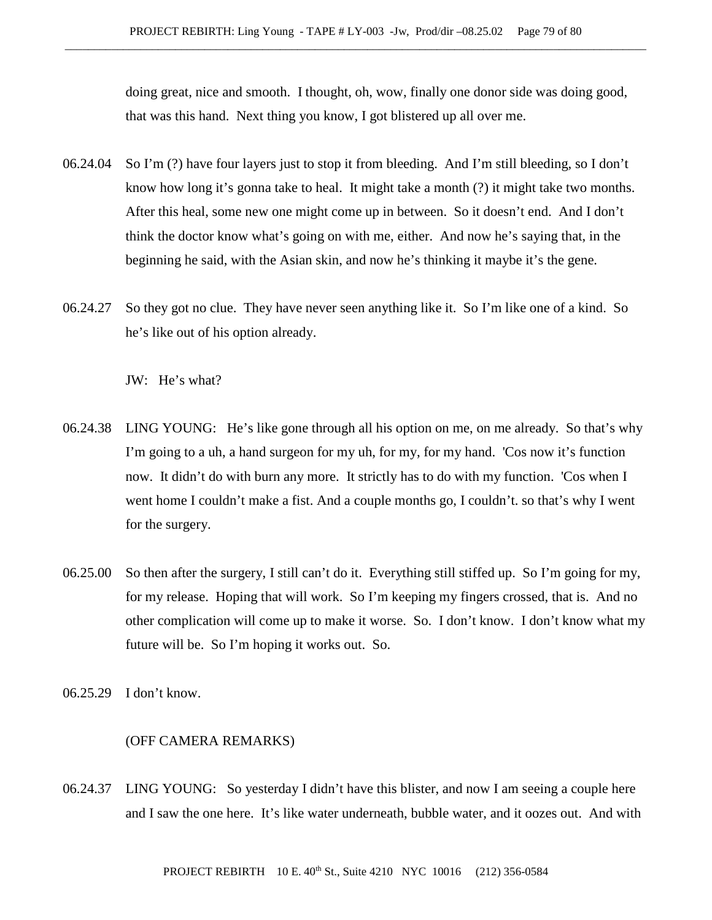doing great, nice and smooth. I thought, oh, wow, finally one donor side was doing good, that was this hand. Next thing you know, I got blistered up all over me.

06.24.04 So I'm (?) have four layers just to stop it from bleeding. And I'm still bleeding, so I don't know how long it's gonna take to heal. It might take a month (?) it might take two months. After this heal, some new one might come up in between. So it doesn't end. And I don't think the doctor know what's going on with me, either. And now he's saying that, in the beginning he said, with the Asian skin, and now he's thinking it maybe it's the gene.

06.24.27 So they got no clue. They have never seen anything like it. So I'm like one of a kind. So he's like out of his option already.

JW: He's what?

06.24.38 LING YOUNG: He's like gone through all his option on me, on me already. So that's why I'm going to a uh, a hand surgeon for my uh, for my, for my hand. 'Cos now it's function now. It didn't do with burn any more. It strictly has to do with my function. 'Cos when I went home I couldn't make a fist. And a couple months go, I couldn't. so that's why I went for the surgery.

06.25.00 So then after the surgery, I still can't do it. Everything still stiffed up. So I'm going for my, for my release. Hoping that will work. So I'm keeping my fingers crossed, that is. And no other complication will come up to make it worse. So. I don't know. I don't know what my future will be. So I'm hoping it works out. So.

06.25.29 I don't know.

(OFF CAMERA REMARKS)

06.24.37 LING YOUNG: So yesterday I didn't have this blister, and now I am seeing a couple here and I saw the one here. It's like water underneath, bubble water, and it oozes out. And with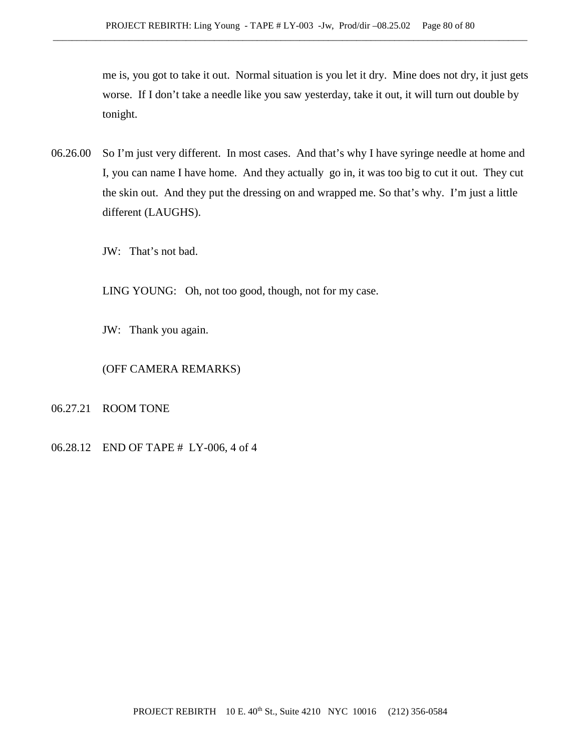me is, you got to take it out. Normal situation is you let it dry. Mine does not dry, it just gets worse. If I don't take a needle like you saw yesterday, take it out, it will turn out double by tonight.

06.26.00 So I'm just very different. In most cases. And that's why I have syringe needle at home and I, you can name I have home. And they actually go in, it was too big to cut it out. They cut the skin out. And they put the dressing on and wrapped me. So that's why. I'm just a little different (LAUGHS).

JW: That's not bad.

LING YOUNG: Oh, not too good, though, not for my case.

JW: Thank you again.

(OFF CAMERA REMARKS)

06.27.21 ROOM TONE

06.28.12 END OF TAPE # LY-006, 4 of 4